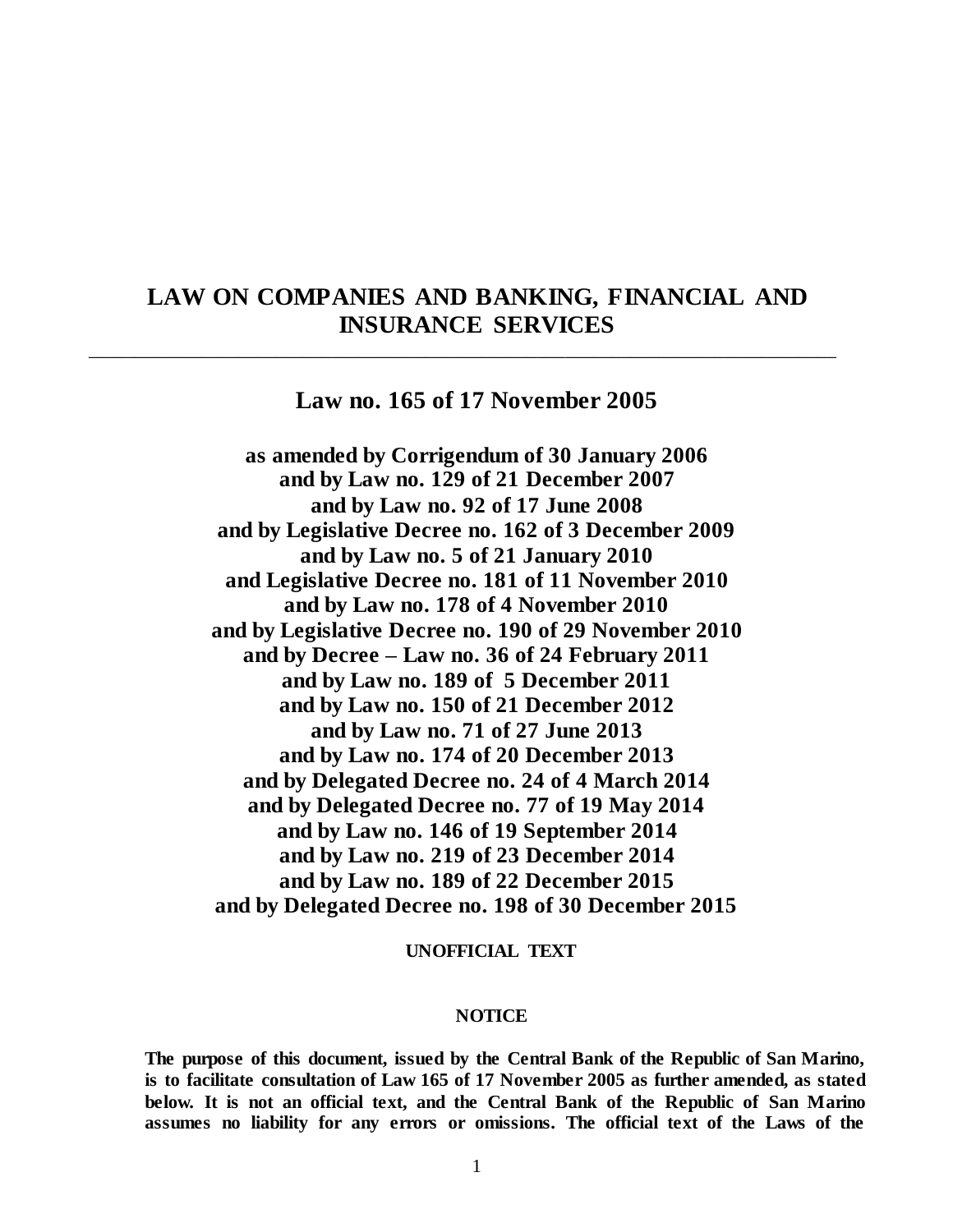# LAW ON COMPANIES AND BANKING, FINANCIAL AND INSURANCE SERVICES

---

## Law no. 165 of 17 November 2005

**as amended by Corrigendum of 30 January 2006**
**and by Law no. 129 of 21 December 2007**
**and by Law no. 92 of 17 June 2008**
**and by Legislative Decree no. 162 of 3 December 2009**
**and by Law no. 5 of 21 January 2010**
**and Legislative Decree no. 181 of 11 November 2010**
**and by Law no. 178 of 4 November 2010**
**and by Legislative Decree no. 190 of 29 November 2010**
**and by Decree – Law no. 36 of 24 February 2011**
**and by Law no. 189 of 5 December 2011**
**and by Law no. 150 of 21 December 2012**
**and by Law no. 71 of 27 June 2013**
**and by Law no. 174 of 20 December 2013**
**and by Delegated Decree no. 24 of 4 March 2014**
**and by Delegated Decree no. 77 of 19 May 2014**
**and by Law no. 146 of 19 September 2014**
**and by Law no. 219 of 23 December 2014**
**and by Law no. 189 of 22 December 2015**
**and by Delegated Decree no. 198 of 30 December 2015**

**UNOFFICIAL TEXT**

**NOTICE**

**The purpose of this document, issued by the Central Bank of the Republic of San Marino, is to facilitate consultation of Law 165 of 17 November 2005 as further amended, as stated below. It is not an official text, and the Central Bank of the Republic of San Marino assumes no liability for any errors or omissions. The official text of the Laws of the**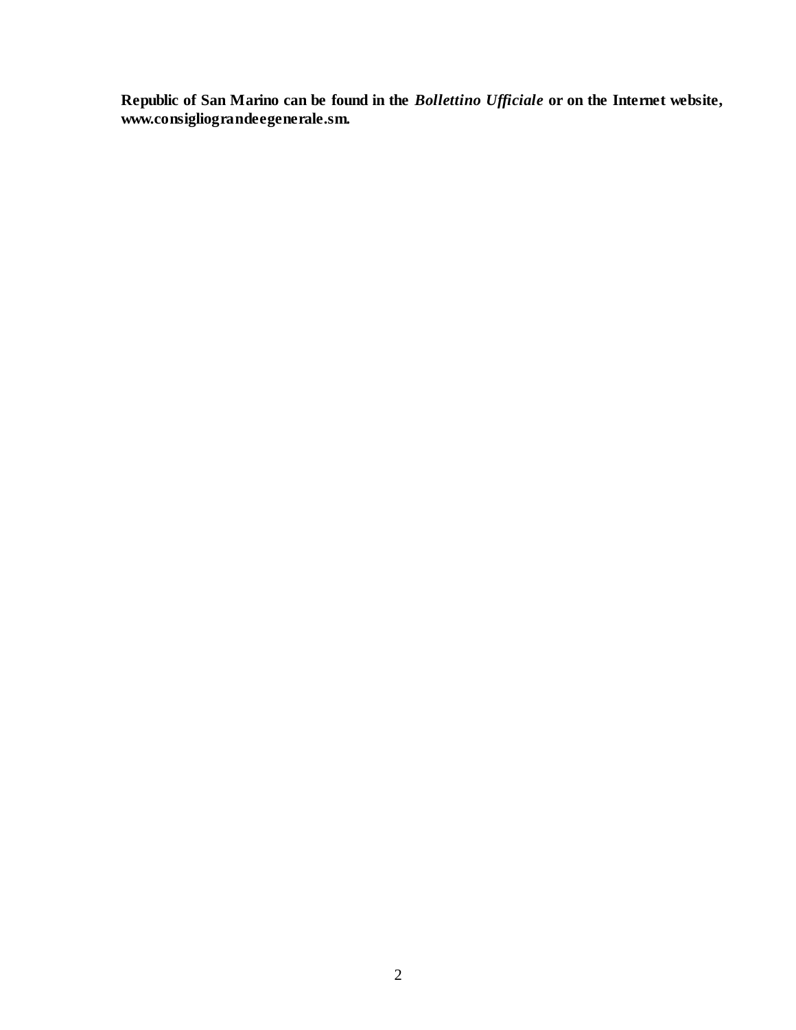**Republic of San Marino can be found in the *Bollettino Ufficiale* or on the Internet website, www.consigliograndeegenerale.sm.**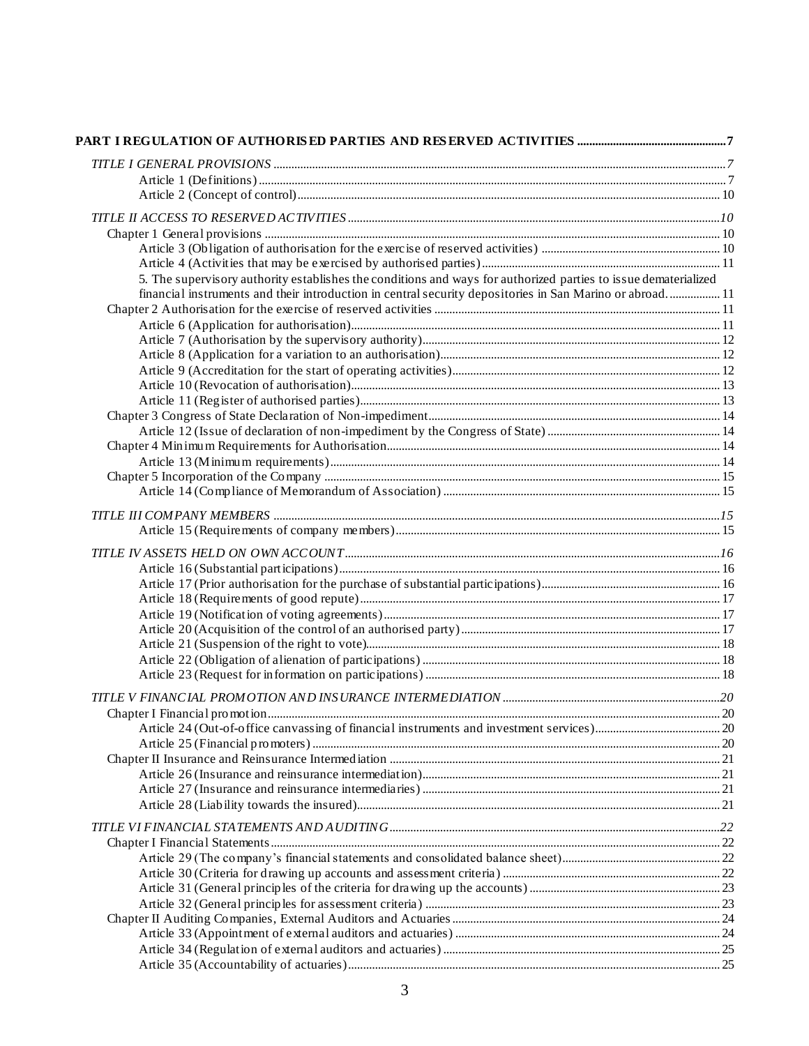**PART I REGULATION OF AUTHORISED PARTIES AND RESERVED ACTIVITIES** .......... 7

*TITLE I GENERAL PROVISIONS* .......... 7
- Article 1 (Definitions) .......... 7
- Article 2 (Concept of control) .......... 10

*TITLE II ACCESS TO RESERVED ACTIVITIES* .......... 10

Chapter 1 General provisions .......... 10
- Article 3 (Obligation of authorisation for the exercise of reserved activities) .......... 10
- Article 4 (Activities that may be exercised by authorised parties) .......... 11
- 5. The supervisory authority establishes the conditions and ways for authorized parties to issue dematerialized financial instruments and their introduction in central security depositories in San Marino or abroad. .......... 11

Chapter 2 Authorisation for the exercise of reserved activities .......... 11
- Article 6 (Application for authorisation) .......... 11
- Article 7 (Authorisation by the supervisory authority) .......... 12
- Article 8 (Application for a variation to an authorisation) .......... 12
- Article 9 (Accreditation for the start of operating activities) .......... 12
- Article 10 (Revocation of authorisation) .......... 13
- Article 11 (Register of authorised parties) .......... 13

Chapter 3 Congress of State Declaration of Non-impediment .......... 14
- Article 12 (Issue of declaration of non-impediment by the Congress of State) .......... 14

Chapter 4 Minimum Requirements for Authorisation .......... 14
- Article 13 (Minimum requirements) .......... 14

Chapter 5 Incorporation of the Company .......... 15
- Article 14 (Compliance of Memorandum of Association) .......... 15

*TITLE III COMPANY MEMBERS* .......... 15
- Article 15 (Requirements of company members) .......... 15

*TITLE IV ASSETS HELD ON OWN ACCOUNT* .......... 16
- Article 16 (Substantial participations) .......... 16
- Article 17 (Prior authorisation for the purchase of substantial participations) .......... 16
- Article 18 (Requirements of good repute) .......... 17
- Article 19 (Notification of voting agreements) .......... 17
- Article 20 (Acquisition of the control of an authorised party) .......... 17
- Article 21 (Suspension of the right to vote) .......... 18
- Article 22 (Obligation of alienation of participations) .......... 18
- Article 23 (Request for information on participations) .......... 18

*TITLE V FINANCIAL PROMOTION AND INSURANCE INTERMEDIATION* .......... 20

Chapter I Financial promotion .......... 20
- Article 24 (Out-of-office canvassing of financial instruments and investment services) .......... 20
- Article 25 (Financial promoters) .......... 20

Chapter II Insurance and Reinsurance Intermediation .......... 21
- Article 26 (Insurance and reinsurance intermediation) .......... 21
- Article 27 (Insurance and reinsurance intermediaries) .......... 21
- Article 28 (Liability towards the insured) .......... 21

*TITLE VI FINANCIAL STATEMENTS AND AUDITING* .......... 22

Chapter I Financial Statements .......... 22
- Article 29 (The company's financial statements and consolidated balance sheet) .......... 22
- Article 30 (Criteria for drawing up accounts and assessment criteria) .......... 22
- Article 31 (General principles of the criteria for drawing up the accounts) .......... 23
- Article 32 (General principles for assessment criteria) .......... 23

Chapter II Auditing Companies, External Auditors and Actuaries .......... 24
- Article 33 (Appointment of external auditors and actuaries) .......... 24
- Article 34 (Regulation of external auditors and actuaries) .......... 25
- Article 35 (Accountability of actuaries) .......... 25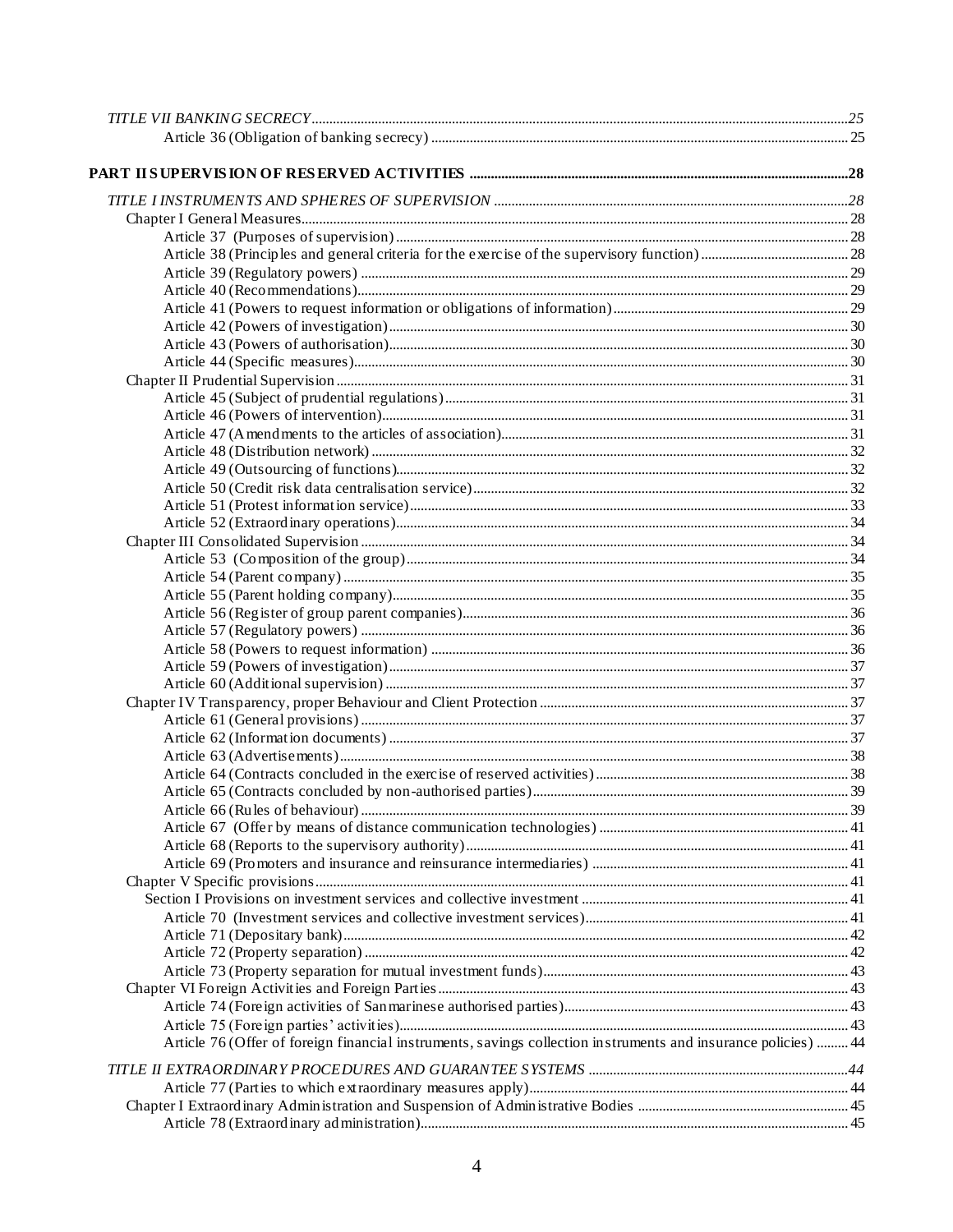*TITLE VII BANKING SECRECY* ..... *25*

Article 36 (Obligation of banking secrecy) ..... 25

**PART II SUPERVISION OF RESERVED ACTIVITIES** ..... **28**

*TITLE I INSTRUMENTS AND SPHERES OF SUPERVISION* ..... *28*

Chapter I General Measures ..... 28

Article 37 (Purposes of supervision) ..... 28

Article 38 (Principles and general criteria for the exercise of the supervisory function) ..... 28

Article 39 (Regulatory powers) ..... 29

Article 40 (Recommendations) ..... 29

Article 41 (Powers to request information or obligations of information) ..... 29

Article 42 (Powers of investigation) ..... 30

Article 43 (Powers of authorisation) ..... 30

Article 44 (Specific measures) ..... 30

Chapter II Prudential Supervision ..... 31

Article 45 (Subject of prudential regulations) ..... 31

Article 46 (Powers of intervention) ..... 31

Article 47 (Amendments to the articles of association) ..... 31

Article 48 (Distribution network) ..... 32

Article 49 (Outsourcing of functions) ..... 32

Article 50 (Credit risk data centralisation service) ..... 32

Article 51 (Protest information service) ..... 33

Article 52 (Extraordinary operations) ..... 34

Chapter III Consolidated Supervision ..... 34

Article 53 (Composition of the group) ..... 34

Article 54 (Parent company) ..... 35

Article 55 (Parent holding company) ..... 35

Article 56 (Register of group parent companies) ..... 36

Article 57 (Regulatory powers) ..... 36

Article 58 (Powers to request information) ..... 36

Article 59 (Powers of investigation) ..... 37

Article 60 (Additional supervision) ..... 37

Chapter IV Transparency, proper Behaviour and Client Protection ..... 37

Article 61 (General provisions) ..... 37

Article 62 (Information documents) ..... 37

Article 63 (Advertisements) ..... 38

Article 64 (Contracts concluded in the exercise of reserved activities) ..... 38

Article 65 (Contracts concluded by non-authorised parties) ..... 39

Article 66 (Rules of behaviour) ..... 39

Article 67 (Offer by means of distance communication technologies) ..... 41

Article 68 (Reports to the supervisory authority) ..... 41

Article 69 (Promoters and insurance and reinsurance intermediaries) ..... 41

Chapter V Specific provisions ..... 41

Section I Provisions on investment services and collective investment ..... 41

Article 70 (Investment services and collective investment services) ..... 41

Article 71 (Depositary bank) ..... 42

Article 72 (Property separation) ..... 42

Article 73 (Property separation for mutual investment funds) ..... 43

Chapter VI Foreign Activities and Foreign Parties ..... 43

Article 74 (Foreign activities of Sanmarinese authorised parties) ..... 43

Article 75 (Foreign parties' activities) ..... 43

Article 76 (Offer of foreign financial instruments, savings collection instruments and insurance policies) ..... 44

*TITLE II EXTRAORDINARY PROCEDURES AND GUARANTEE SYSTEMS* ..... *44*

Article 77 (Parties to which extraordinary measures apply) ..... 44

Chapter I Extraordinary Administration and Suspension of Administrative Bodies ..... 45

Article 78 (Extraordinary administration) ..... 45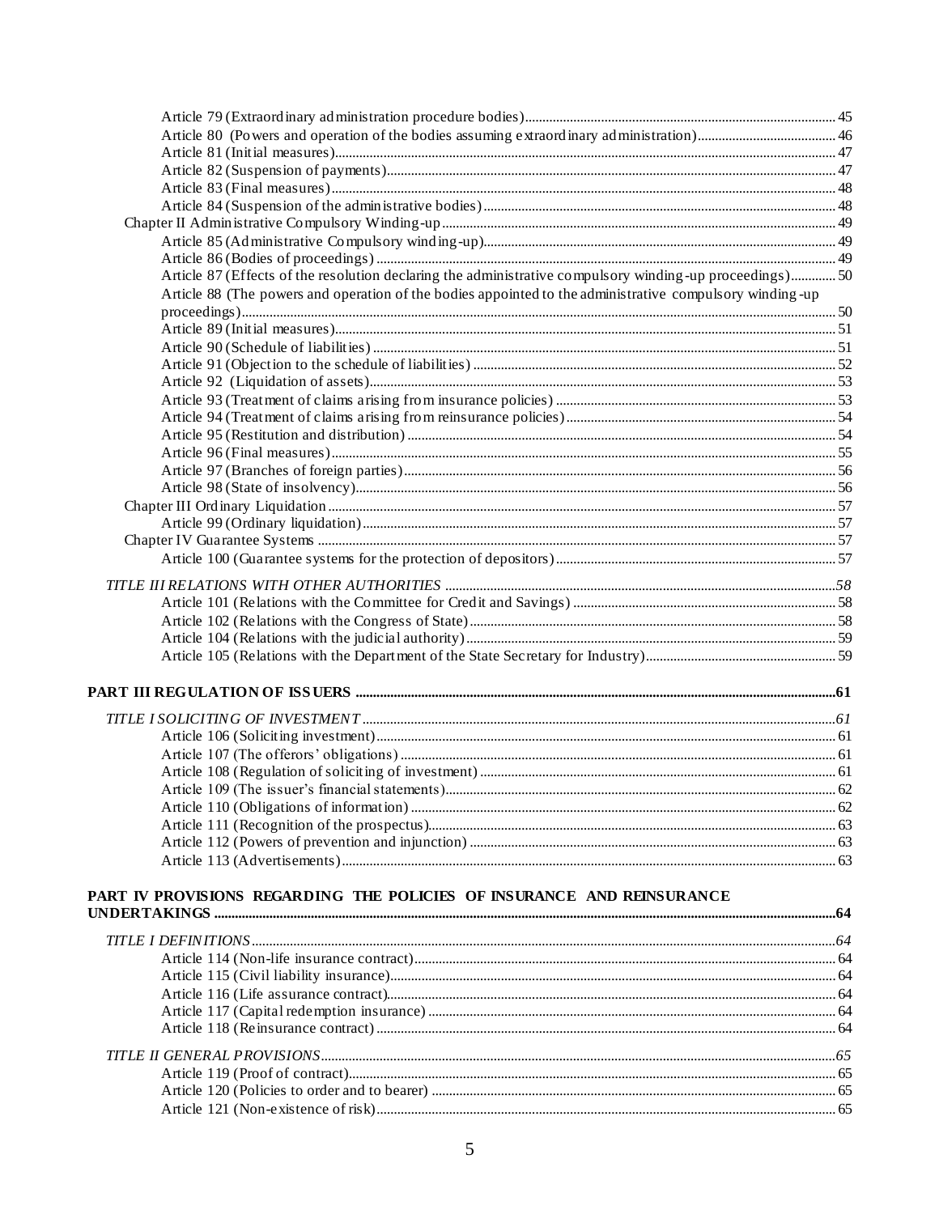Article 79 (Extraordinary administration procedure bodies) 45
Article 80 (Powers and operation of the bodies assuming extraordinary administration) 46
Article 81 (Initial measures) 47
Article 82 (Suspension of payments) 47
Article 83 (Final measures) 48
Article 84 (Suspension of the administrative bodies) 48

Chapter II Administrative Compulsory Winding-up 49

Article 85 (Administrative Compulsory winding-up) 49
Article 86 (Bodies of proceedings) 49
Article 87 (Effects of the resolution declaring the administrative compulsory winding-up proceedings) 50
Article 88 (The powers and operation of the bodies appointed to the administrative compulsory winding-up proceedings) 50
Article 89 (Initial measures) 51
Article 90 (Schedule of liabilities) 51
Article 91 (Objection to the schedule of liabilities) 52
Article 92 (Liquidation of assets) 53
Article 93 (Treatment of claims arising from insurance policies) 53
Article 94 (Treatment of claims arising from reinsurance policies) 54
Article 95 (Restitution and distribution) 54
Article 96 (Final measures) 55
Article 97 (Branches of foreign parties) 56
Article 98 (State of insolvency) 56

Chapter III Ordinary Liquidation 57

Article 99 (Ordinary liquidation) 57

Chapter IV Guarantee Systems 57

Article 100 (Guarantee systems for the protection of depositors) 57

*TITLE III RELATIONS WITH OTHER AUTHORITIES* 58

Article 101 (Relations with the Committee for Credit and Savings) 58
Article 102 (Relations with the Congress of State) 58
Article 104 (Relations with the judicial authority) 59
Article 105 (Relations with the Department of the State Secretary for Industry) 59

**PART III REGULATION OF ISSUERS** 61

*TITLE I SOLICITING OF INVESTMENT* 61

Article 106 (Soliciting investment) 61
Article 107 (The offerors' obligations) 61
Article 108 (Regulation of soliciting of investment) 61
Article 109 (The issuer's financial statements) 62
Article 110 (Obligations of information) 62
Article 111 (Recognition of the prospectus) 63
Article 112 (Powers of prevention and injunction) 63
Article 113 (Advertisements) 63

**PART IV PROVISIONS REGARDING THE POLICIES OF INSURANCE AND REINSURANCE UNDERTAKINGS** 64

*TITLE I DEFINITIONS* 64

Article 114 (Non-life insurance contract) 64
Article 115 (Civil liability insurance) 64
Article 116 (Life assurance contract) 64
Article 117 (Capital redemption insurance) 64
Article 118 (Reinsurance contract) 64

*TITLE II GENERAL PROVISIONS* 65

Article 119 (Proof of contract) 65
Article 120 (Policies to order and to bearer) 65
Article 121 (Non-existence of risk) 65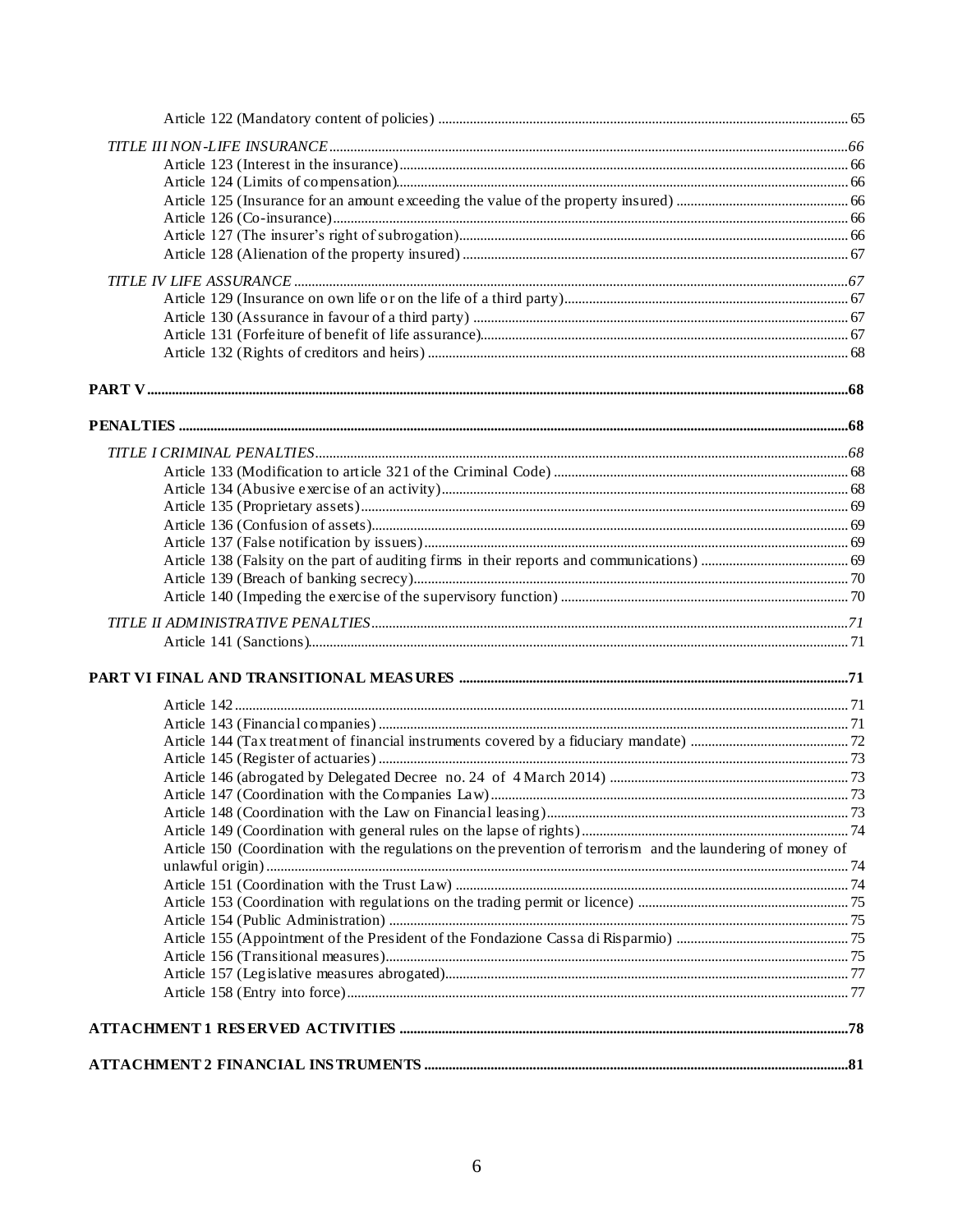Article 122 (Mandatory content of policies) .......... 65

*TITLE III NON-LIFE INSURANCE* .......... *66*

Article 123 (Interest in the insurance) .......... 66
Article 124 (Limits of compensation) .......... 66
Article 125 (Insurance for an amount exceeding the value of the property insured) .......... 66
Article 126 (Co-insurance) .......... 66
Article 127 (The insurer's right of subrogation) .......... 66
Article 128 (Alienation of the property insured) .......... 67

*TITLE IV LIFE ASSURANCE* .......... *67*

Article 129 (Insurance on own life or on the life of a third party) .......... 67
Article 130 (Assurance in favour of a third party) .......... 67
Article 131 (Forfeiture of benefit of life assurance) .......... 67
Article 132 (Rights of creditors and heirs) .......... 68

**PART V** .......... **68**

**PENALTIES** .......... **68**

*TITLE I CRIMINAL PENALTIES* .......... *68*

Article 133 (Modification to article 321 of the Criminal Code) .......... 68
Article 134 (Abusive exercise of an activity) .......... 68
Article 135 (Proprietary assets) .......... 69
Article 136 (Confusion of assets) .......... 69
Article 137 (False notification by issuers) .......... 69
Article 138 (Falsity on the part of auditing firms in their reports and communications) .......... 69
Article 139 (Breach of banking secrecy) .......... 70
Article 140 (Impeding the exercise of the supervisory function) .......... 70

*TITLE II ADMINISTRATIVE PENALTIES* .......... *71*

Article 141 (Sanctions) .......... 71

**PART VI FINAL AND TRANSITIONAL MEASURES** .......... **71**

Article 142 .......... 71
Article 143 (Financial companies) .......... 71
Article 144 (Tax treatment of financial instruments covered by a fiduciary mandate) .......... 72
Article 145 (Register of actuaries) .......... 73
Article 146 (abrogated by Delegated Decree no. 24 of 4 March 2014) .......... 73
Article 147 (Coordination with the Companies Law) .......... 73
Article 148 (Coordination with the Law on Financial leasing) .......... 73
Article 149 (Coordination with general rules on the lapse of rights) .......... 74
Article 150 (Coordination with the regulations on the prevention of terrorism and the laundering of money of unlawful origin) .......... 74
Article 151 (Coordination with the Trust Law) .......... 74
Article 153 (Coordination with regulations on the trading permit or licence) .......... 75
Article 154 (Public Administration) .......... 75
Article 155 (Appointment of the President of the Fondazione Cassa di Risparmio) .......... 75
Article 156 (Transitional measures) .......... 75
Article 157 (Legislative measures abrogated) .......... 77
Article 158 (Entry into force) .......... 77

**ATTACHMENT 1 RESERVED ACTIVITIES** .......... **78**

**ATTACHMENT 2 FINANCIAL INSTRUMENTS** .......... **81**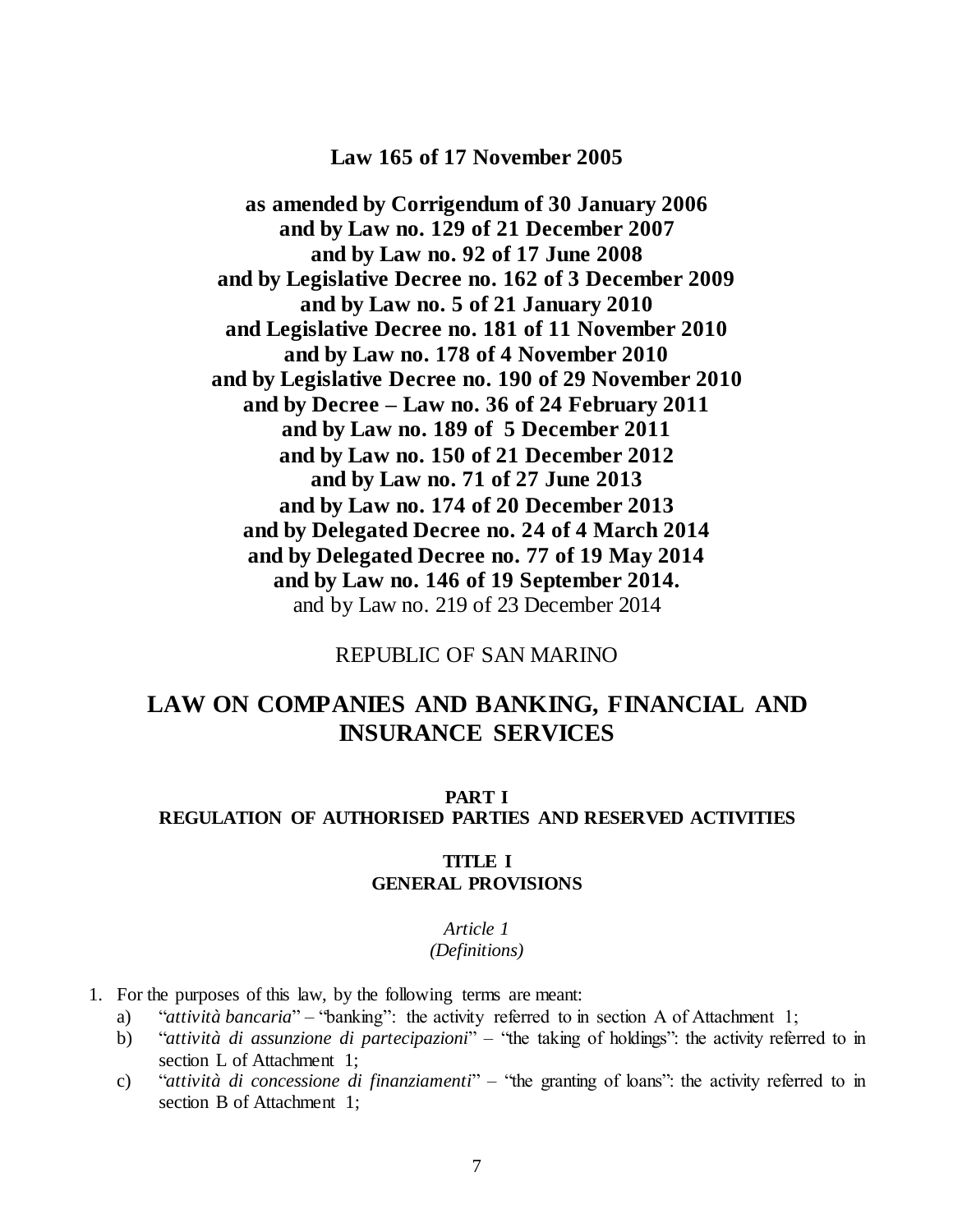**Law 165 of 17 November 2005**

**as amended by Corrigendum of 30 January 2006**
**and by Law no. 129 of 21 December 2007**
**and by Law no. 92 of 17 June 2008**
**and by Legislative Decree no. 162 of 3 December 2009**
**and by Law no. 5 of 21 January 2010**
**and Legislative Decree no. 181 of 11 November 2010**
**and by Law no. 178 of 4 November 2010**
**and by Legislative Decree no. 190 of 29 November 2010**
**and by Decree – Law no. 36 of 24 February 2011**
**and by Law no. 189 of 5 December 2011**
**and by Law no. 150 of 21 December 2012**
**and by Law no. 71 of 27 June 2013**
**and by Law no. 174 of 20 December 2013**
**and by Delegated Decree no. 24 of 4 March 2014**
**and by Delegated Decree no. 77 of 19 May 2014**
**and by Law no. 146 of 19 September 2014.**
and by Law no. 219 of 23 December 2014

REPUBLIC OF SAN MARINO

# LAW ON COMPANIES AND BANKING, FINANCIAL AND INSURANCE SERVICES

## PART I
## REGULATION OF AUTHORISED PARTIES AND RESERVED ACTIVITIES

### TITLE I
### GENERAL PROVISIONS

*Article 1*
*(Definitions)*

1. For the purposes of this law, by the following terms are meant:
   a) "*attività bancaria*" – "banking": the activity referred to in section A of Attachment 1;
   b) "*attività di assunzione di partecipazioni*" – "the taking of holdings": the activity referred to in section L of Attachment 1;
   c) "*attività di concessione di finanziamenti*" – "the granting of loans": the activity referred to in section B of Attachment 1;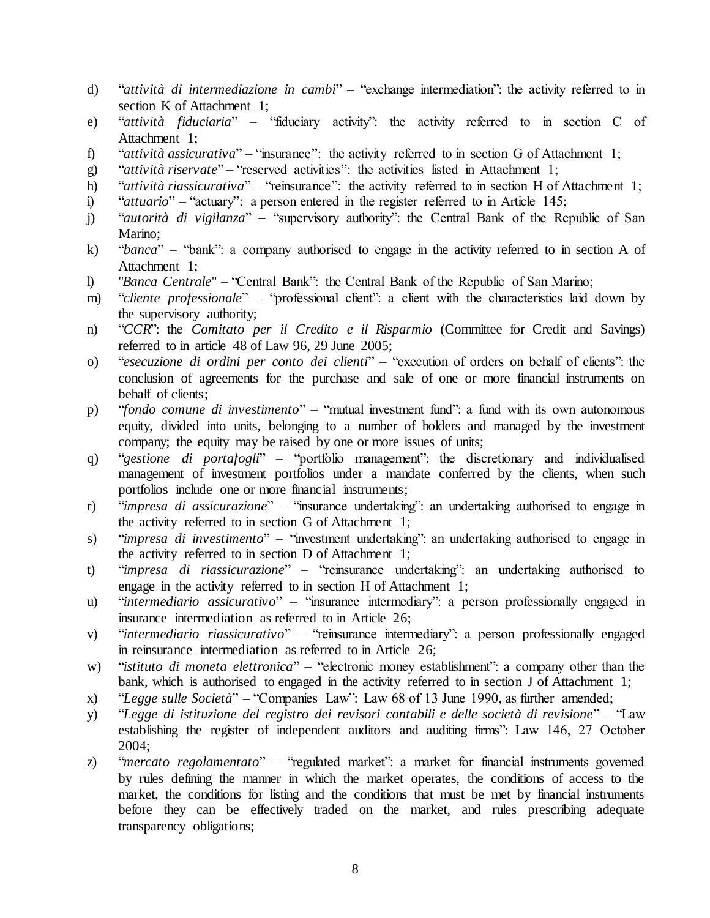d) "*attività di intermediazione in cambi*" – "exchange intermediation": the activity referred to in section K of Attachment 1;
e) "*attività fiduciaria*" – "fiduciary activity": the activity referred to in section C of Attachment 1;
f) "*attività assicurativa*" – "insurance": the activity referred to in section G of Attachment 1;
g) "*attività riservate*" – "reserved activities": the activities listed in Attachment 1;
h) "*attività riassicurativa*" – "reinsurance": the activity referred to in section H of Attachment 1;
i) "*attuario*" – "actuary": a person entered in the register referred to in Article 145;
j) "*autorità di vigilanza*" – "supervisory authority": the Central Bank of the Republic of San Marino;
k) "*banca*" – "bank": a company authorised to engage in the activity referred to in section A of Attachment 1;
l) "*Banca Centrale*" – "Central Bank": the Central Bank of the Republic of San Marino;
m) "*cliente professionale*" – "professional client": a client with the characteristics laid down by the supervisory authority;
n) "*CCR*": the *Comitato per il Credito e il Risparmio* (Committee for Credit and Savings) referred to in article 48 of Law 96, 29 June 2005;
o) "*esecuzione di ordini per conto dei clienti*" – "execution of orders on behalf of clients": the conclusion of agreements for the purchase and sale of one or more financial instruments on behalf of clients;
p) "*fondo comune di investimento*" – "mutual investment fund": a fund with its own autonomous equity, divided into units, belonging to a number of holders and managed by the investment company; the equity may be raised by one or more issues of units;
q) "*gestione di portafogli*" – "portfolio management": the discretionary and individualised management of investment portfolios under a mandate conferred by the clients, when such portfolios include one or more financial instruments;
r) "*impresa di assicurazione*" – "insurance undertaking": an undertaking authorised to engage in the activity referred to in section G of Attachment 1;
s) "*impresa di investimento*" – "investment undertaking": an undertaking authorised to engage in the activity referred to in section D of Attachment 1;
t) "*impresa di riassicurazione*" – "reinsurance undertaking": an undertaking authorised to engage in the activity referred to in section H of Attachment 1;
u) "*intermediario assicurativo*" – "insurance intermediary": a person professionally engaged in insurance intermediation as referred to in Article 26;
v) "*intermediario riassicurativo*" – "reinsurance intermediary": a person professionally engaged in reinsurance intermediation as referred to in Article 26;
w) "*istituto di moneta elettronica*" – "electronic money establishment": a company other than the bank, which is authorised to engaged in the activity referred to in section J of Attachment 1;
x) "*Legge sulle Società*" – "Companies Law": Law 68 of 13 June 1990, as further amended;
y) "*Legge di istituzione del registro dei revisori contabili e delle società di revisione*" – "Law establishing the register of independent auditors and auditing firms": Law 146, 27 October 2004;
z) "*mercato regolamentato*" – "regulated market": a market for financial instruments governed by rules defining the manner in which the market operates, the conditions of access to the market, the conditions for listing and the conditions that must be met by financial instruments before they can be effectively traded on the market, and rules prescribing adequate transparency obligations;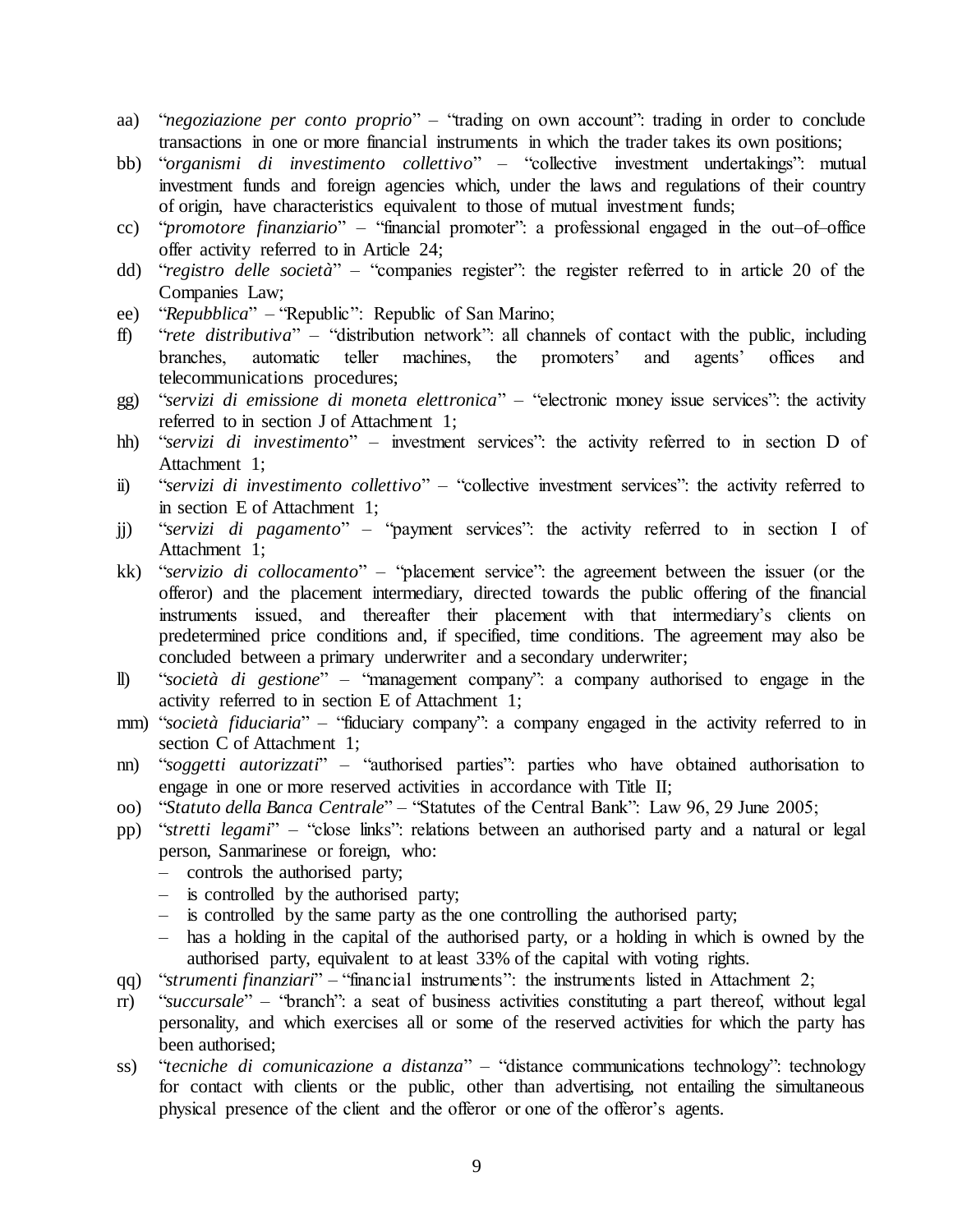aa) "*negoziazione per conto proprio*" – "trading on own account": trading in order to conclude transactions in one or more financial instruments in which the trader takes its own positions;

bb) "*organismi di investimento collettivo*" – "collective investment undertakings": mutual investment funds and foreign agencies which, under the laws and regulations of their country of origin, have characteristics equivalent to those of mutual investment funds;

cc) "*promotore finanziario*" – "financial promoter": a professional engaged in the out–of–office offer activity referred to in Article 24;

dd) "*registro delle società*" – "companies register": the register referred to in article 20 of the Companies Law;

ee) "*Repubblica*" – "Republic": Republic of San Marino;

ff) "*rete distributiva*" – "distribution network": all channels of contact with the public, including branches, automatic teller machines, the promoters' and agents' offices and telecommunications procedures;

gg) "*servizi di emissione di moneta elettronica*" – "electronic money issue services": the activity referred to in section J of Attachment 1;

hh) "*servizi di investimento*" – investment services": the activity referred to in section D of Attachment 1;

ii) "*servizi di investimento collettivo*" – "collective investment services": the activity referred to in section E of Attachment 1;

jj) "*servizi di pagamento*" – "payment services": the activity referred to in section I of Attachment 1;

kk) "*servizio di collocamento*" – "placement service": the agreement between the issuer (or the offeror) and the placement intermediary, directed towards the public offering of the financial instruments issued, and thereafter their placement with that intermediary's clients on predetermined price conditions and, if specified, time conditions. The agreement may also be concluded between a primary underwriter and a secondary underwriter;

ll) "*società di gestione*" – "management company": a company authorised to engage in the activity referred to in section E of Attachment 1;

mm) "*società fiduciaria*" – "fiduciary company": a company engaged in the activity referred to in section C of Attachment 1;

nn) "*soggetti autorizzati*" – "authorised parties": parties who have obtained authorisation to engage in one or more reserved activities in accordance with Title II;

oo) "*Statuto della Banca Centrale*" – "Statutes of the Central Bank": Law 96, 29 June 2005;

pp) "*stretti legami*" – "close links": relations between an authorised party and a natural or legal person, Sanmarinese or foreign, who:
   - controls the authorised party;
   - is controlled by the authorised party;
   - is controlled by the same party as the one controlling the authorised party;
   - has a holding in the capital of the authorised party, or a holding in which is owned by the authorised party, equivalent to at least 33% of the capital with voting rights.

qq) "*strumenti finanziari*" – "financial instruments": the instruments listed in Attachment 2;

rr) "*succursale*" – "branch": a seat of business activities constituting a part thereof, without legal personality, and which exercises all or some of the reserved activities for which the party has been authorised;

ss) "*tecniche di comunicazione a distanza*" – "distance communications technology": technology for contact with clients or the public, other than advertising, not entailing the simultaneous physical presence of the client and the offeror or one of the offeror's agents.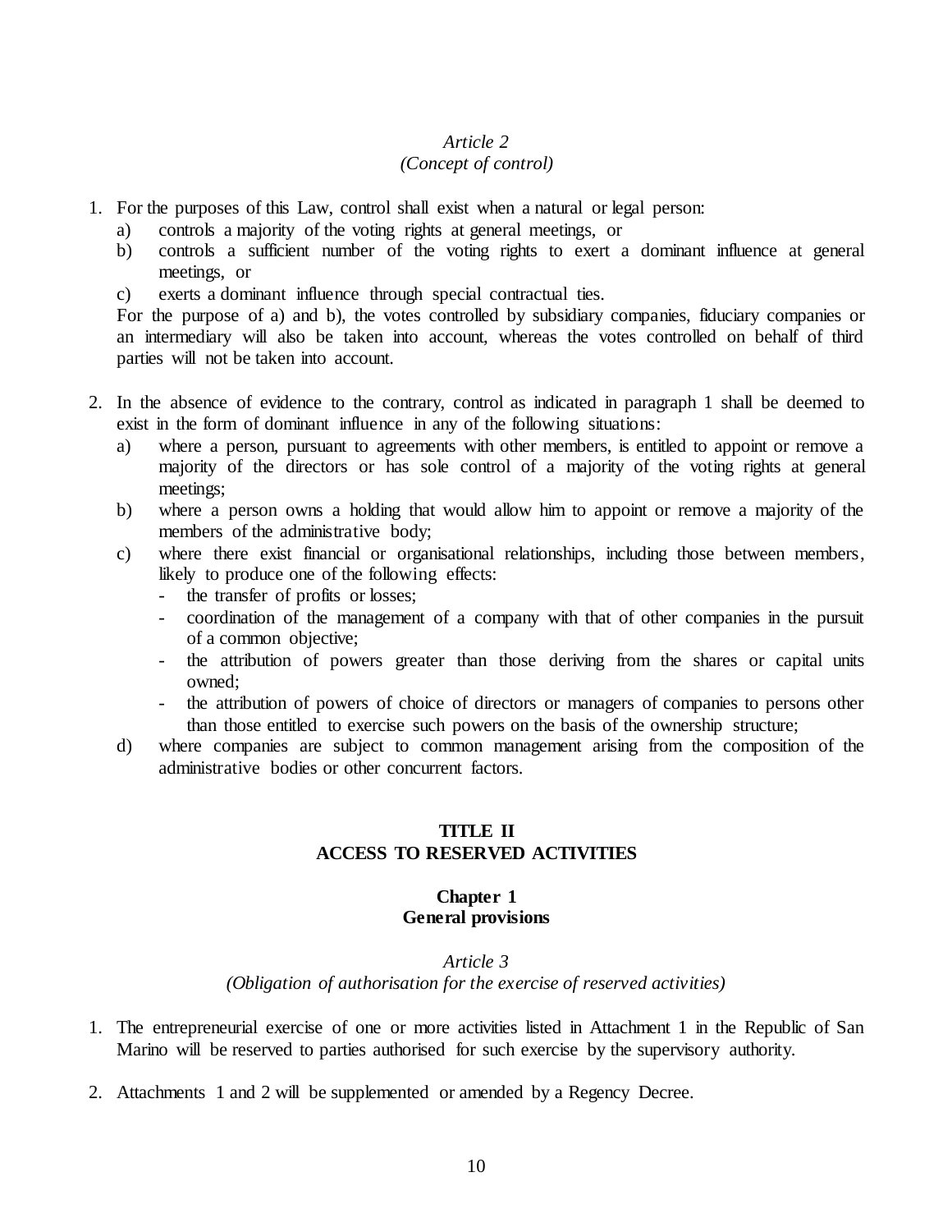*Article 2*
*(Concept of control)*

1. For the purposes of this Law, control shall exist when a natural or legal person:
   a) controls a majority of the voting rights at general meetings, or
   b) controls a sufficient number of the voting rights to exert a dominant influence at general meetings, or
   c) exerts a dominant influence through special contractual ties.

   For the purpose of a) and b), the votes controlled by subsidiary companies, fiduciary companies or an intermediary will also be taken into account, whereas the votes controlled on behalf of third parties will not be taken into account.

2. In the absence of evidence to the contrary, control as indicated in paragraph 1 shall be deemed to exist in the form of dominant influence in any of the following situations:
   a) where a person, pursuant to agreements with other members, is entitled to appoint or remove a majority of the directors or has sole control of a majority of the voting rights at general meetings;
   b) where a person owns a holding that would allow him to appoint or remove a majority of the members of the administrative body;
   c) where there exist financial or organisational relationships, including those between members, likely to produce one of the following effects:
      - the transfer of profits or losses;
      - coordination of the management of a company with that of other companies in the pursuit of a common objective;
      - the attribution of powers greater than those deriving from the shares or capital units owned;
      - the attribution of powers of choice of directors or managers of companies to persons other than those entitled to exercise such powers on the basis of the ownership structure;
   d) where companies are subject to common management arising from the composition of the administrative bodies or other concurrent factors.

## TITLE II
## ACCESS TO RESERVED ACTIVITIES

### Chapter 1
### General provisions

*Article 3*
*(Obligation of authorisation for the exercise of reserved activities)*

1. The entrepreneurial exercise of one or more activities listed in Attachment 1 in the Republic of San Marino will be reserved to parties authorised for such exercise by the supervisory authority.

2. Attachments 1 and 2 will be supplemented or amended by a Regency Decree.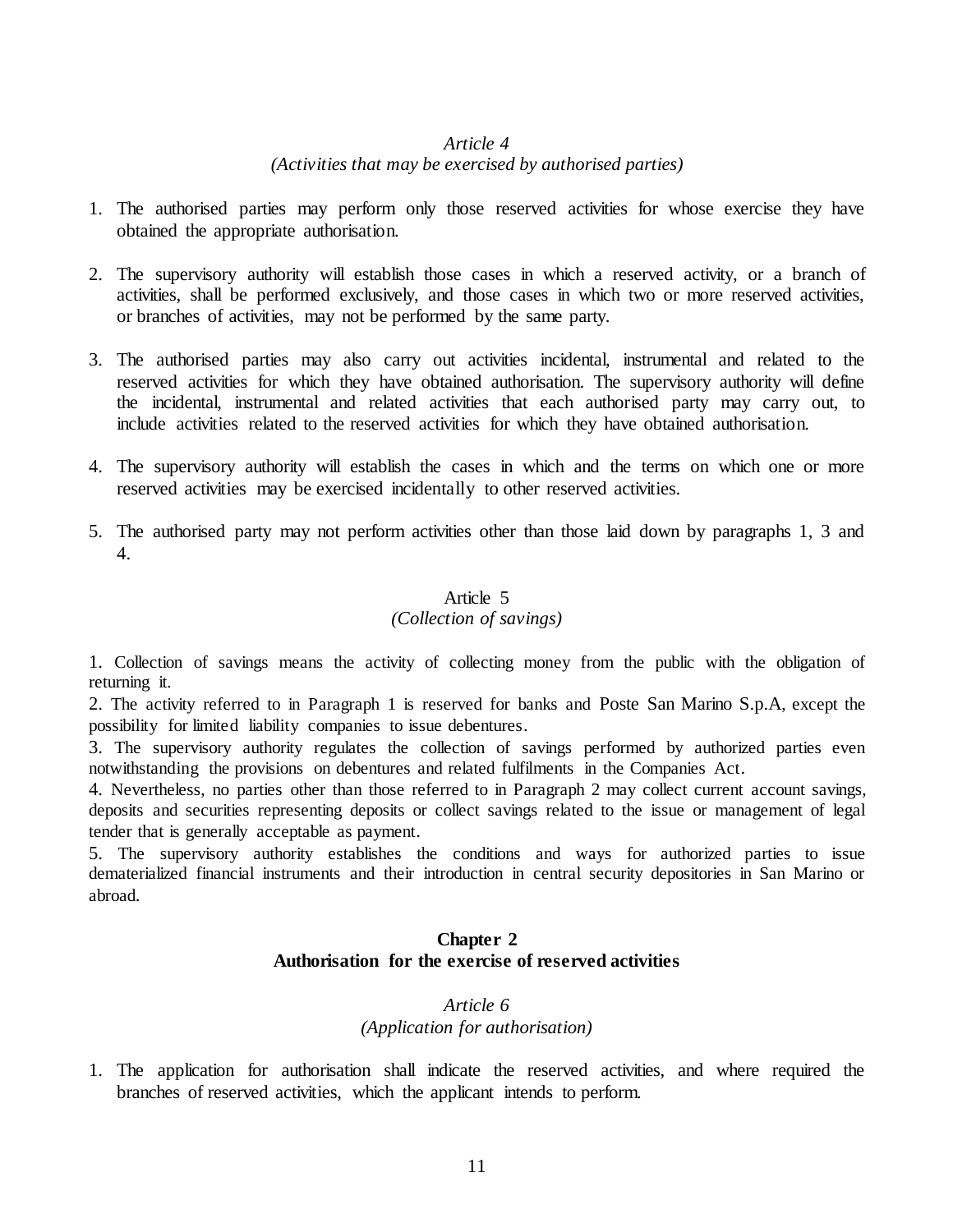### *Article 4*
### *(Activities that may be exercised by authorised parties)*

1. The authorised parties may perform only those reserved activities for whose exercise they have obtained the appropriate authorisation.

2. The supervisory authority will establish those cases in which a reserved activity, or a branch of activities, shall be performed exclusively, and those cases in which two or more reserved activities, or branches of activities, may not be performed by the same party.

3. The authorised parties may also carry out activities incidental, instrumental and related to the reserved activities for which they have obtained authorisation. The supervisory authority will define the incidental, instrumental and related activities that each authorised party may carry out, to include activities related to the reserved activities for which they have obtained authorisation.

4. The supervisory authority will establish the cases in which and the terms on which one or more reserved activities may be exercised incidentally to other reserved activities.

5. The authorised party may not perform activities other than those laid down by paragraphs 1, 3 and 4.

### Article 5
### *(Collection of savings)*

1. Collection of savings means the activity of collecting money from the public with the obligation of returning it.
2. The activity referred to in Paragraph 1 is reserved for banks and Poste San Marino S.p.A, except the possibility for limited liability companies to issue debentures.
3. The supervisory authority regulates the collection of savings performed by authorized parties even notwithstanding the provisions on debentures and related fulfilments in the Companies Act.
4. Nevertheless, no parties other than those referred to in Paragraph 2 may collect current account savings, deposits and securities representing deposits or collect savings related to the issue or management of legal tender that is generally acceptable as payment.
5. The supervisory authority establishes the conditions and ways for authorized parties to issue dematerialized financial instruments and their introduction in central security depositories in San Marino or abroad.

## **Chapter 2**
## **Authorisation for the exercise of reserved activities**

### *Article 6*
### *(Application for authorisation)*

1. The application for authorisation shall indicate the reserved activities, and where required the branches of reserved activities, which the applicant intends to perform.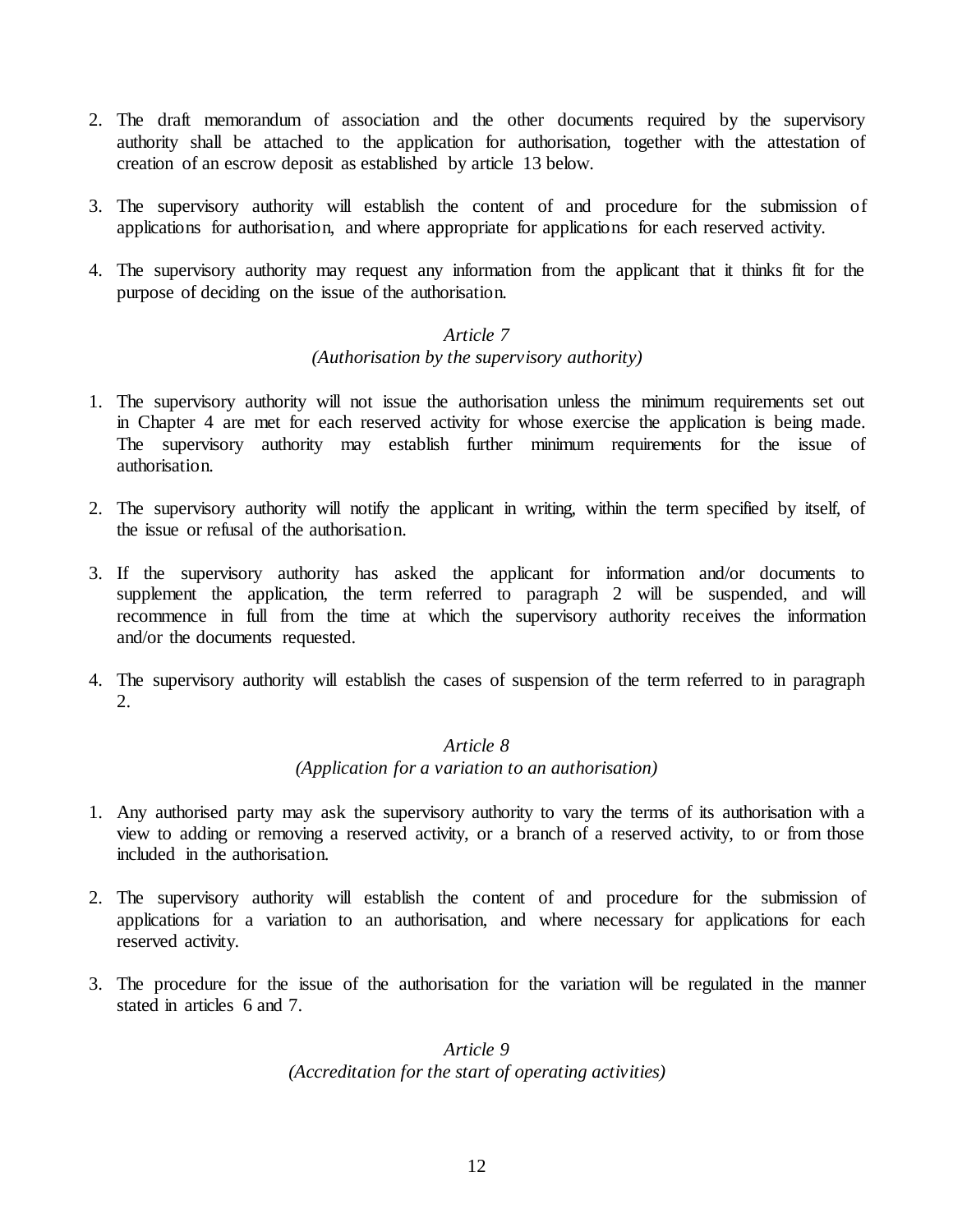2. The draft memorandum of association and the other documents required by the supervisory authority shall be attached to the application for authorisation, together with the attestation of creation of an escrow deposit as established by article 13 below.

3. The supervisory authority will establish the content of and procedure for the submission of applications for authorisation, and where appropriate for applications for each reserved activity.

4. The supervisory authority may request any information from the applicant that it thinks fit for the purpose of deciding on the issue of the authorisation.

*Article 7*
*(Authorisation by the supervisory authority)*

1. The supervisory authority will not issue the authorisation unless the minimum requirements set out in Chapter 4 are met for each reserved activity for whose exercise the application is being made. The supervisory authority may establish further minimum requirements for the issue of authorisation.

2. The supervisory authority will notify the applicant in writing, within the term specified by itself, of the issue or refusal of the authorisation.

3. If the supervisory authority has asked the applicant for information and/or documents to supplement the application, the term referred to paragraph 2 will be suspended, and will recommence in full from the time at which the supervisory authority receives the information and/or the documents requested.

4. The supervisory authority will establish the cases of suspension of the term referred to in paragraph 2.

*Article 8*
*(Application for a variation to an authorisation)*

1. Any authorised party may ask the supervisory authority to vary the terms of its authorisation with a view to adding or removing a reserved activity, or a branch of a reserved activity, to or from those included in the authorisation.

2. The supervisory authority will establish the content of and procedure for the submission of applications for a variation to an authorisation, and where necessary for applications for each reserved activity.

3. The procedure for the issue of the authorisation for the variation will be regulated in the manner stated in articles 6 and 7.

*Article 9*
*(Accreditation for the start of operating activities)*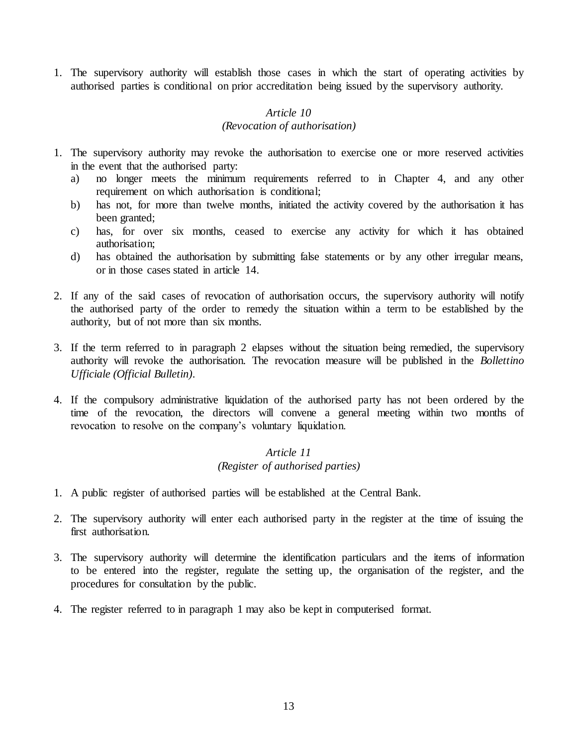1. The supervisory authority will establish those cases in which the start of operating activities by authorised parties is conditional on prior accreditation being issued by the supervisory authority.

*Article 10*
*(Revocation of authorisation)*

1. The supervisory authority may revoke the authorisation to exercise one or more reserved activities in the event that the authorised party:
   a) no longer meets the minimum requirements referred to in Chapter 4, and any other requirement on which authorisation is conditional;
   b) has not, for more than twelve months, initiated the activity covered by the authorisation it has been granted;
   c) has, for over six months, ceased to exercise any activity for which it has obtained authorisation;
   d) has obtained the authorisation by submitting false statements or by any other irregular means, or in those cases stated in article 14.

2. If any of the said cases of revocation of authorisation occurs, the supervisory authority will notify the authorised party of the order to remedy the situation within a term to be established by the authority, but of not more than six months.

3. If the term referred to in paragraph 2 elapses without the situation being remedied, the supervisory authority will revoke the authorisation. The revocation measure will be published in the *Bollettino Ufficiale (Official Bulletin)*.

4. If the compulsory administrative liquidation of the authorised party has not been ordered by the time of the revocation, the directors will convene a general meeting within two months of revocation to resolve on the company's voluntary liquidation.

*Article 11*
*(Register of authorised parties)*

1. A public register of authorised parties will be established at the Central Bank.

2. The supervisory authority will enter each authorised party in the register at the time of issuing the first authorisation.

3. The supervisory authority will determine the identification particulars and the items of information to be entered into the register, regulate the setting up, the organisation of the register, and the procedures for consultation by the public.

4. The register referred to in paragraph 1 may also be kept in computerised format.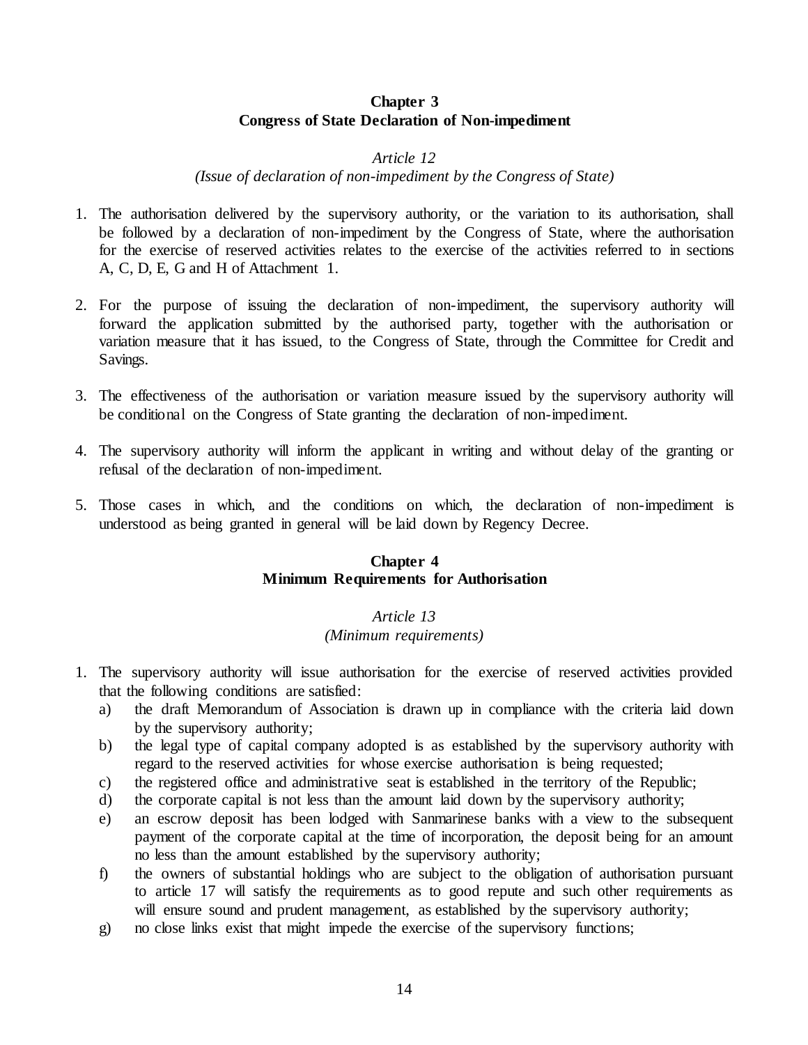## Chapter 3
## Congress of State Declaration of Non-impediment

*Article 12*
*(Issue of declaration of non-impediment by the Congress of State)*

1. The authorisation delivered by the supervisory authority, or the variation to its authorisation, shall be followed by a declaration of non-impediment by the Congress of State, where the authorisation for the exercise of reserved activities relates to the exercise of the activities referred to in sections A, C, D, E, G and H of Attachment 1.

2. For the purpose of issuing the declaration of non-impediment, the supervisory authority will forward the application submitted by the authorised party, together with the authorisation or variation measure that it has issued, to the Congress of State, through the Committee for Credit and Savings.

3. The effectiveness of the authorisation or variation measure issued by the supervisory authority will be conditional on the Congress of State granting the declaration of non-impediment.

4. The supervisory authority will inform the applicant in writing and without delay of the granting or refusal of the declaration of non-impediment.

5. Those cases in which, and the conditions on which, the declaration of non-impediment is understood as being granted in general will be laid down by Regency Decree.

## Chapter 4
## Minimum Requirements for Authorisation

*Article 13*
*(Minimum requirements)*

1. The supervisory authority will issue authorisation for the exercise of reserved activities provided that the following conditions are satisfied:
   a) the draft Memorandum of Association is drawn up in compliance with the criteria laid down by the supervisory authority;
   b) the legal type of capital company adopted is as established by the supervisory authority with regard to the reserved activities for whose exercise authorisation is being requested;
   c) the registered office and administrative seat is established in the territory of the Republic;
   d) the corporate capital is not less than the amount laid down by the supervisory authority;
   e) an escrow deposit has been lodged with Sanmarinese banks with a view to the subsequent payment of the corporate capital at the time of incorporation, the deposit being for an amount no less than the amount established by the supervisory authority;
   f) the owners of substantial holdings who are subject to the obligation of authorisation pursuant to article 17 will satisfy the requirements as to good repute and such other requirements as will ensure sound and prudent management, as established by the supervisory authority;
   g) no close links exist that might impede the exercise of the supervisory functions;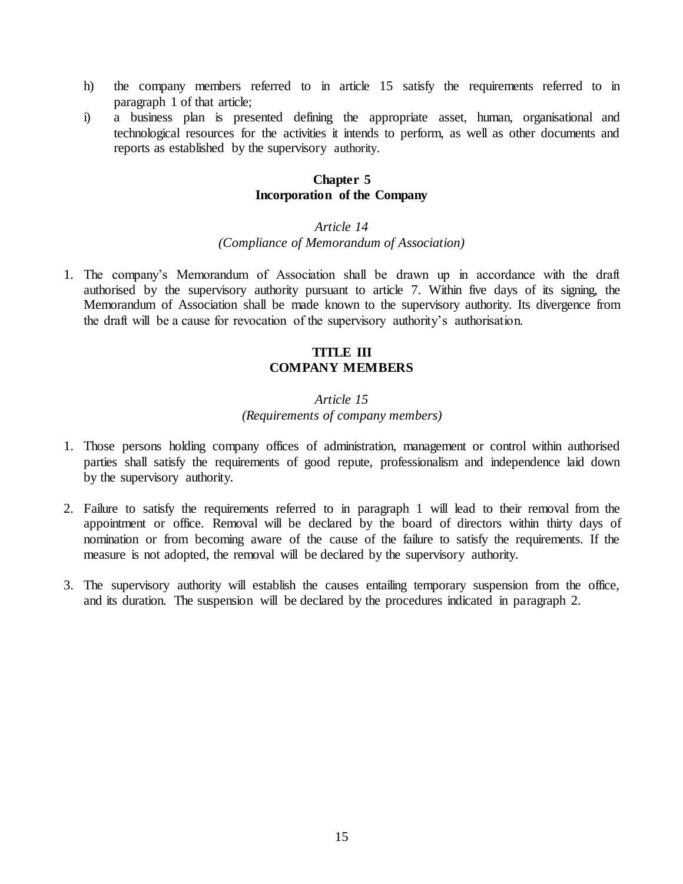h) the company members referred to in article 15 satisfy the requirements referred to in paragraph 1 of that article;

i) a business plan is presented defining the appropriate asset, human, organisational and technological resources for the activities it intends to perform, as well as other documents and reports as established by the supervisory authority.

### Chapter 5
### Incorporation of the Company

*Article 14*
*(Compliance of Memorandum of Association)*

1. The company's Memorandum of Association shall be drawn up in accordance with the draft authorised by the supervisory authority pursuant to article 7. Within five days of its signing, the Memorandum of Association shall be made known to the supervisory authority. Its divergence from the draft will be a cause for revocation of the supervisory authority's authorisation.

## TITLE III
## COMPANY MEMBERS

*Article 15*
*(Requirements of company members)*

1. Those persons holding company offices of administration, management or control within authorised parties shall satisfy the requirements of good repute, professionalism and independence laid down by the supervisory authority.

2. Failure to satisfy the requirements referred to in paragraph 1 will lead to their removal from the appointment or office. Removal will be declared by the board of directors within thirty days of nomination or from becoming aware of the cause of the failure to satisfy the requirements. If the measure is not adopted, the removal will be declared by the supervisory authority.

3. The supervisory authority will establish the causes entailing temporary suspension from the office, and its duration. The suspension will be declared by the procedures indicated in paragraph 2.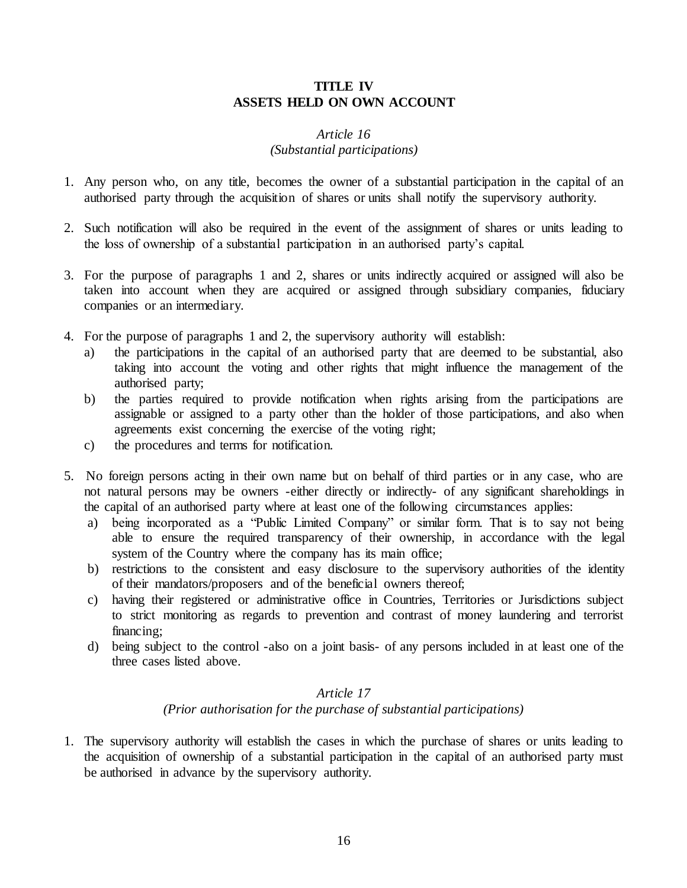# TITLE IV
# ASSETS HELD ON OWN ACCOUNT

*Article 16*
*(Substantial participations)*

1. Any person who, on any title, becomes the owner of a substantial participation in the capital of an authorised party through the acquisition of shares or units shall notify the supervisory authority.

2. Such notification will also be required in the event of the assignment of shares or units leading to the loss of ownership of a substantial participation in an authorised party's capital.

3. For the purpose of paragraphs 1 and 2, shares or units indirectly acquired or assigned will also be taken into account when they are acquired or assigned through subsidiary companies, fiduciary companies or an intermediary.

4. For the purpose of paragraphs 1 and 2, the supervisory authority will establish:
   a) the participations in the capital of an authorised party that are deemed to be substantial, also taking into account the voting and other rights that might influence the management of the authorised party;
   b) the parties required to provide notification when rights arising from the participations are assignable or assigned to a party other than the holder of those participations, and also when agreements exist concerning the exercise of the voting right;
   c) the procedures and terms for notification.

5. No foreign persons acting in their own name but on behalf of third parties or in any case, who are not natural persons may be owners -either directly or indirectly- of any significant shareholdings in the capital of an authorised party where at least one of the following circumstances applies:
   a) being incorporated as a "Public Limited Company" or similar form. That is to say not being able to ensure the required transparency of their ownership, in accordance with the legal system of the Country where the company has its main office;
   b) restrictions to the consistent and easy disclosure to the supervisory authorities of the identity of their mandators/proposers and of the beneficial owners thereof;
   c) having their registered or administrative office in Countries, Territories or Jurisdictions subject to strict monitoring as regards to prevention and contrast of money laundering and terrorist financing;
   d) being subject to the control -also on a joint basis- of any persons included in at least one of the three cases listed above.

*Article 17*
*(Prior authorisation for the purchase of substantial participations)*

1. The supervisory authority will establish the cases in which the purchase of shares or units leading to the acquisition of ownership of a substantial participation in the capital of an authorised party must be authorised in advance by the supervisory authority.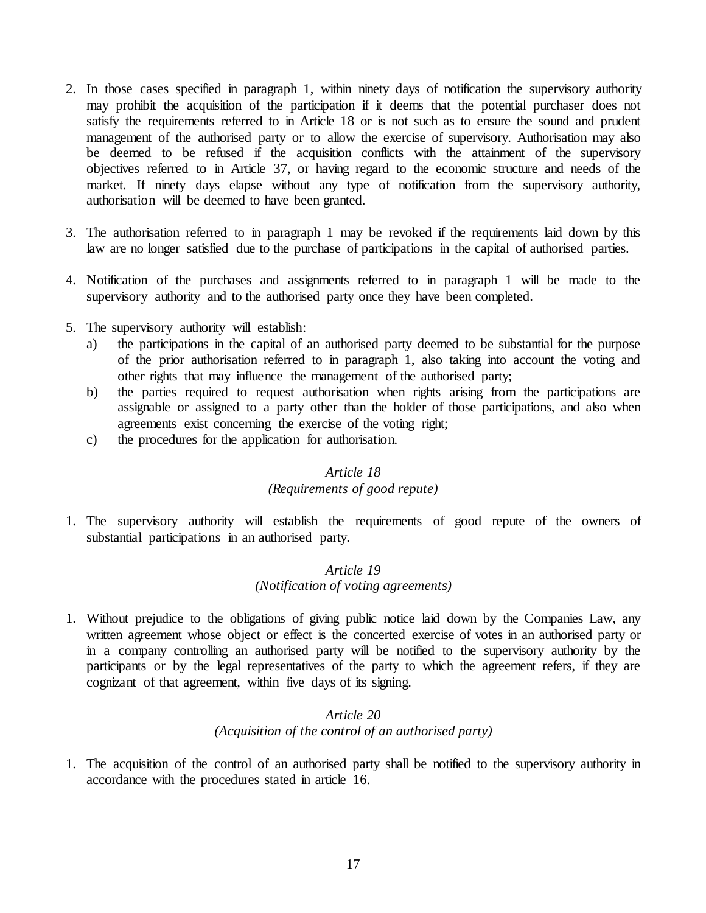2. In those cases specified in paragraph 1, within ninety days of notification the supervisory authority may prohibit the acquisition of the participation if it deems that the potential purchaser does not satisfy the requirements referred to in Article 18 or is not such as to ensure the sound and prudent management of the authorised party or to allow the exercise of supervisory. Authorisation may also be deemed to be refused if the acquisition conflicts with the attainment of the supervisory objectives referred to in Article 37, or having regard to the economic structure and needs of the market. If ninety days elapse without any type of notification from the supervisory authority, authorisation will be deemed to have been granted.

3. The authorisation referred to in paragraph 1 may be revoked if the requirements laid down by this law are no longer satisfied due to the purchase of participations in the capital of authorised parties.

4. Notification of the purchases and assignments referred to in paragraph 1 will be made to the supervisory authority and to the authorised party once they have been completed.

5. The supervisory authority will establish:
   a) the participations in the capital of an authorised party deemed to be substantial for the purpose of the prior authorisation referred to in paragraph 1, also taking into account the voting and other rights that may influence the management of the authorised party;
   b) the parties required to request authorisation when rights arising from the participations are assignable or assigned to a party other than the holder of those participations, and also when agreements exist concerning the exercise of the voting right;
   c) the procedures for the application for authorisation.

*Article 18*
*(Requirements of good repute)*

1. The supervisory authority will establish the requirements of good repute of the owners of substantial participations in an authorised party.

*Article 19*
*(Notification of voting agreements)*

1. Without prejudice to the obligations of giving public notice laid down by the Companies Law, any written agreement whose object or effect is the concerted exercise of votes in an authorised party or in a company controlling an authorised party will be notified to the supervisory authority by the participants or by the legal representatives of the party to which the agreement refers, if they are cognizant of that agreement, within five days of its signing.

*Article 20*
*(Acquisition of the control of an authorised party)*

1. The acquisition of the control of an authorised party shall be notified to the supervisory authority in accordance with the procedures stated in article 16.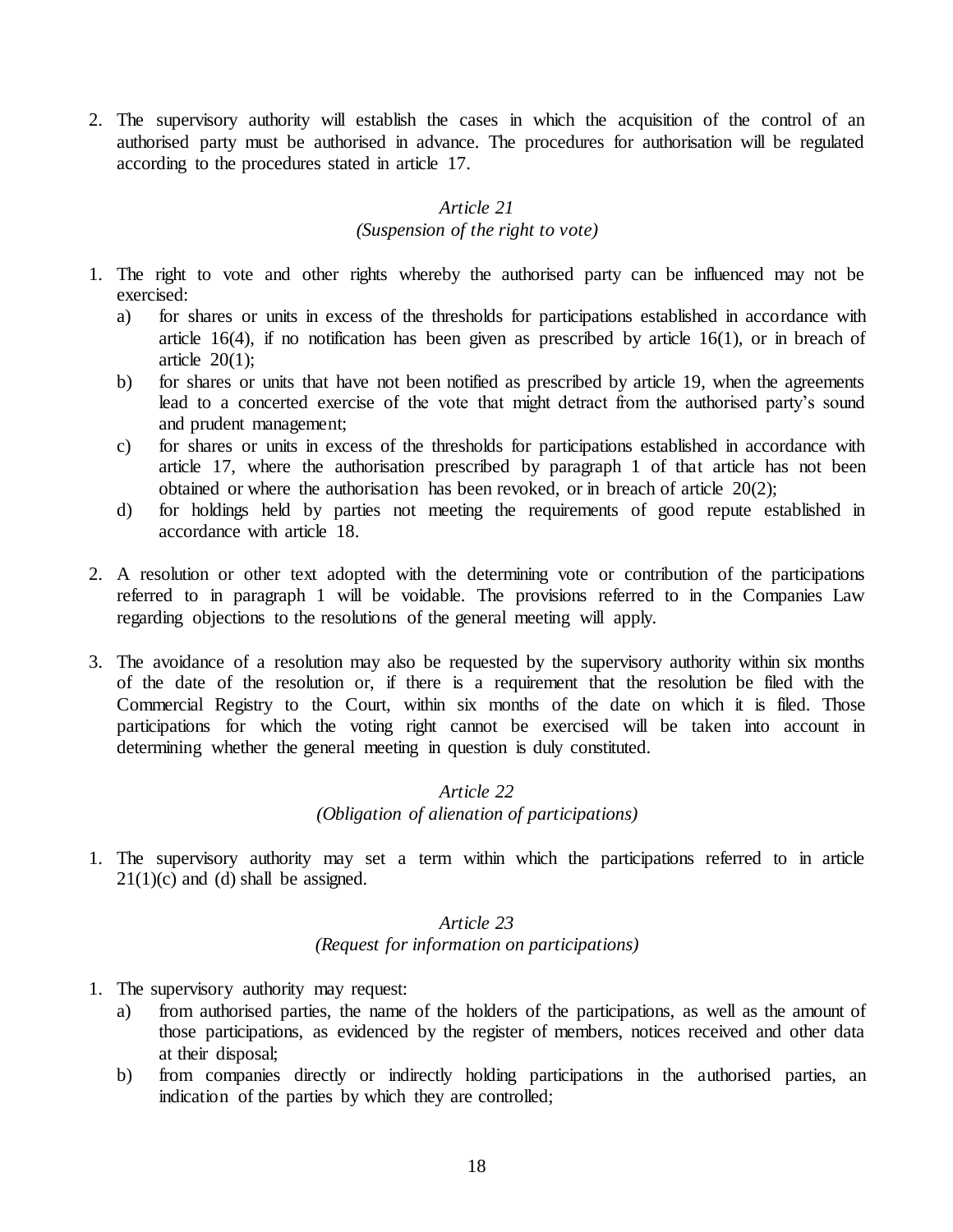2. The supervisory authority will establish the cases in which the acquisition of the control of an authorised party must be authorised in advance. The procedures for authorisation will be regulated according to the procedures stated in article 17.

*Article 21*
*(Suspension of the right to vote)*

1. The right to vote and other rights whereby the authorised party can be influenced may not be exercised:
   a) for shares or units in excess of the thresholds for participations established in accordance with article 16(4), if no notification has been given as prescribed by article 16(1), or in breach of article 20(1);
   b) for shares or units that have not been notified as prescribed by article 19, when the agreements lead to a concerted exercise of the vote that might detract from the authorised party's sound and prudent management;
   c) for shares or units in excess of the thresholds for participations established in accordance with article 17, where the authorisation prescribed by paragraph 1 of that article has not been obtained or where the authorisation has been revoked, or in breach of article 20(2);
   d) for holdings held by parties not meeting the requirements of good repute established in accordance with article 18.

2. A resolution or other text adopted with the determining vote or contribution of the participations referred to in paragraph 1 will be voidable. The provisions referred to in the Companies Law regarding objections to the resolutions of the general meeting will apply.

3. The avoidance of a resolution may also be requested by the supervisory authority within six months of the date of the resolution or, if there is a requirement that the resolution be filed with the Commercial Registry to the Court, within six months of the date on which it is filed. Those participations for which the voting right cannot be exercised will be taken into account in determining whether the general meeting in question is duly constituted.

*Article 22*
*(Obligation of alienation of participations)*

1. The supervisory authority may set a term within which the participations referred to in article 21(1)(c) and (d) shall be assigned.

*Article 23*
*(Request for information on participations)*

1. The supervisory authority may request:
   a) from authorised parties, the name of the holders of the participations, as well as the amount of those participations, as evidenced by the register of members, notices received and other data at their disposal;
   b) from companies directly or indirectly holding participations in the authorised parties, an indication of the parties by which they are controlled;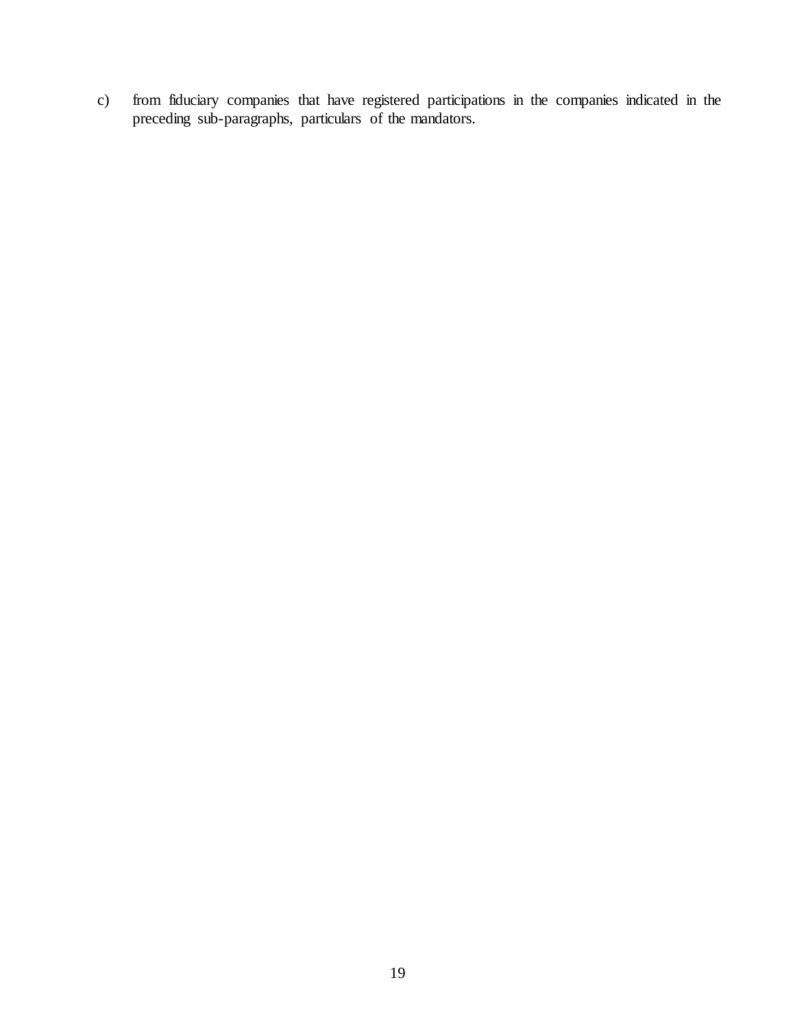c) from fiduciary companies that have registered participations in the companies indicated in the preceding sub-paragraphs, particulars of the mandators.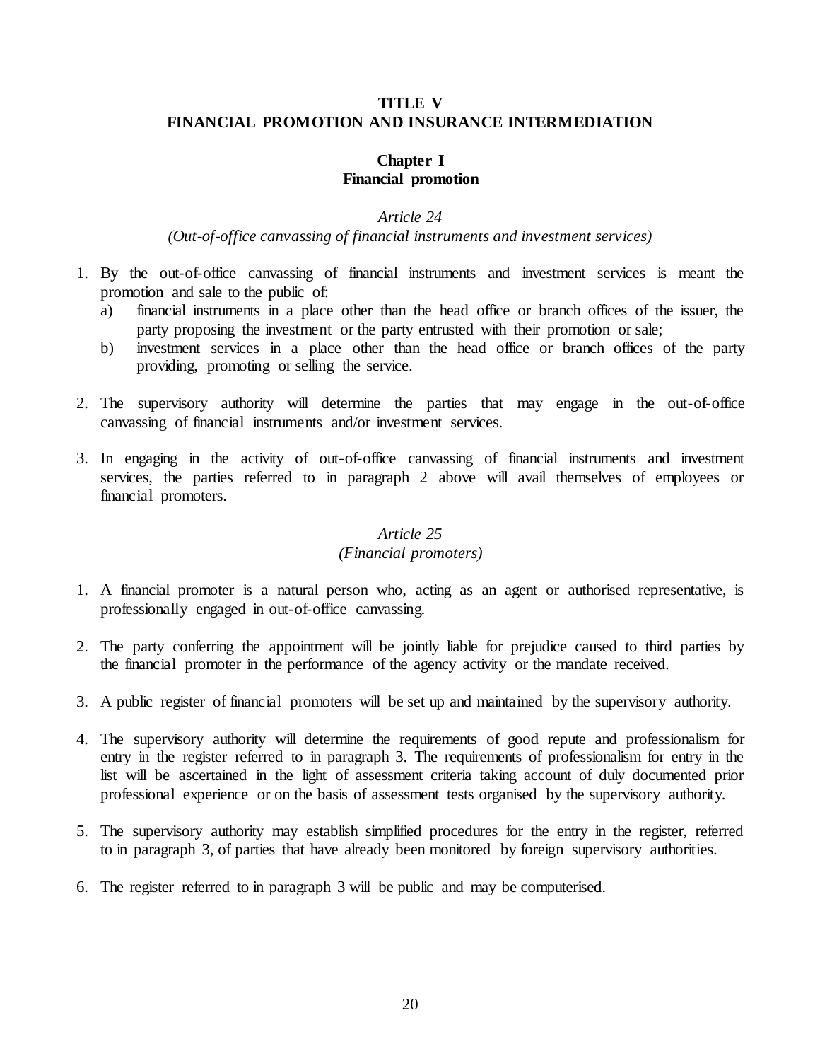# TITLE V
# FINANCIAL PROMOTION AND INSURANCE INTERMEDIATION

## Chapter I
## Financial promotion

### *Article 24*
### *(Out-of-office canvassing of financial instruments and investment services)*

1. By the out-of-office canvassing of financial instruments and investment services is meant the promotion and sale to the public of:
   a) financial instruments in a place other than the head office or branch offices of the issuer, the party proposing the investment or the party entrusted with their promotion or sale;
   b) investment services in a place other than the head office or branch offices of the party providing, promoting or selling the service.

2. The supervisory authority will determine the parties that may engage in the out-of-office canvassing of financial instruments and/or investment services.

3. In engaging in the activity of out-of-office canvassing of financial instruments and investment services, the parties referred to in paragraph 2 above will avail themselves of employees or financial promoters.

### *Article 25*
### *(Financial promoters)*

1. A financial promoter is a natural person who, acting as an agent or authorised representative, is professionally engaged in out-of-office canvassing.

2. The party conferring the appointment will be jointly liable for prejudice caused to third parties by the financial promoter in the performance of the agency activity or the mandate received.

3. A public register of financial promoters will be set up and maintained by the supervisory authority.

4. The supervisory authority will determine the requirements of good repute and professionalism for entry in the register referred to in paragraph 3. The requirements of professionalism for entry in the list will be ascertained in the light of assessment criteria taking account of duly documented prior professional experience or on the basis of assessment tests organised by the supervisory authority.

5. The supervisory authority may establish simplified procedures for the entry in the register, referred to in paragraph 3, of parties that have already been monitored by foreign supervisory authorities.

6. The register referred to in paragraph 3 will be public and may be computerised.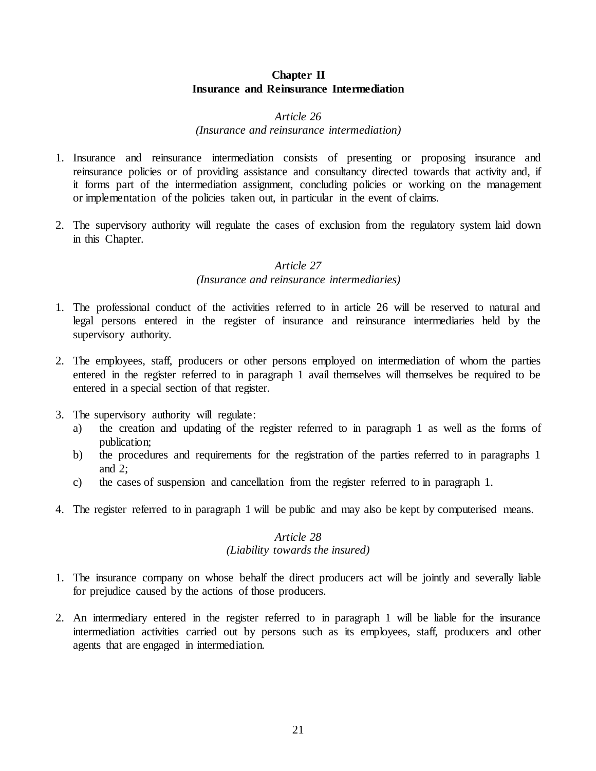## Chapter II
## Insurance and Reinsurance Intermediation

*Article 26*
*(Insurance and reinsurance intermediation)*

1. Insurance and reinsurance intermediation consists of presenting or proposing insurance and reinsurance policies or of providing assistance and consultancy directed towards that activity and, if it forms part of the intermediation assignment, concluding policies or working on the management or implementation of the policies taken out, in particular in the event of claims.

2. The supervisory authority will regulate the cases of exclusion from the regulatory system laid down in this Chapter.

*Article 27*
*(Insurance and reinsurance intermediaries)*

1. The professional conduct of the activities referred to in article 26 will be reserved to natural and legal persons entered in the register of insurance and reinsurance intermediaries held by the supervisory authority.

2. The employees, staff, producers or other persons employed on intermediation of whom the parties entered in the register referred to in paragraph 1 avail themselves will themselves be required to be entered in a special section of that register.

3. The supervisory authority will regulate:
   a) the creation and updating of the register referred to in paragraph 1 as well as the forms of publication;
   b) the procedures and requirements for the registration of the parties referred to in paragraphs 1 and 2;
   c) the cases of suspension and cancellation from the register referred to in paragraph 1.

4. The register referred to in paragraph 1 will be public and may also be kept by computerised means.

*Article 28*
*(Liability towards the insured)*

1. The insurance company on whose behalf the direct producers act will be jointly and severally liable for prejudice caused by the actions of those producers.

2. An intermediary entered in the register referred to in paragraph 1 will be liable for the insurance intermediation activities carried out by persons such as its employees, staff, producers and other agents that are engaged in intermediation.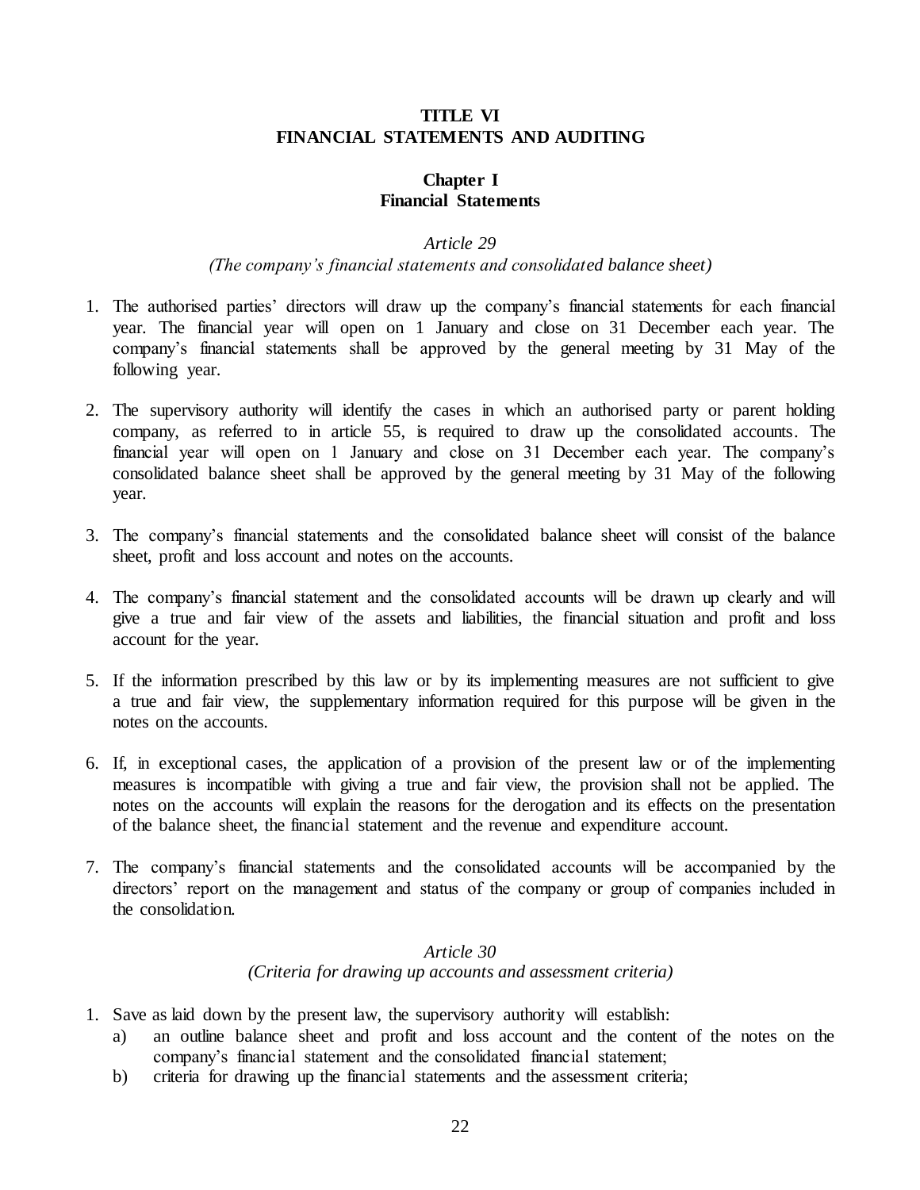# TITLE VI
# FINANCIAL STATEMENTS AND AUDITING

## Chapter I
## Financial Statements

### *Article 29*
### *(The company's financial statements and consolidated balance sheet)*

1. The authorised parties' directors will draw up the company's financial statements for each financial year. The financial year will open on 1 January and close on 31 December each year. The company's financial statements shall be approved by the general meeting by 31 May of the following year.

2. The supervisory authority will identify the cases in which an authorised party or parent holding company, as referred to in article 55, is required to draw up the consolidated accounts. The financial year will open on 1 January and close on 31 December each year. The company's consolidated balance sheet shall be approved by the general meeting by 31 May of the following year.

3. The company's financial statements and the consolidated balance sheet will consist of the balance sheet, profit and loss account and notes on the accounts.

4. The company's financial statement and the consolidated accounts will be drawn up clearly and will give a true and fair view of the assets and liabilities, the financial situation and profit and loss account for the year.

5. If the information prescribed by this law or by its implementing measures are not sufficient to give a true and fair view, the supplementary information required for this purpose will be given in the notes on the accounts.

6. If, in exceptional cases, the application of a provision of the present law or of the implementing measures is incompatible with giving a true and fair view, the provision shall not be applied. The notes on the accounts will explain the reasons for the derogation and its effects on the presentation of the balance sheet, the financial statement and the revenue and expenditure account.

7. The company's financial statements and the consolidated accounts will be accompanied by the directors' report on the management and status of the company or group of companies included in the consolidation.

### *Article 30*
### *(Criteria for drawing up accounts and assessment criteria)*

1. Save as laid down by the present law, the supervisory authority will establish:
   a) an outline balance sheet and profit and loss account and the content of the notes on the company's financial statement and the consolidated financial statement;
   b) criteria for drawing up the financial statements and the assessment criteria;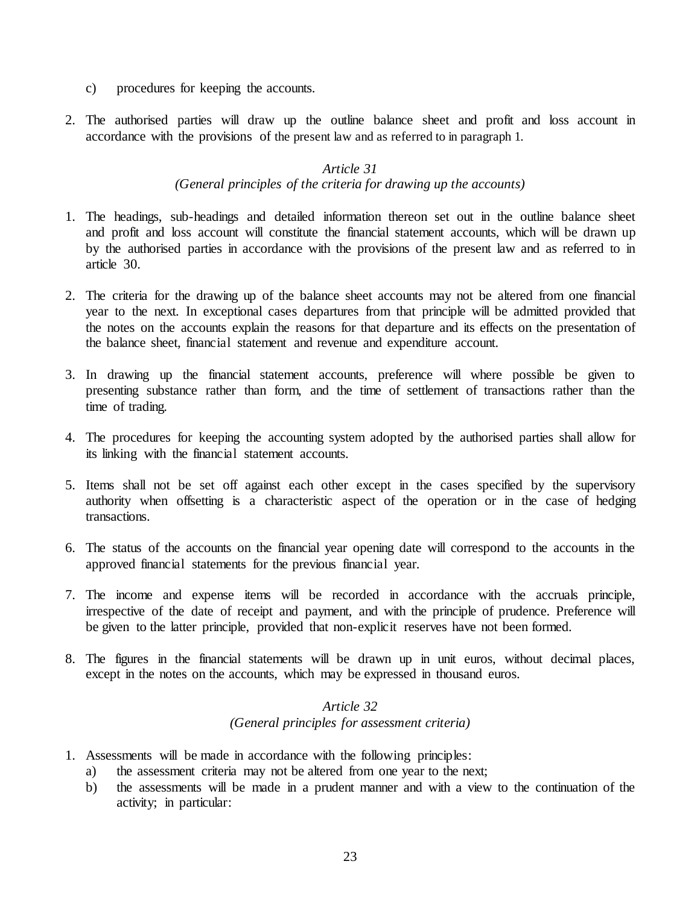c) procedures for keeping the accounts.

2. The authorised parties will draw up the outline balance sheet and profit and loss account in accordance with the provisions of the present law and as referred to in paragraph 1.

### *Article 31*
### *(General principles of the criteria for drawing up the accounts)*

1. The headings, sub-headings and detailed information thereon set out in the outline balance sheet and profit and loss account will constitute the financial statement accounts, which will be drawn up by the authorised parties in accordance with the provisions of the present law and as referred to in article 30.

2. The criteria for the drawing up of the balance sheet accounts may not be altered from one financial year to the next. In exceptional cases departures from that principle will be admitted provided that the notes on the accounts explain the reasons for that departure and its effects on the presentation of the balance sheet, financial statement and revenue and expenditure account.

3. In drawing up the financial statement accounts, preference will where possible be given to presenting substance rather than form, and the time of settlement of transactions rather than the time of trading.

4. The procedures for keeping the accounting system adopted by the authorised parties shall allow for its linking with the financial statement accounts.

5. Items shall not be set off against each other except in the cases specified by the supervisory authority when offsetting is a characteristic aspect of the operation or in the case of hedging transactions.

6. The status of the accounts on the financial year opening date will correspond to the accounts in the approved financial statements for the previous financial year.

7. The income and expense items will be recorded in accordance with the accruals principle, irrespective of the date of receipt and payment, and with the principle of prudence. Preference will be given to the latter principle, provided that non-explicit reserves have not been formed.

8. The figures in the financial statements will be drawn up in unit euros, without decimal places, except in the notes on the accounts, which may be expressed in thousand euros.

### *Article 32*
### *(General principles for assessment criteria)*

1. Assessments will be made in accordance with the following principles:
   a) the assessment criteria may not be altered from one year to the next;
   b) the assessments will be made in a prudent manner and with a view to the continuation of the activity; in particular: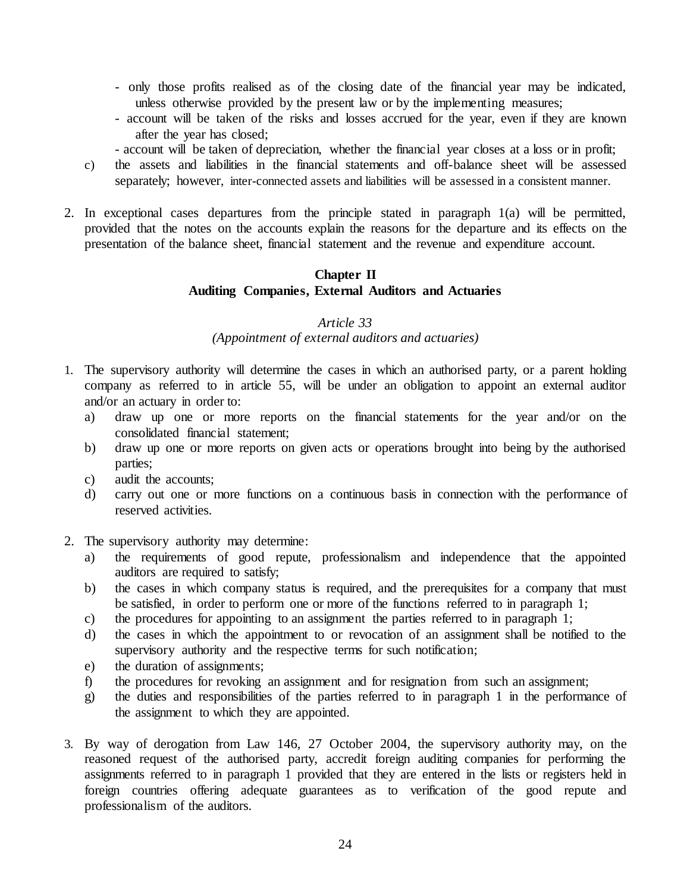- only those profits realised as of the closing date of the financial year may be indicated, unless otherwise provided by the present law or by the implementing measures;
- account will be taken of the risks and losses accrued for the year, even if they are known after the year has closed;
- account will be taken of depreciation, whether the financial year closes at a loss or in profit;

c) the assets and liabilities in the financial statements and off-balance sheet will be assessed separately; however, inter-connected assets and liabilities will be assessed in a consistent manner.

2. In exceptional cases departures from the principle stated in paragraph 1(a) will be permitted, provided that the notes on the accounts explain the reasons for the departure and its effects on the presentation of the balance sheet, financial statement and the revenue and expenditure account.

## Chapter II
## Auditing Companies, External Auditors and Actuaries

*Article 33*
*(Appointment of external auditors and actuaries)*

1. The supervisory authority will determine the cases in which an authorised party, or a parent holding company as referred to in article 55, will be under an obligation to appoint an external auditor and/or an actuary in order to:
   a) draw up one or more reports on the financial statements for the year and/or on the consolidated financial statement;
   b) draw up one or more reports on given acts or operations brought into being by the authorised parties;
   c) audit the accounts;
   d) carry out one or more functions on a continuous basis in connection with the performance of reserved activities.

2. The supervisory authority may determine:
   a) the requirements of good repute, professionalism and independence that the appointed auditors are required to satisfy;
   b) the cases in which company status is required, and the prerequisites for a company that must be satisfied, in order to perform one or more of the functions referred to in paragraph 1;
   c) the procedures for appointing to an assignment the parties referred to in paragraph 1;
   d) the cases in which the appointment to or revocation of an assignment shall be notified to the supervisory authority and the respective terms for such notification;
   e) the duration of assignments;
   f) the procedures for revoking an assignment and for resignation from such an assignment;
   g) the duties and responsibilities of the parties referred to in paragraph 1 in the performance of the assignment to which they are appointed.

3. By way of derogation from Law 146, 27 October 2004, the supervisory authority may, on the reasoned request of the authorised party, accredit foreign auditing companies for performing the assignments referred to in paragraph 1 provided that they are entered in the lists or registers held in foreign countries offering adequate guarantees as to verification of the good repute and professionalism of the auditors.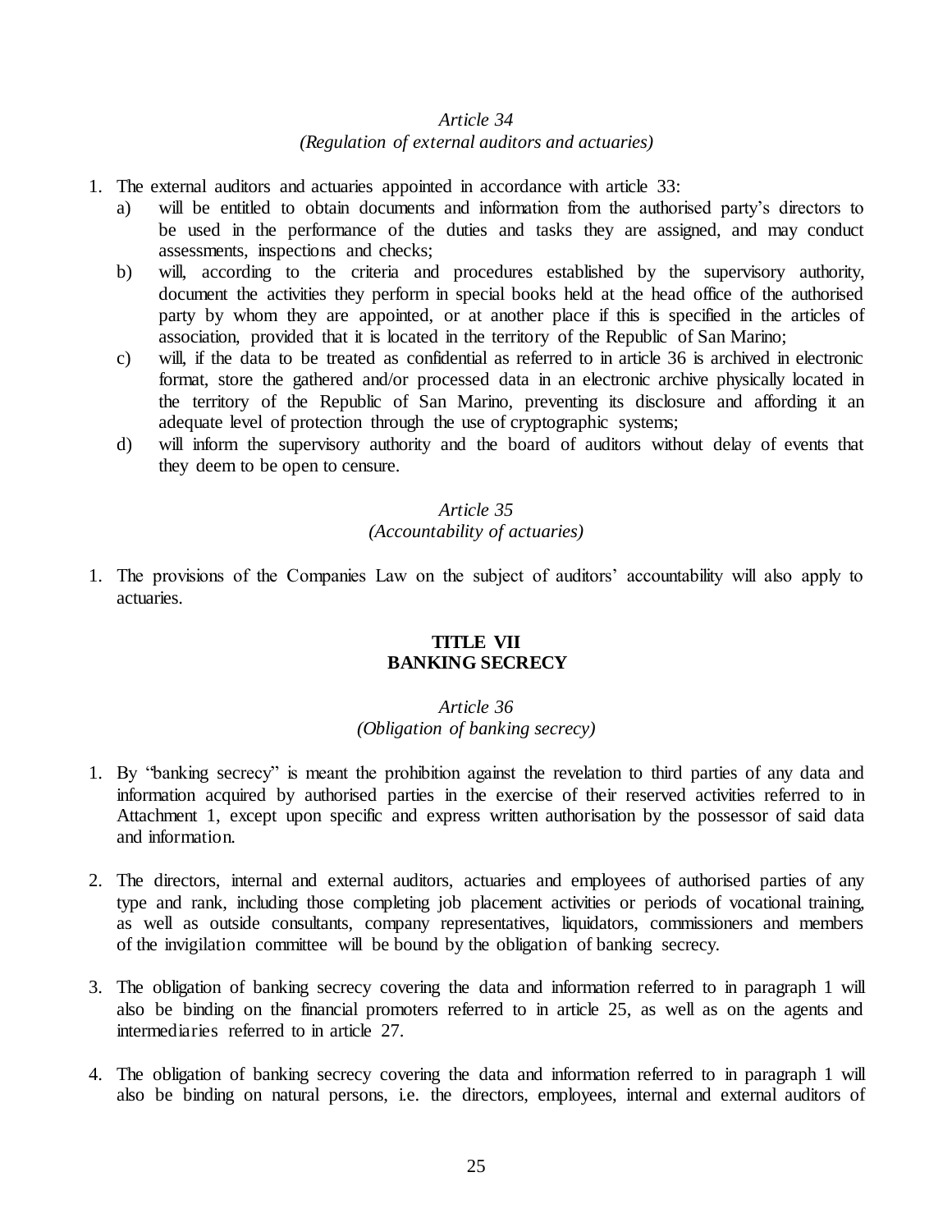*Article 34*
*(Regulation of external auditors and actuaries)*

1. The external auditors and actuaries appointed in accordance with article 33:
   a) will be entitled to obtain documents and information from the authorised party's directors to be used in the performance of the duties and tasks they are assigned, and may conduct assessments, inspections and checks;
   b) will, according to the criteria and procedures established by the supervisory authority, document the activities they perform in special books held at the head office of the authorised party by whom they are appointed, or at another place if this is specified in the articles of association, provided that it is located in the territory of the Republic of San Marino;
   c) will, if the data to be treated as confidential as referred to in article 36 is archived in electronic format, store the gathered and/or processed data in an electronic archive physically located in the territory of the Republic of San Marino, preventing its disclosure and affording it an adequate level of protection through the use of cryptographic systems;
   d) will inform the supervisory authority and the board of auditors without delay of events that they deem to be open to censure.

*Article 35*
*(Accountability of actuaries)*

1. The provisions of the Companies Law on the subject of auditors' accountability will also apply to actuaries.

## TITLE VII
## BANKING SECRECY

*Article 36*
*(Obligation of banking secrecy)*

1. By "banking secrecy" is meant the prohibition against the revelation to third parties of any data and information acquired by authorised parties in the exercise of their reserved activities referred to in Attachment 1, except upon specific and express written authorisation by the possessor of said data and information.

2. The directors, internal and external auditors, actuaries and employees of authorised parties of any type and rank, including those completing job placement activities or periods of vocational training, as well as outside consultants, company representatives, liquidators, commissioners and members of the invigilation committee will be bound by the obligation of banking secrecy.

3. The obligation of banking secrecy covering the data and information referred to in paragraph 1 will also be binding on the financial promoters referred to in article 25, as well as on the agents and intermediaries referred to in article 27.

4. The obligation of banking secrecy covering the data and information referred to in paragraph 1 will also be binding on natural persons, i.e. the directors, employees, internal and external auditors of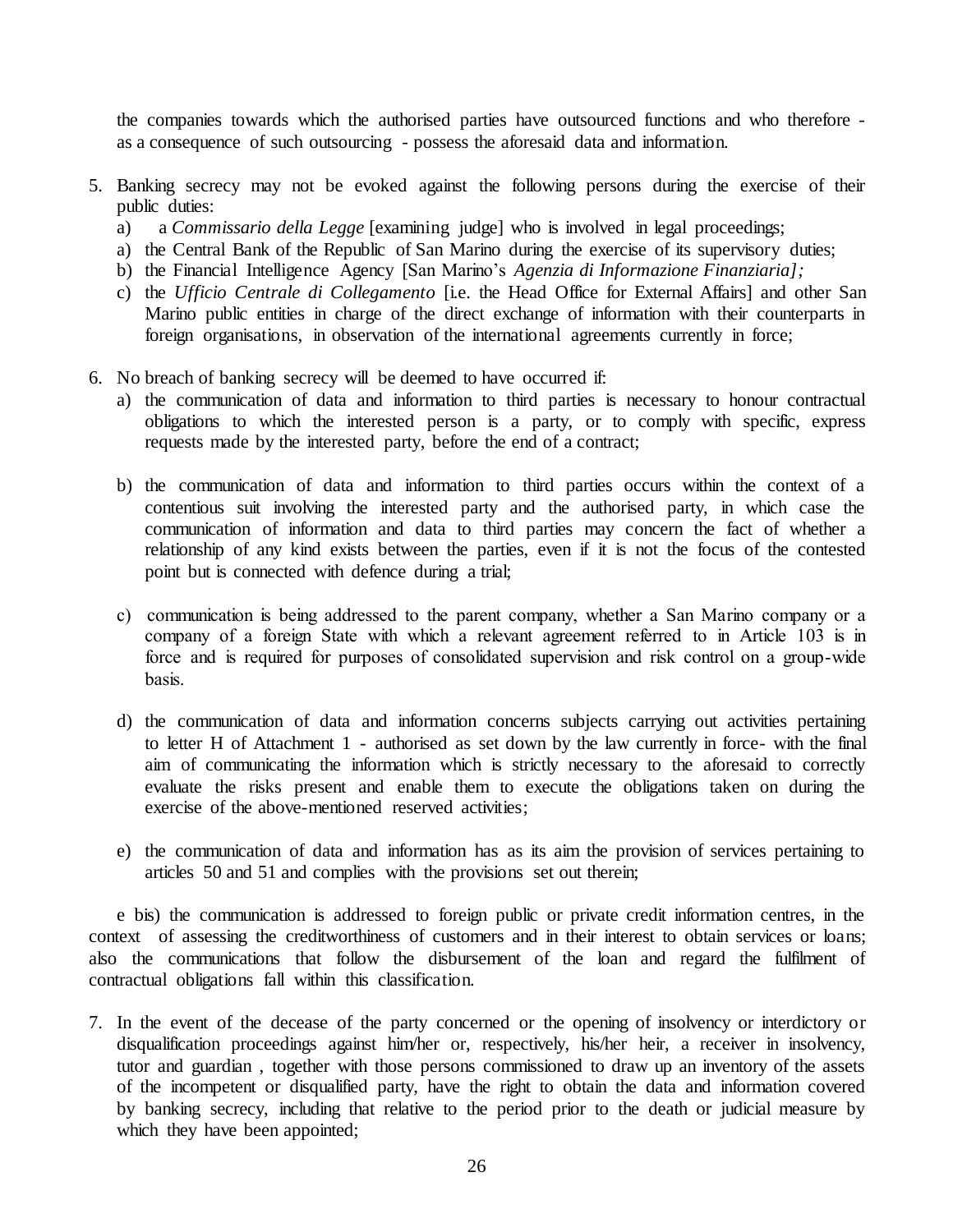the companies towards which the authorised parties have outsourced functions and who therefore - as a consequence of such outsourcing - possess the aforesaid data and information.

5. Banking secrecy may not be evoked against the following persons during the exercise of their public duties:
   a) a *Commissario della Legge* [examining judge] who is involved in legal proceedings;
   a) the Central Bank of the Republic of San Marino during the exercise of its supervisory duties;
   b) the Financial Intelligence Agency [San Marino's *Agenzia di Informazione Finanziaria];*
   c) the *Ufficio Centrale di Collegamento* [i.e. the Head Office for External Affairs] and other San Marino public entities in charge of the direct exchange of information with their counterparts in foreign organisations, in observation of the international agreements currently in force;

6. No breach of banking secrecy will be deemed to have occurred if:
   a) the communication of data and information to third parties is necessary to honour contractual obligations to which the interested person is a party, or to comply with specific, express requests made by the interested party, before the end of a contract;

   b) the communication of data and information to third parties occurs within the context of a contentious suit involving the interested party and the authorised party, in which case the communication of information and data to third parties may concern the fact of whether a relationship of any kind exists between the parties, even if it is not the focus of the contested point but is connected with defence during a trial;

   c) communication is being addressed to the parent company, whether a San Marino company or a company of a foreign State with which a relevant agreement referred to in Article 103 is in force and is required for purposes of consolidated supervision and risk control on a group-wide basis.

   d) the communication of data and information concerns subjects carrying out activities pertaining to letter H of Attachment 1 - authorised as set down by the law currently in force- with the final aim of communicating the information which is strictly necessary to the aforesaid to correctly evaluate the risks present and enable them to execute the obligations taken on during the exercise of the above-mentioned reserved activities;

   e) the communication of data and information has as its aim the provision of services pertaining to articles 50 and 51 and complies with the provisions set out therein;

   e bis) the communication is addressed to foreign public or private credit information centres, in the context of assessing the creditworthiness of customers and in their interest to obtain services or loans; also the communications that follow the disbursement of the loan and regard the fulfilment of contractual obligations fall within this classification.

7. In the event of the decease of the party concerned or the opening of insolvency or interdictory or disqualification proceedings against him/her or, respectively, his/her heir, a receiver in insolvency, tutor and guardian , together with those persons commissioned to draw up an inventory of the assets of the incompetent or disqualified party, have the right to obtain the data and information covered by banking secrecy, including that relative to the period prior to the death or judicial measure by which they have been appointed;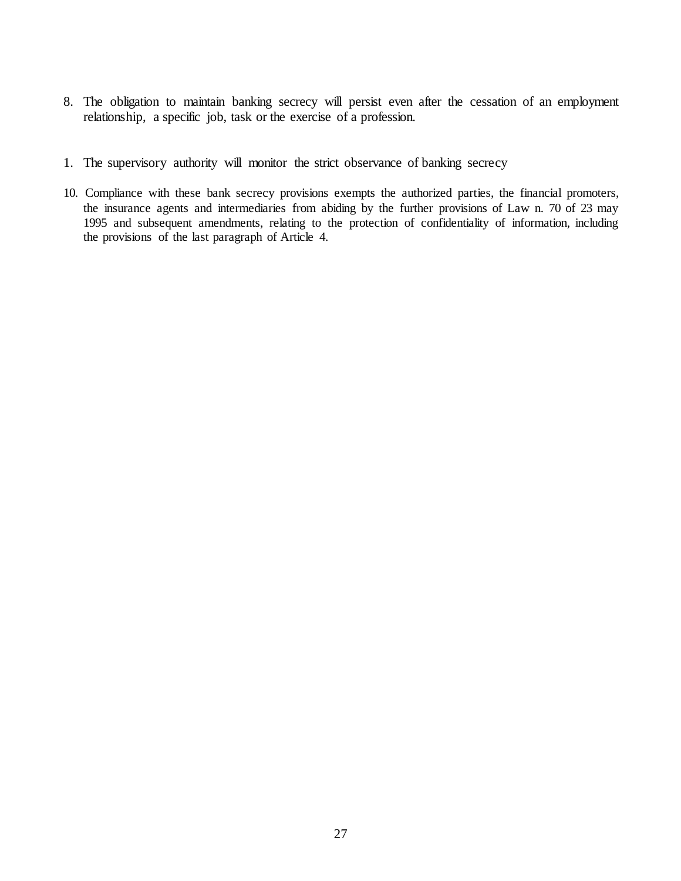8. The obligation to maintain banking secrecy will persist even after the cessation of an employment relationship, a specific job, task or the exercise of a profession.

1. The supervisory authority will monitor the strict observance of banking secrecy

10. Compliance with these bank secrecy provisions exempts the authorized parties, the financial promoters, the insurance agents and intermediaries from abiding by the further provisions of Law n. 70 of 23 may 1995 and subsequent amendments, relating to the protection of confidentiality of information, including the provisions of the last paragraph of Article 4.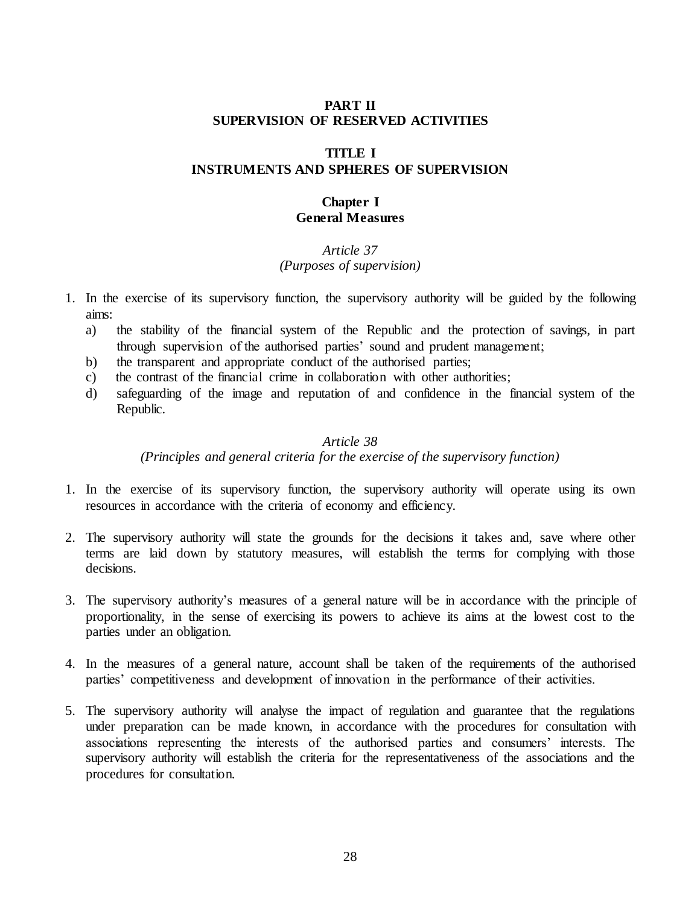# PART II
# SUPERVISION OF RESERVED ACTIVITIES

## TITLE I
## INSTRUMENTS AND SPHERES OF SUPERVISION

### Chapter I
### General Measures

*Article 37*
*(Purposes of supervision)*

1. In the exercise of its supervisory function, the supervisory authority will be guided by the following aims:
   a) the stability of the financial system of the Republic and the protection of savings, in part through supervision of the authorised parties' sound and prudent management;
   b) the transparent and appropriate conduct of the authorised parties;
   c) the contrast of the financial crime in collaboration with other authorities;
   d) safeguarding of the image and reputation of and confidence in the financial system of the Republic.

*Article 38*
*(Principles and general criteria for the exercise of the supervisory function)*

1. In the exercise of its supervisory function, the supervisory authority will operate using its own resources in accordance with the criteria of economy and efficiency.

2. The supervisory authority will state the grounds for the decisions it takes and, save where other terms are laid down by statutory measures, will establish the terms for complying with those decisions.

3. The supervisory authority's measures of a general nature will be in accordance with the principle of proportionality, in the sense of exercising its powers to achieve its aims at the lowest cost to the parties under an obligation.

4. In the measures of a general nature, account shall be taken of the requirements of the authorised parties' competitiveness and development of innovation in the performance of their activities.

5. The supervisory authority will analyse the impact of regulation and guarantee that the regulations under preparation can be made known, in accordance with the procedures for consultation with associations representing the interests of the authorised parties and consumers' interests. The supervisory authority will establish the criteria for the representativeness of the associations and the procedures for consultation.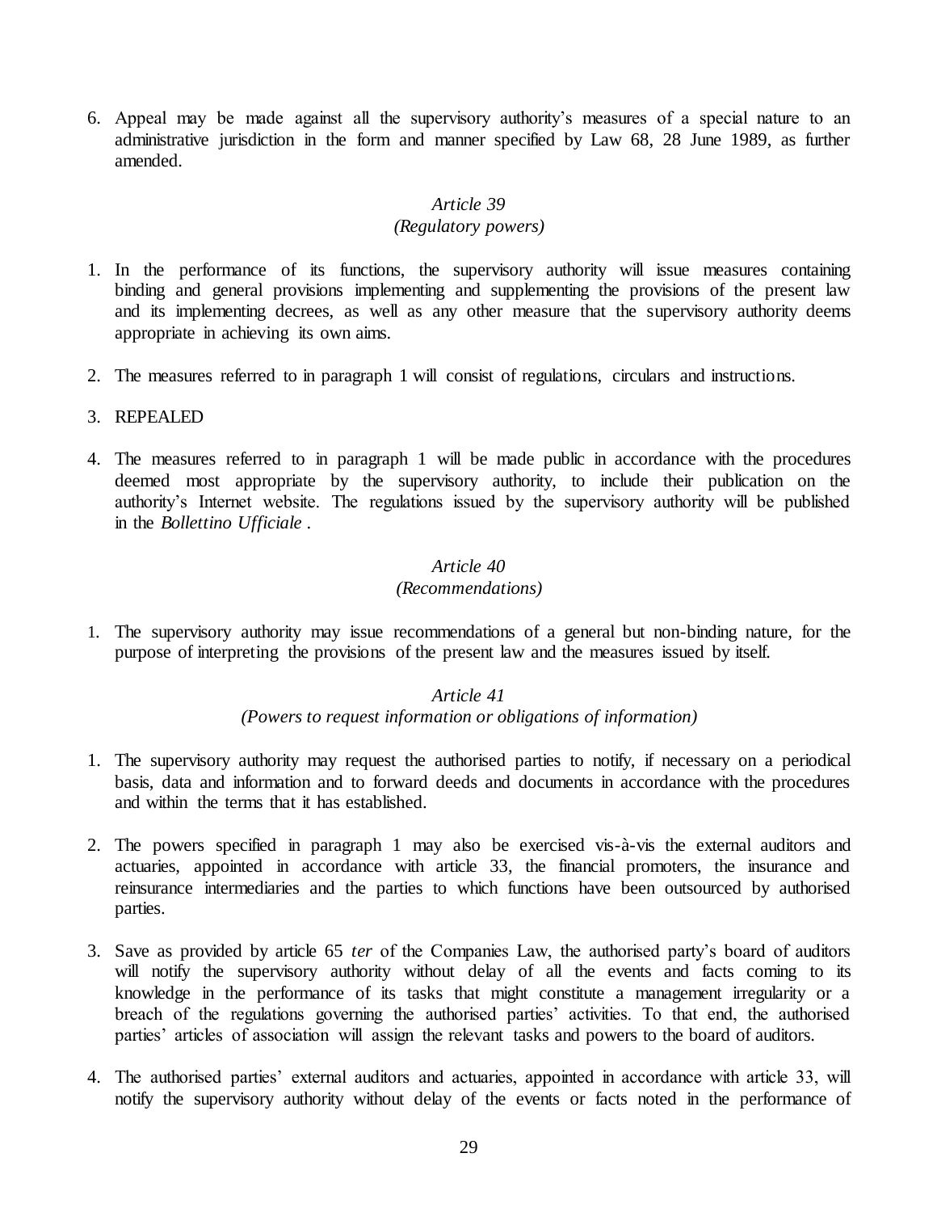6. Appeal may be made against all the supervisory authority's measures of a special nature to an administrative jurisdiction in the form and manner specified by Law 68, 28 June 1989, as further amended.

*Article 39*
*(Regulatory powers)*

1. In the performance of its functions, the supervisory authority will issue measures containing binding and general provisions implementing and supplementing the provisions of the present law and its implementing decrees, as well as any other measure that the supervisory authority deems appropriate in achieving its own aims.

2. The measures referred to in paragraph 1 will consist of regulations, circulars and instructions.

3. REPEALED

4. The measures referred to in paragraph 1 will be made public in accordance with the procedures deemed most appropriate by the supervisory authority, to include their publication on the authority's Internet website. The regulations issued by the supervisory authority will be published in the *Bollettino Ufficiale* .

*Article 40*
*(Recommendations)*

1. The supervisory authority may issue recommendations of a general but non-binding nature, for the purpose of interpreting the provisions of the present law and the measures issued by itself.

*Article 41*
*(Powers to request information or obligations of information)*

1. The supervisory authority may request the authorised parties to notify, if necessary on a periodical basis, data and information and to forward deeds and documents in accordance with the procedures and within the terms that it has established.

2. The powers specified in paragraph 1 may also be exercised vis-à-vis the external auditors and actuaries, appointed in accordance with article 33, the financial promoters, the insurance and reinsurance intermediaries and the parties to which functions have been outsourced by authorised parties.

3. Save as provided by article 65 *ter* of the Companies Law, the authorised party's board of auditors will notify the supervisory authority without delay of all the events and facts coming to its knowledge in the performance of its tasks that might constitute a management irregularity or a breach of the regulations governing the authorised parties' activities. To that end, the authorised parties' articles of association will assign the relevant tasks and powers to the board of auditors.

4. The authorised parties' external auditors and actuaries, appointed in accordance with article 33, will notify the supervisory authority without delay of the events or facts noted in the performance of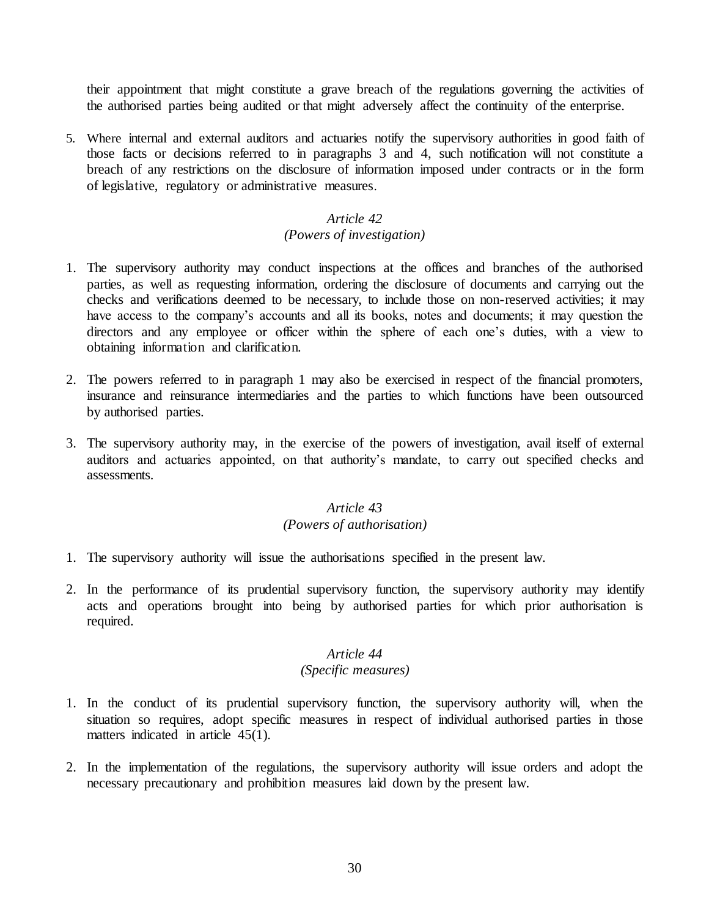their appointment that might constitute a grave breach of the regulations governing the activities of the authorised parties being audited or that might adversely affect the continuity of the enterprise.

5. Where internal and external auditors and actuaries notify the supervisory authorities in good faith of those facts or decisions referred to in paragraphs 3 and 4, such notification will not constitute a breach of any restrictions on the disclosure of information imposed under contracts or in the form of legislative, regulatory or administrative measures.

### *Article 42*
### *(Powers of investigation)*

1. The supervisory authority may conduct inspections at the offices and branches of the authorised parties, as well as requesting information, ordering the disclosure of documents and carrying out the checks and verifications deemed to be necessary, to include those on non-reserved activities; it may have access to the company's accounts and all its books, notes and documents; it may question the directors and any employee or officer within the sphere of each one's duties, with a view to obtaining information and clarification.

2. The powers referred to in paragraph 1 may also be exercised in respect of the financial promoters, insurance and reinsurance intermediaries and the parties to which functions have been outsourced by authorised parties.

3. The supervisory authority may, in the exercise of the powers of investigation, avail itself of external auditors and actuaries appointed, on that authority's mandate, to carry out specified checks and assessments.

### *Article 43*
### *(Powers of authorisation)*

1. The supervisory authority will issue the authorisations specified in the present law.

2. In the performance of its prudential supervisory function, the supervisory authority may identify acts and operations brought into being by authorised parties for which prior authorisation is required.

### *Article 44*
### *(Specific measures)*

1. In the conduct of its prudential supervisory function, the supervisory authority will, when the situation so requires, adopt specific measures in respect of individual authorised parties in those matters indicated in article 45(1).

2. In the implementation of the regulations, the supervisory authority will issue orders and adopt the necessary precautionary and prohibition measures laid down by the present law.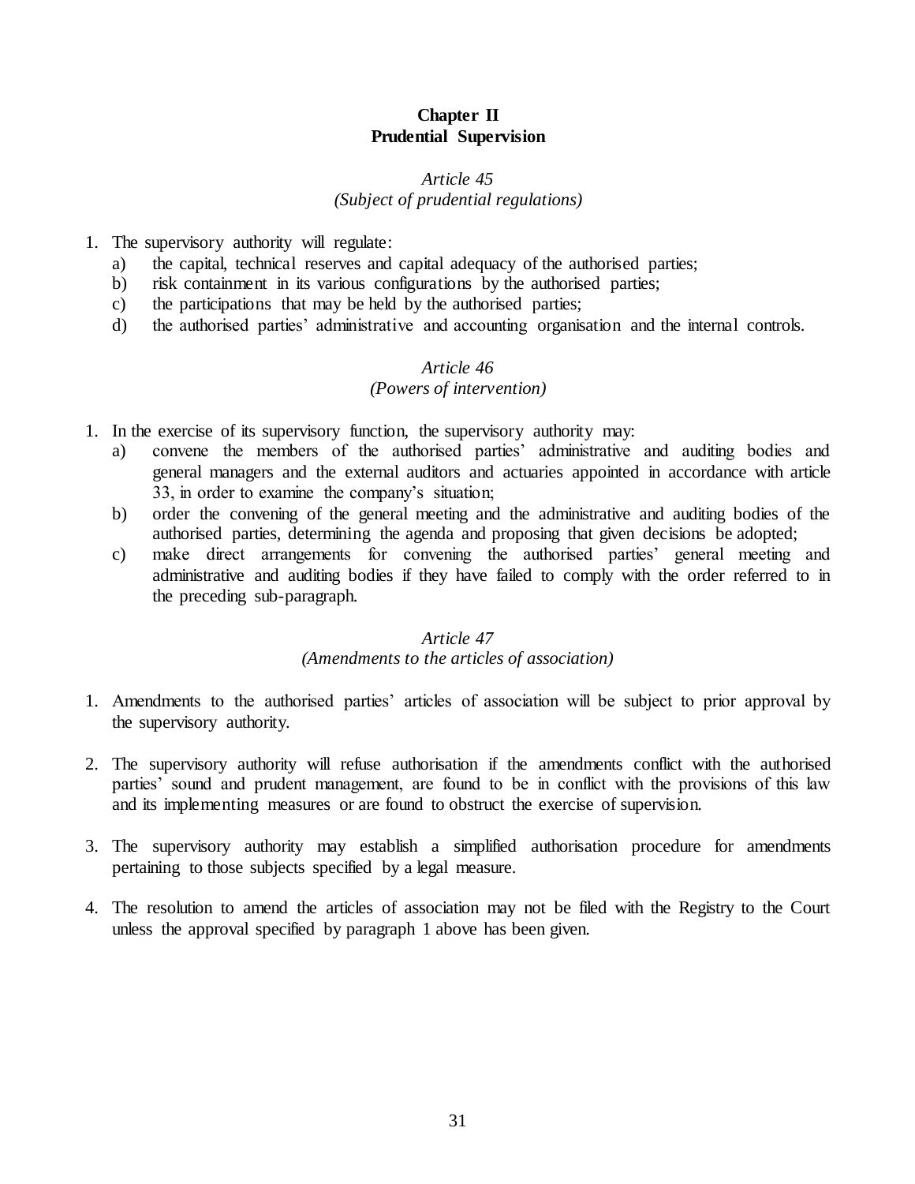## Chapter II
## Prudential Supervision

### *Article 45*
### *(Subject of prudential regulations)*

1. The supervisory authority will regulate:
   a) the capital, technical reserves and capital adequacy of the authorised parties;
   b) risk containment in its various configurations by the authorised parties;
   c) the participations that may be held by the authorised parties;
   d) the authorised parties' administrative and accounting organisation and the internal controls.

### *Article 46*
### *(Powers of intervention)*

1. In the exercise of its supervisory function, the supervisory authority may:
   a) convene the members of the authorised parties' administrative and auditing bodies and general managers and the external auditors and actuaries appointed in accordance with article 33, in order to examine the company's situation;
   b) order the convening of the general meeting and the administrative and auditing bodies of the authorised parties, determining the agenda and proposing that given decisions be adopted;
   c) make direct arrangements for convening the authorised parties' general meeting and administrative and auditing bodies if they have failed to comply with the order referred to in the preceding sub-paragraph.

### *Article 47*
### *(Amendments to the articles of association)*

1. Amendments to the authorised parties' articles of association will be subject to prior approval by the supervisory authority.

2. The supervisory authority will refuse authorisation if the amendments conflict with the authorised parties' sound and prudent management, are found to be in conflict with the provisions of this law and its implementing measures or are found to obstruct the exercise of supervision.

3. The supervisory authority may establish a simplified authorisation procedure for amendments pertaining to those subjects specified by a legal measure.

4. The resolution to amend the articles of association may not be filed with the Registry to the Court unless the approval specified by paragraph 1 above has been given.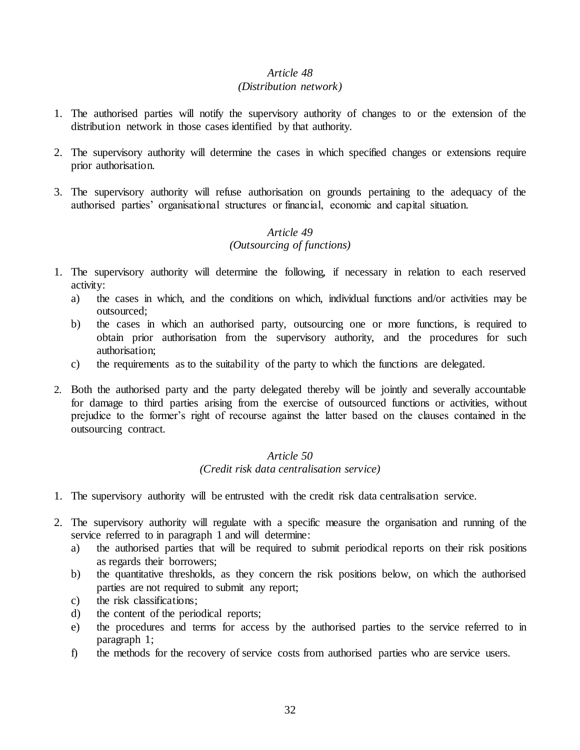### *Article 48*
### *(Distribution network)*

1. The authorised parties will notify the supervisory authority of changes to or the extension of the distribution network in those cases identified by that authority.

2. The supervisory authority will determine the cases in which specified changes or extensions require prior authorisation.

3. The supervisory authority will refuse authorisation on grounds pertaining to the adequacy of the authorised parties' organisational structures or financial, economic and capital situation.

### *Article 49*
### *(Outsourcing of functions)*

1. The supervisory authority will determine the following, if necessary in relation to each reserved activity:
   a) the cases in which, and the conditions on which, individual functions and/or activities may be outsourced;
   b) the cases in which an authorised party, outsourcing one or more functions, is required to obtain prior authorisation from the supervisory authority, and the procedures for such authorisation;
   c) the requirements as to the suitability of the party to which the functions are delegated.

2. Both the authorised party and the party delegated thereby will be jointly and severally accountable for damage to third parties arising from the exercise of outsourced functions or activities, without prejudice to the former's right of recourse against the latter based on the clauses contained in the outsourcing contract.

### *Article 50*
### *(Credit risk data centralisation service)*

1. The supervisory authority will be entrusted with the credit risk data centralisation service.

2. The supervisory authority will regulate with a specific measure the organisation and running of the service referred to in paragraph 1 and will determine:
   a) the authorised parties that will be required to submit periodical reports on their risk positions as regards their borrowers;
   b) the quantitative thresholds, as they concern the risk positions below, on which the authorised parties are not required to submit any report;
   c) the risk classifications;
   d) the content of the periodical reports;
   e) the procedures and terms for access by the authorised parties to the service referred to in paragraph 1;
   f) the methods for the recovery of service costs from authorised parties who are service users.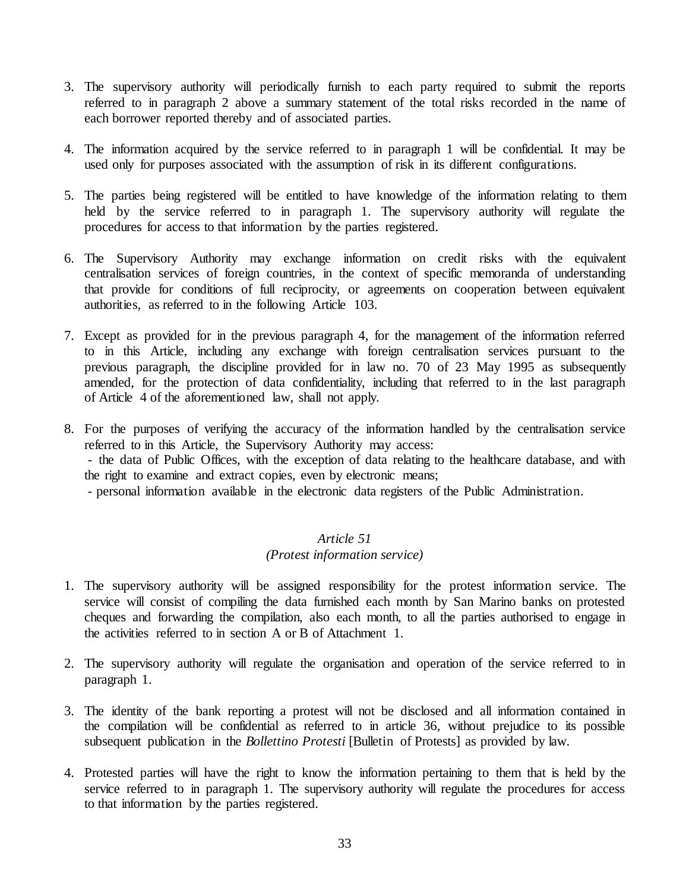3. The supervisory authority will periodically furnish to each party required to submit the reports referred to in paragraph 2 above a summary statement of the total risks recorded in the name of each borrower reported thereby and of associated parties.

4. The information acquired by the service referred to in paragraph 1 will be confidential. It may be used only for purposes associated with the assumption of risk in its different configurations.

5. The parties being registered will be entitled to have knowledge of the information relating to them held by the service referred to in paragraph 1. The supervisory authority will regulate the procedures for access to that information by the parties registered.

6. The Supervisory Authority may exchange information on credit risks with the equivalent centralisation services of foreign countries, in the context of specific memoranda of understanding that provide for conditions of full reciprocity, or agreements on cooperation between equivalent authorities, as referred to in the following Article 103.

7. Except as provided for in the previous paragraph 4, for the management of the information referred to in this Article, including any exchange with foreign centralisation services pursuant to the previous paragraph, the discipline provided for in law no. 70 of 23 May 1995 as subsequently amended, for the protection of data confidentiality, including that referred to in the last paragraph of Article 4 of the aforementioned law, shall not apply.

8. For the purposes of verifying the accuracy of the information handled by the centralisation service referred to in this Article, the Supervisory Authority may access:
   - the data of Public Offices, with the exception of data relating to the healthcare database, and with the right to examine and extract copies, even by electronic means;
   - personal information available in the electronic data registers of the Public Administration.

### *Article 51*
### *(Protest information service)*

1. The supervisory authority will be assigned responsibility for the protest information service. The service will consist of compiling the data furnished each month by San Marino banks on protested cheques and forwarding the compilation, also each month, to all the parties authorised to engage in the activities referred to in section A or B of Attachment 1.

2. The supervisory authority will regulate the organisation and operation of the service referred to in paragraph 1.

3. The identity of the bank reporting a protest will not be disclosed and all information contained in the compilation will be confidential as referred to in article 36, without prejudice to its possible subsequent publication in the *Bollettino Protesti* [Bulletin of Protests] as provided by law.

4. Protested parties will have the right to know the information pertaining to them that is held by the service referred to in paragraph 1. The supervisory authority will regulate the procedures for access to that information by the parties registered.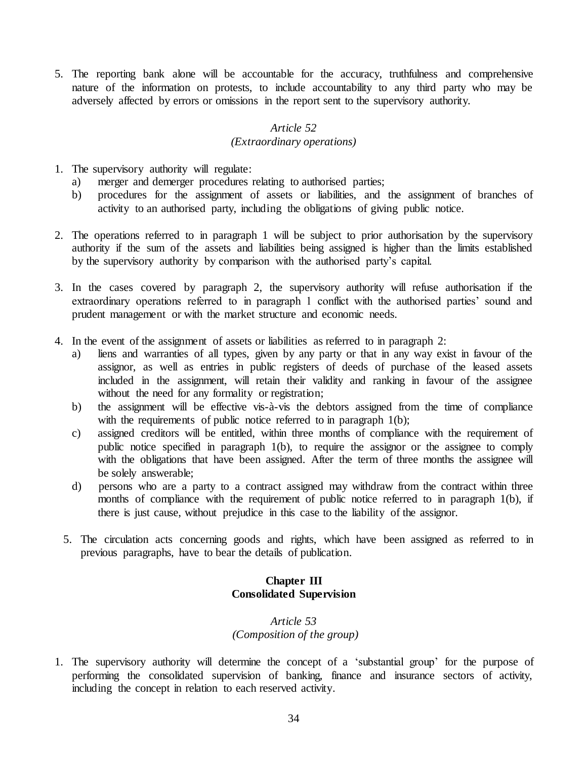5. The reporting bank alone will be accountable for the accuracy, truthfulness and comprehensive nature of the information on protests, to include accountability to any third party who may be adversely affected by errors or omissions in the report sent to the supervisory authority.

*Article 52*
*(Extraordinary operations)*

1. The supervisory authority will regulate:
   a) merger and demerger procedures relating to authorised parties;
   b) procedures for the assignment of assets or liabilities, and the assignment of branches of activity to an authorised party, including the obligations of giving public notice.

2. The operations referred to in paragraph 1 will be subject to prior authorisation by the supervisory authority if the sum of the assets and liabilities being assigned is higher than the limits established by the supervisory authority by comparison with the authorised party's capital.

3. In the cases covered by paragraph 2, the supervisory authority will refuse authorisation if the extraordinary operations referred to in paragraph 1 conflict with the authorised parties' sound and prudent management or with the market structure and economic needs.

4. In the event of the assignment of assets or liabilities as referred to in paragraph 2:
   a) liens and warranties of all types, given by any party or that in any way exist in favour of the assignor, as well as entries in public registers of deeds of purchase of the leased assets included in the assignment, will retain their validity and ranking in favour of the assignee without the need for any formality or registration;
   b) the assignment will be effective vis-à-vis the debtors assigned from the time of compliance with the requirements of public notice referred to in paragraph 1(b);
   c) assigned creditors will be entitled, within three months of compliance with the requirement of public notice specified in paragraph 1(b), to require the assignor or the assignee to comply with the obligations that have been assigned. After the term of three months the assignee will be solely answerable;
   d) persons who are a party to a contract assigned may withdraw from the contract within three months of compliance with the requirement of public notice referred to in paragraph 1(b), if there is just cause, without prejudice in this case to the liability of the assignor.

5. The circulation acts concerning goods and rights, which have been assigned as referred to in previous paragraphs, have to bear the details of publication.

## Chapter III
## Consolidated Supervision

*Article 53*
*(Composition of the group)*

1. The supervisory authority will determine the concept of a 'substantial group' for the purpose of performing the consolidated supervision of banking, finance and insurance sectors of activity, including the concept in relation to each reserved activity.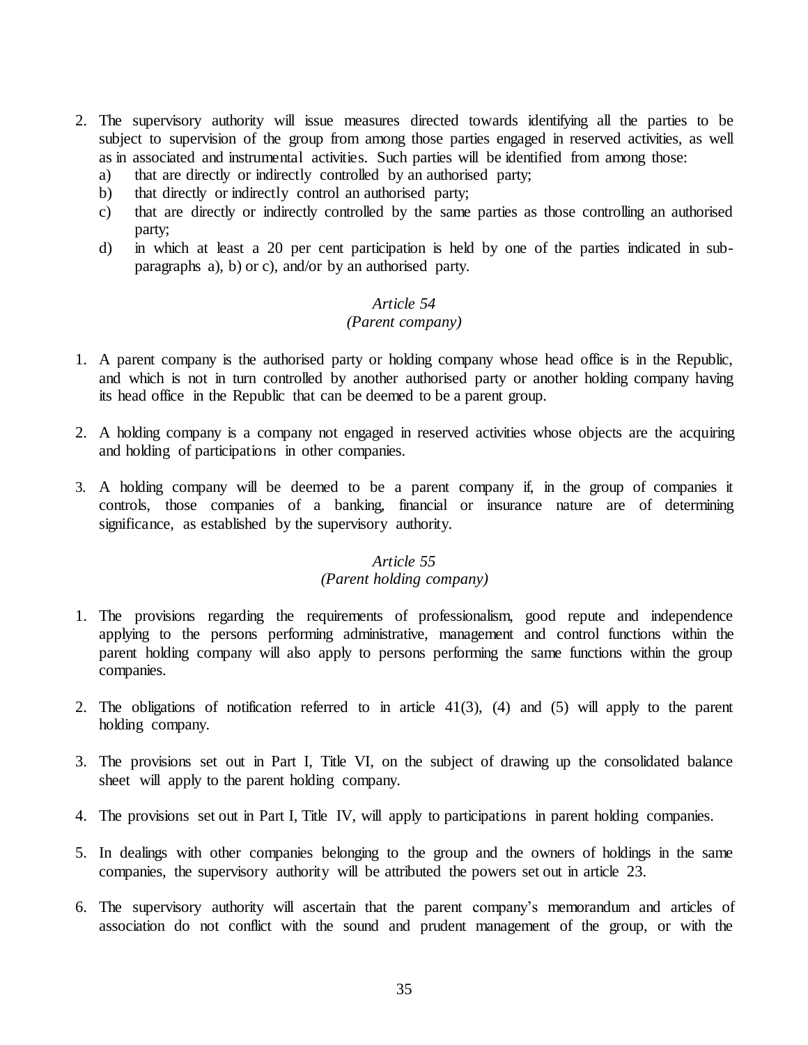2. The supervisory authority will issue measures directed towards identifying all the parties to be subject to supervision of the group from among those parties engaged in reserved activities, as well as in associated and instrumental activities. Such parties will be identified from among those:
   a) that are directly or indirectly controlled by an authorised party;
   b) that directly or indirectly control an authorised party;
   c) that are directly or indirectly controlled by the same parties as those controlling an authorised party;
   d) in which at least a 20 per cent participation is held by one of the parties indicated in sub-paragraphs a), b) or c), and/or by an authorised party.

*Article 54*
*(Parent company)*

1. A parent company is the authorised party or holding company whose head office is in the Republic, and which is not in turn controlled by another authorised party or another holding company having its head office in the Republic that can be deemed to be a parent group.

2. A holding company is a company not engaged in reserved activities whose objects are the acquiring and holding of participations in other companies.

3. A holding company will be deemed to be a parent company if, in the group of companies it controls, those companies of a banking, financial or insurance nature are of determining significance, as established by the supervisory authority.

*Article 55*
*(Parent holding company)*

1. The provisions regarding the requirements of professionalism, good repute and independence applying to the persons performing administrative, management and control functions within the parent holding company will also apply to persons performing the same functions within the group companies.

2. The obligations of notification referred to in article 41(3), (4) and (5) will apply to the parent holding company.

3. The provisions set out in Part I, Title VI, on the subject of drawing up the consolidated balance sheet will apply to the parent holding company.

4. The provisions set out in Part I, Title IV, will apply to participations in parent holding companies.

5. In dealings with other companies belonging to the group and the owners of holdings in the same companies, the supervisory authority will be attributed the powers set out in article 23.

6. The supervisory authority will ascertain that the parent company's memorandum and articles of association do not conflict with the sound and prudent management of the group, or with the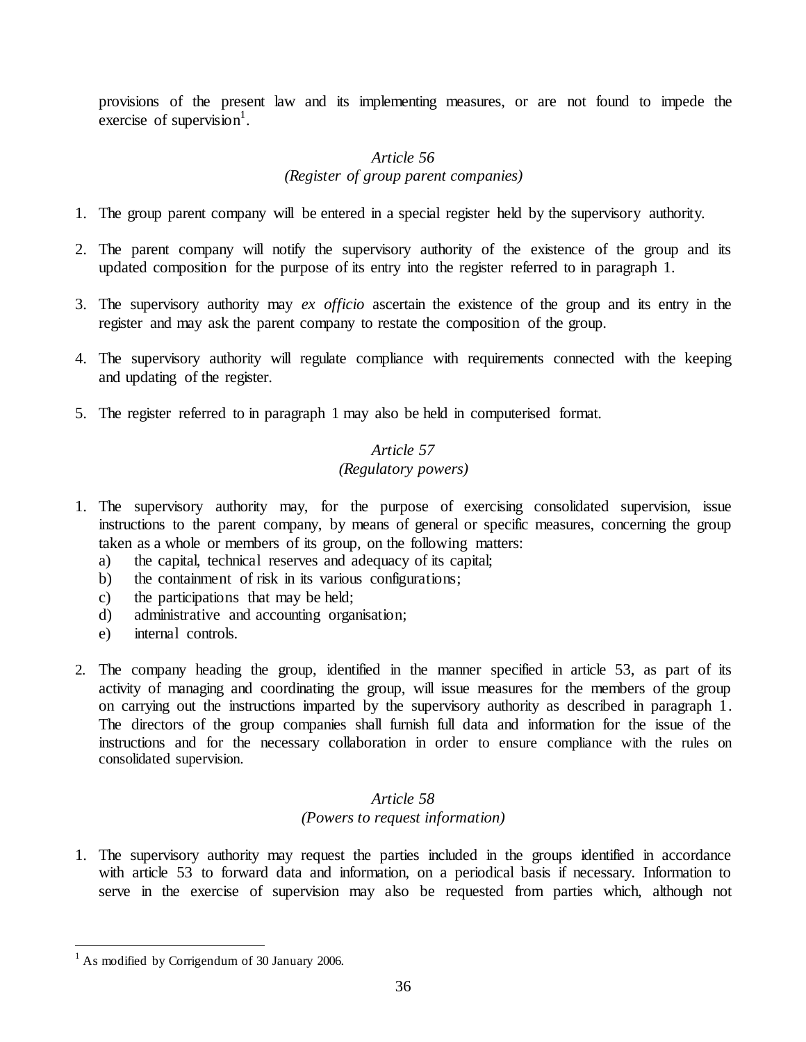provisions of the present law and its implementing measures, or are not found to impede the exercise of supervision[1].

### *Article 56*
### *(Register of group parent companies)*

1. The group parent company will be entered in a special register held by the supervisory authority.

2. The parent company will notify the supervisory authority of the existence of the group and its updated composition for the purpose of its entry into the register referred to in paragraph 1.

3. The supervisory authority may *ex officio* ascertain the existence of the group and its entry in the register and may ask the parent company to restate the composition of the group.

4. The supervisory authority will regulate compliance with requirements connected with the keeping and updating of the register.

5. The register referred to in paragraph 1 may also be held in computerised format.

### *Article 57*
### *(Regulatory powers)*

1. The supervisory authority may, for the purpose of exercising consolidated supervision, issue instructions to the parent company, by means of general or specific measures, concerning the group taken as a whole or members of its group, on the following matters:
   a) the capital, technical reserves and adequacy of its capital;
   b) the containment of risk in its various configurations;
   c) the participations that may be held;
   d) administrative and accounting organisation;
   e) internal controls.

2. The company heading the group, identified in the manner specified in article 53, as part of its activity of managing and coordinating the group, will issue measures for the members of the group on carrying out the instructions imparted by the supervisory authority as described in paragraph 1. The directors of the group companies shall furnish full data and information for the issue of the instructions and for the necessary collaboration in order to ensure compliance with the rules on consolidated supervision.

### *Article 58*
### *(Powers to request information)*

1. The supervisory authority may request the parties included in the groups identified in accordance with article 53 to forward data and information, on a periodical basis if necessary. Information to serve in the exercise of supervision may also be requested from parties which, although not

---

[1] As modified by Corrigendum of 30 January 2006.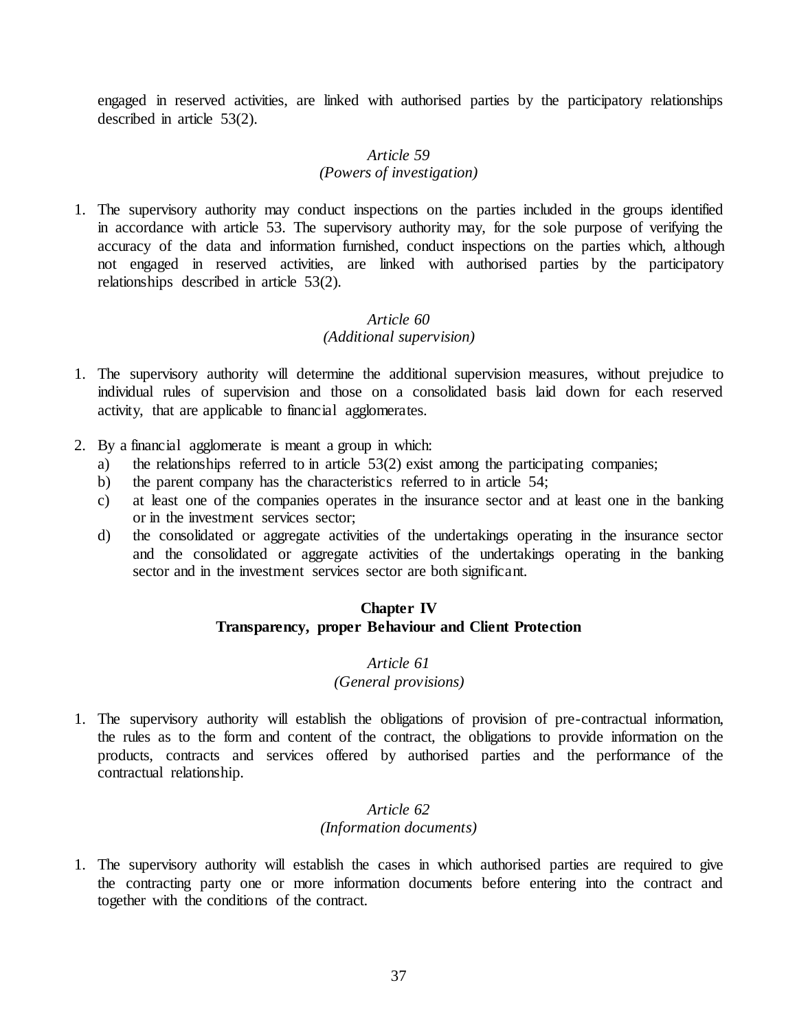engaged in reserved activities, are linked with authorised parties by the participatory relationships described in article 53(2).

*Article 59*
*(Powers of investigation)*

1. The supervisory authority may conduct inspections on the parties included in the groups identified in accordance with article 53. The supervisory authority may, for the sole purpose of verifying the accuracy of the data and information furnished, conduct inspections on the parties which, although not engaged in reserved activities, are linked with authorised parties by the participatory relationships described in article 53(2).

*Article 60*
*(Additional supervision)*

1. The supervisory authority will determine the additional supervision measures, without prejudice to individual rules of supervision and those on a consolidated basis laid down for each reserved activity, that are applicable to financial agglomerates.
2. By a financial agglomerate is meant a group in which:
   a) the relationships referred to in article 53(2) exist among the participating companies;
   b) the parent company has the characteristics referred to in article 54;
   c) at least one of the companies operates in the insurance sector and at least one in the banking or in the investment services sector;
   d) the consolidated or aggregate activities of the undertakings operating in the insurance sector and the consolidated or aggregate activities of the undertakings operating in the banking sector and in the investment services sector are both significant.

**Chapter IV**
**Transparency, proper Behaviour and Client Protection**

*Article 61*
*(General provisions)*

1. The supervisory authority will establish the obligations of provision of pre-contractual information, the rules as to the form and content of the contract, the obligations to provide information on the products, contracts and services offered by authorised parties and the performance of the contractual relationship.

*Article 62*
*(Information documents)*

1. The supervisory authority will establish the cases in which authorised parties are required to give the contracting party one or more information documents before entering into the contract and together with the conditions of the contract.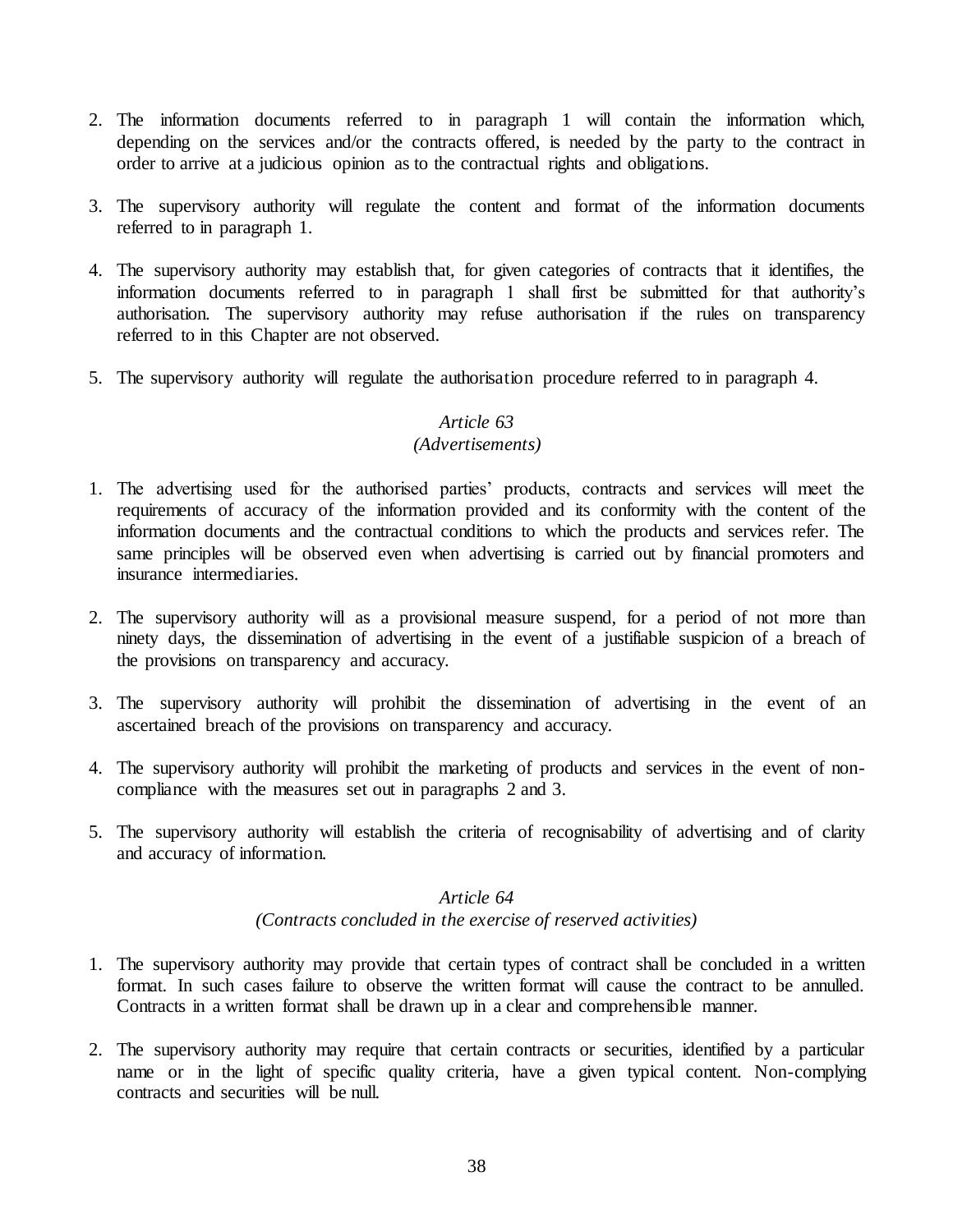2. The information documents referred to in paragraph 1 will contain the information which, depending on the services and/or the contracts offered, is needed by the party to the contract in order to arrive at a judicious opinion as to the contractual rights and obligations.

3. The supervisory authority will regulate the content and format of the information documents referred to in paragraph 1.

4. The supervisory authority may establish that, for given categories of contracts that it identifies, the information documents referred to in paragraph 1 shall first be submitted for that authority's authorisation. The supervisory authority may refuse authorisation if the rules on transparency referred to in this Chapter are not observed.

5. The supervisory authority will regulate the authorisation procedure referred to in paragraph 4.

*Article 63*
*(Advertisements)*

1. The advertising used for the authorised parties' products, contracts and services will meet the requirements of accuracy of the information provided and its conformity with the content of the information documents and the contractual conditions to which the products and services refer. The same principles will be observed even when advertising is carried out by financial promoters and insurance intermediaries.

2. The supervisory authority will as a provisional measure suspend, for a period of not more than ninety days, the dissemination of advertising in the event of a justifiable suspicion of a breach of the provisions on transparency and accuracy.

3. The supervisory authority will prohibit the dissemination of advertising in the event of an ascertained breach of the provisions on transparency and accuracy.

4. The supervisory authority will prohibit the marketing of products and services in the event of non-compliance with the measures set out in paragraphs 2 and 3.

5. The supervisory authority will establish the criteria of recognisability of advertising and of clarity and accuracy of information.

*Article 64*
*(Contracts concluded in the exercise of reserved activities)*

1. The supervisory authority may provide that certain types of contract shall be concluded in a written format. In such cases failure to observe the written format will cause the contract to be annulled. Contracts in a written format shall be drawn up in a clear and comprehensible manner.

2. The supervisory authority may require that certain contracts or securities, identified by a particular name or in the light of specific quality criteria, have a given typical content. Non-complying contracts and securities will be null.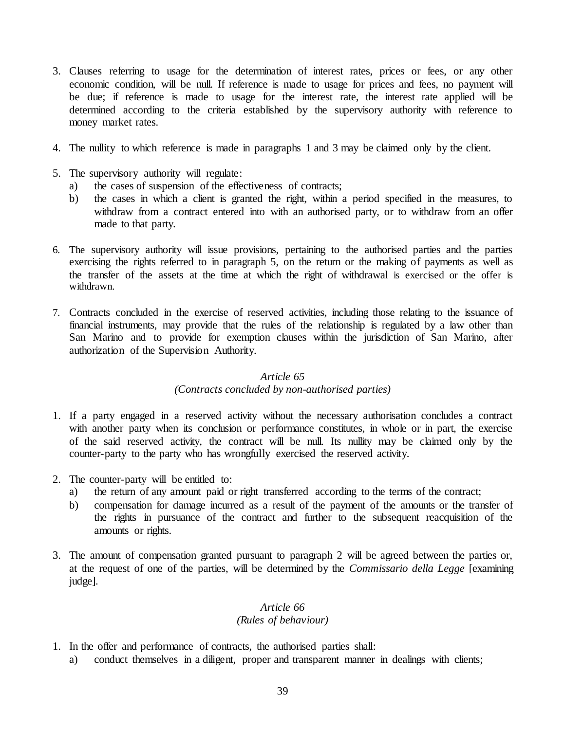3. Clauses referring to usage for the determination of interest rates, prices or fees, or any other economic condition, will be null. If reference is made to usage for prices and fees, no payment will be due; if reference is made to usage for the interest rate, the interest rate applied will be determined according to the criteria established by the supervisory authority with reference to money market rates.

4. The nullity to which reference is made in paragraphs 1 and 3 may be claimed only by the client.

5. The supervisory authority will regulate:
   a) the cases of suspension of the effectiveness of contracts;
   b) the cases in which a client is granted the right, within a period specified in the measures, to withdraw from a contract entered into with an authorised party, or to withdraw from an offer made to that party.

6. The supervisory authority will issue provisions, pertaining to the authorised parties and the parties exercising the rights referred to in paragraph 5, on the return or the making of payments as well as the transfer of the assets at the time at which the right of withdrawal is exercised or the offer is withdrawn.

7. Contracts concluded in the exercise of reserved activities, including those relating to the issuance of financial instruments, may provide that the rules of the relationship is regulated by a law other than San Marino and to provide for exemption clauses within the jurisdiction of San Marino, after authorization of the Supervision Authority.

### *Article 65*
### *(Contracts concluded by non-authorised parties)*

1. If a party engaged in a reserved activity without the necessary authorisation concludes a contract with another party when its conclusion or performance constitutes, in whole or in part, the exercise of the said reserved activity, the contract will be null. Its nullity may be claimed only by the counter-party to the party who has wrongfully exercised the reserved activity.

2. The counter-party will be entitled to:
   a) the return of any amount paid or right transferred according to the terms of the contract;
   b) compensation for damage incurred as a result of the payment of the amounts or the transfer of the rights in pursuance of the contract and further to the subsequent reacquisition of the amounts or rights.

3. The amount of compensation granted pursuant to paragraph 2 will be agreed between the parties or, at the request of one of the parties, will be determined by the *Commissario della Legge* [examining judge].

### *Article 66*
### *(Rules of behaviour)*

1. In the offer and performance of contracts, the authorised parties shall:
   a) conduct themselves in a diligent, proper and transparent manner in dealings with clients;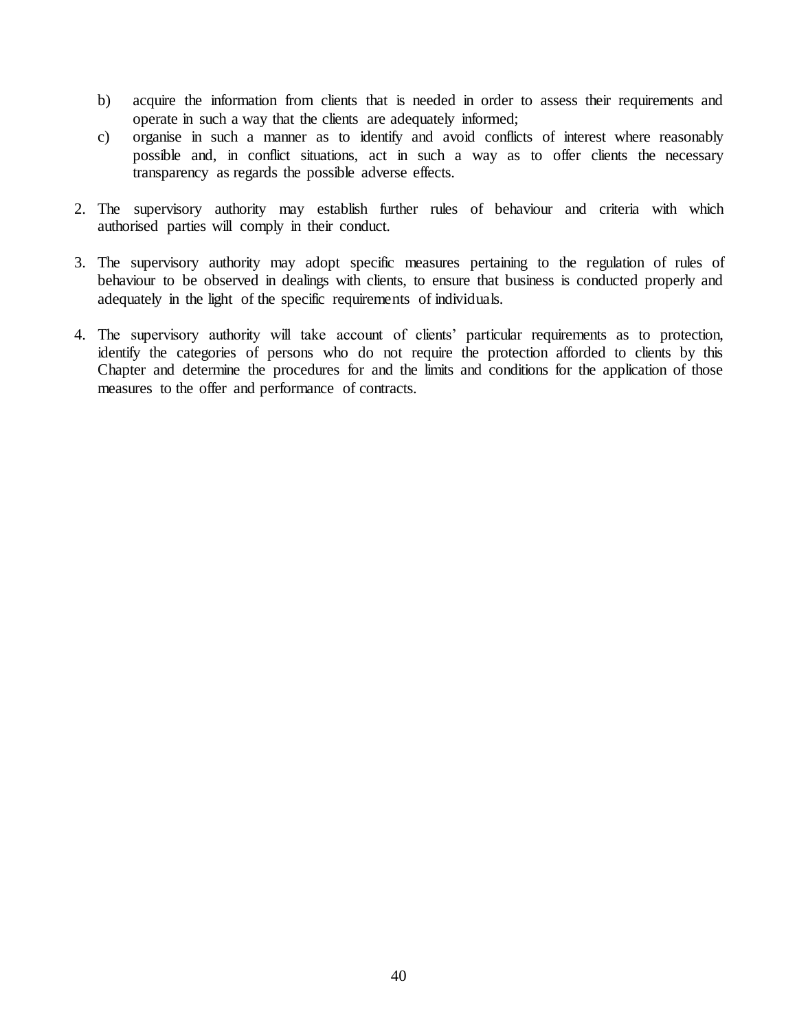b) acquire the information from clients that is needed in order to assess their requirements and operate in such a way that the clients are adequately informed;

c) organise in such a manner as to identify and avoid conflicts of interest where reasonably possible and, in conflict situations, act in such a way as to offer clients the necessary transparency as regards the possible adverse effects.

2. The supervisory authority may establish further rules of behaviour and criteria with which authorised parties will comply in their conduct.

3. The supervisory authority may adopt specific measures pertaining to the regulation of rules of behaviour to be observed in dealings with clients, to ensure that business is conducted properly and adequately in the light of the specific requirements of individuals.

4. The supervisory authority will take account of clients' particular requirements as to protection, identify the categories of persons who do not require the protection afforded to clients by this Chapter and determine the procedures for and the limits and conditions for the application of those measures to the offer and performance of contracts.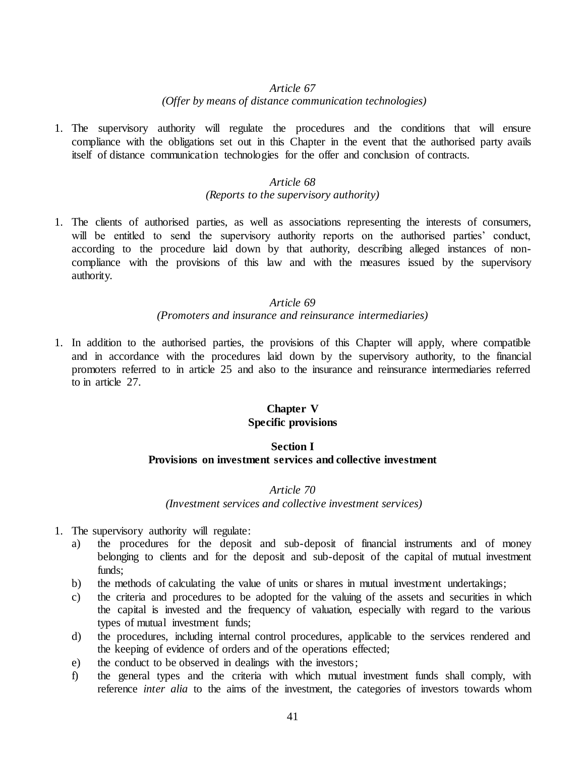*Article 67*
*(Offer by means of distance communication technologies)*

1. The supervisory authority will regulate the procedures and the conditions that will ensure compliance with the obligations set out in this Chapter in the event that the authorised party avails itself of distance communication technologies for the offer and conclusion of contracts.

*Article 68*
*(Reports to the supervisory authority)*

1. The clients of authorised parties, as well as associations representing the interests of consumers, will be entitled to send the supervisory authority reports on the authorised parties' conduct, according to the procedure laid down by that authority, describing alleged instances of non-compliance with the provisions of this law and with the measures issued by the supervisory authority.

*Article 69*
*(Promoters and insurance and reinsurance intermediaries)*

1. In addition to the authorised parties, the provisions of this Chapter will apply, where compatible and in accordance with the procedures laid down by the supervisory authority, to the financial promoters referred to in article 25 and also to the insurance and reinsurance intermediaries referred to in article 27.

## Chapter V
## Specific provisions

### Section I
### Provisions on investment services and collective investment

*Article 70*
*(Investment services and collective investment services)*

1. The supervisory authority will regulate:
   a) the procedures for the deposit and sub-deposit of financial instruments and of money belonging to clients and for the deposit and sub-deposit of the capital of mutual investment funds;
   b) the methods of calculating the value of units or shares in mutual investment undertakings;
   c) the criteria and procedures to be adopted for the valuing of the assets and securities in which the capital is invested and the frequency of valuation, especially with regard to the various types of mutual investment funds;
   d) the procedures, including internal control procedures, applicable to the services rendered and the keeping of evidence of orders and of the operations effected;
   e) the conduct to be observed in dealings with the investors;
   f) the general types and the criteria with which mutual investment funds shall comply, with reference *inter alia* to the aims of the investment, the categories of investors towards whom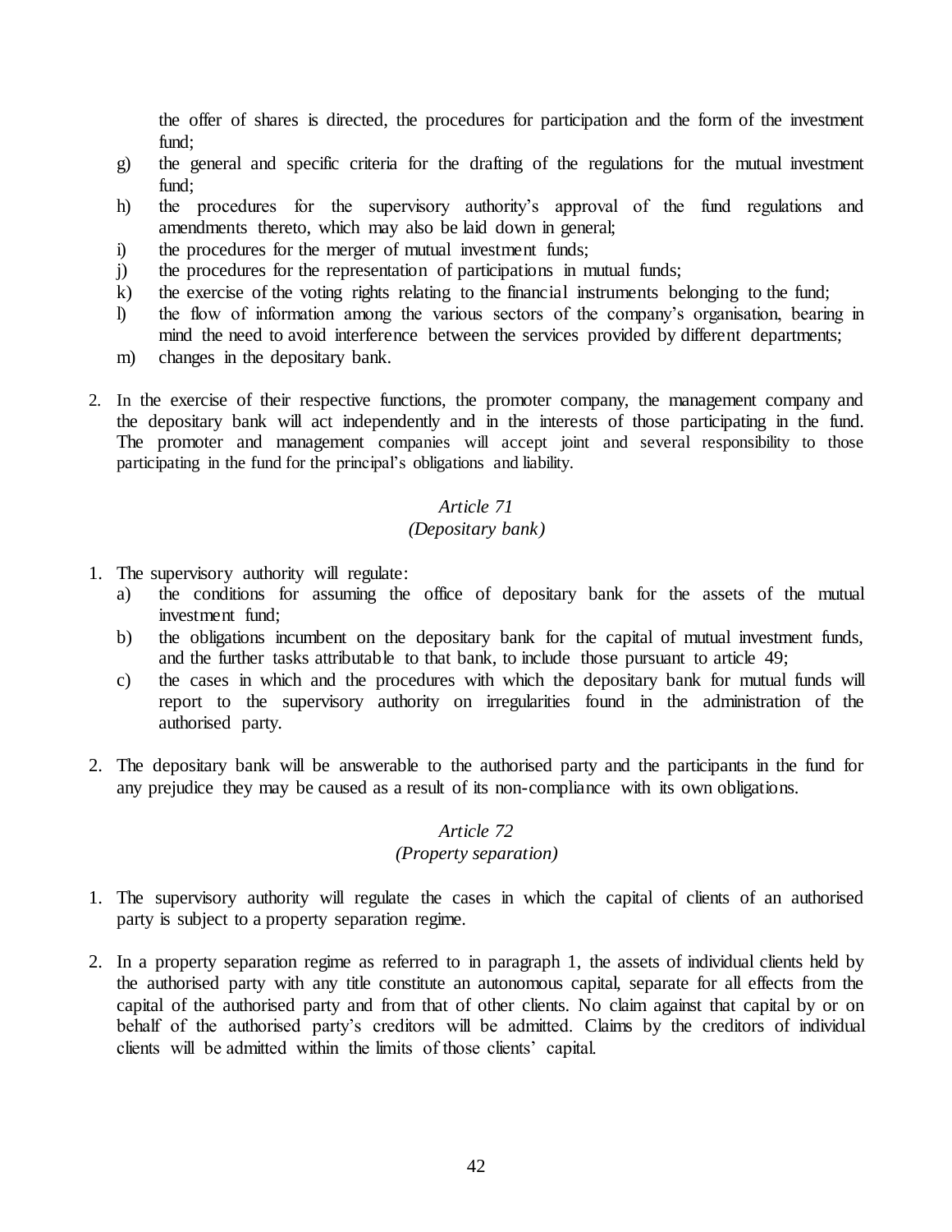the offer of shares is directed, the procedures for participation and the form of the investment fund;

g) the general and specific criteria for the drafting of the regulations for the mutual investment fund;
h) the procedures for the supervisory authority's approval of the fund regulations and amendments thereto, which may also be laid down in general;
i) the procedures for the merger of mutual investment funds;
j) the procedures for the representation of participations in mutual funds;
k) the exercise of the voting rights relating to the financial instruments belonging to the fund;
l) the flow of information among the various sectors of the company's organisation, bearing in mind the need to avoid interference between the services provided by different departments;
m) changes in the depositary bank.

2. In the exercise of their respective functions, the promoter company, the management company and the depositary bank will act independently and in the interests of those participating in the fund. The promoter and management companies will accept joint and several responsibility to those participating in the fund for the principal's obligations and liability.

*Article 71*
*(Depositary bank)*

1. The supervisory authority will regulate:
   a) the conditions for assuming the office of depositary bank for the assets of the mutual investment fund;
   b) the obligations incumbent on the depositary bank for the capital of mutual investment funds, and the further tasks attributable to that bank, to include those pursuant to article 49;
   c) the cases in which and the procedures with which the depositary bank for mutual funds will report to the supervisory authority on irregularities found in the administration of the authorised party.

2. The depositary bank will be answerable to the authorised party and the participants in the fund for any prejudice they may be caused as a result of its non-compliance with its own obligations.

*Article 72*
*(Property separation)*

1. The supervisory authority will regulate the cases in which the capital of clients of an authorised party is subject to a property separation regime.

2. In a property separation regime as referred to in paragraph 1, the assets of individual clients held by the authorised party with any title constitute an autonomous capital, separate for all effects from the capital of the authorised party and from that of other clients. No claim against that capital by or on behalf of the authorised party's creditors will be admitted. Claims by the creditors of individual clients will be admitted within the limits of those clients' capital.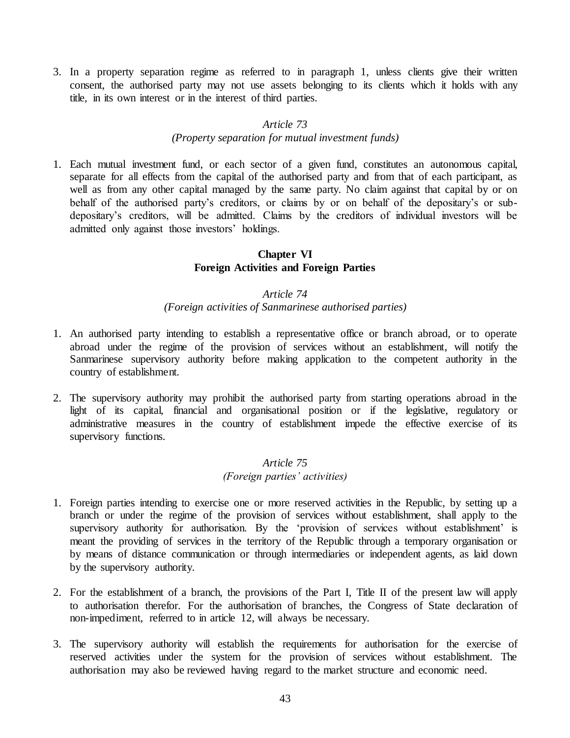3. In a property separation regime as referred to in paragraph 1, unless clients give their written consent, the authorised party may not use assets belonging to its clients which it holds with any title, in its own interest or in the interest of third parties.

*Article 73*
*(Property separation for mutual investment funds)*

1. Each mutual investment fund, or each sector of a given fund, constitutes an autonomous capital, separate for all effects from the capital of the authorised party and from that of each participant, as well as from any other capital managed by the same party. No claim against that capital by or on behalf of the authorised party's creditors, or claims by or on behalf of the depositary's or sub-depositary's creditors, will be admitted. Claims by the creditors of individual investors will be admitted only against those investors' holdings.

## Chapter VI
## Foreign Activities and Foreign Parties

*Article 74*
*(Foreign activities of Sanmarinese authorised parties)*

1. An authorised party intending to establish a representative office or branch abroad, or to operate abroad under the regime of the provision of services without an establishment, will notify the Sanmarinese supervisory authority before making application to the competent authority in the country of establishment.

2. The supervisory authority may prohibit the authorised party from starting operations abroad in the light of its capital, financial and organisational position or if the legislative, regulatory or administrative measures in the country of establishment impede the effective exercise of its supervisory functions.

*Article 75*
*(Foreign parties' activities)*

1. Foreign parties intending to exercise one or more reserved activities in the Republic, by setting up a branch or under the regime of the provision of services without establishment, shall apply to the supervisory authority for authorisation. By the 'provision of services without establishment' is meant the providing of services in the territory of the Republic through a temporary organisation or by means of distance communication or through intermediaries or independent agents, as laid down by the supervisory authority.

2. For the establishment of a branch, the provisions of the Part I, Title II of the present law will apply to authorisation therefor. For the authorisation of branches, the Congress of State declaration of non-impediment, referred to in article 12, will always be necessary.

3. The supervisory authority will establish the requirements for authorisation for the exercise of reserved activities under the system for the provision of services without establishment. The authorisation may also be reviewed having regard to the market structure and economic need.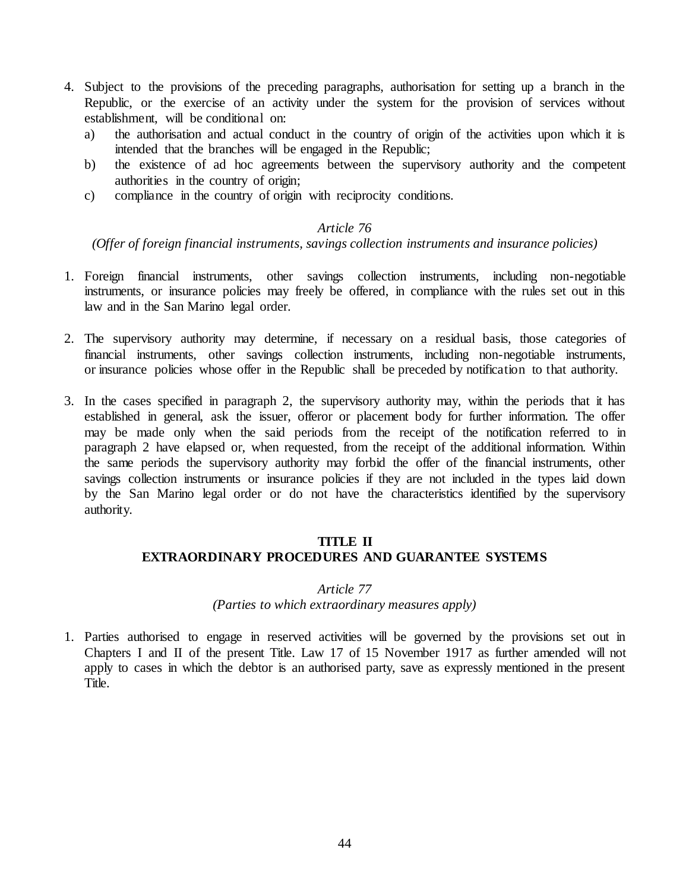4. Subject to the provisions of the preceding paragraphs, authorisation for setting up a branch in the Republic, or the exercise of an activity under the system for the provision of services without establishment, will be conditional on:
   a) the authorisation and actual conduct in the country of origin of the activities upon which it is intended that the branches will be engaged in the Republic;
   b) the existence of ad hoc agreements between the supervisory authority and the competent authorities in the country of origin;
   c) compliance in the country of origin with reciprocity conditions.

*Article 76*
*(Offer of foreign financial instruments, savings collection instruments and insurance policies)*

1. Foreign financial instruments, other savings collection instruments, including non-negotiable instruments, or insurance policies may freely be offered, in compliance with the rules set out in this law and in the San Marino legal order.

2. The supervisory authority may determine, if necessary on a residual basis, those categories of financial instruments, other savings collection instruments, including non-negotiable instruments, or insurance policies whose offer in the Republic shall be preceded by notification to that authority.

3. In the cases specified in paragraph 2, the supervisory authority may, within the periods that it has established in general, ask the issuer, offeror or placement body for further information. The offer may be made only when the said periods from the receipt of the notification referred to in paragraph 2 have elapsed or, when requested, from the receipt of the additional information. Within the same periods the supervisory authority may forbid the offer of the financial instruments, other savings collection instruments or insurance policies if they are not included in the types laid down by the San Marino legal order or do not have the characteristics identified by the supervisory authority.

## TITLE II
## EXTRAORDINARY PROCEDURES AND GUARANTEE SYSTEMS

*Article 77*
*(Parties to which extraordinary measures apply)*

1. Parties authorised to engage in reserved activities will be governed by the provisions set out in Chapters I and II of the present Title. Law 17 of 15 November 1917 as further amended will not apply to cases in which the debtor is an authorised party, save as expressly mentioned in the present Title.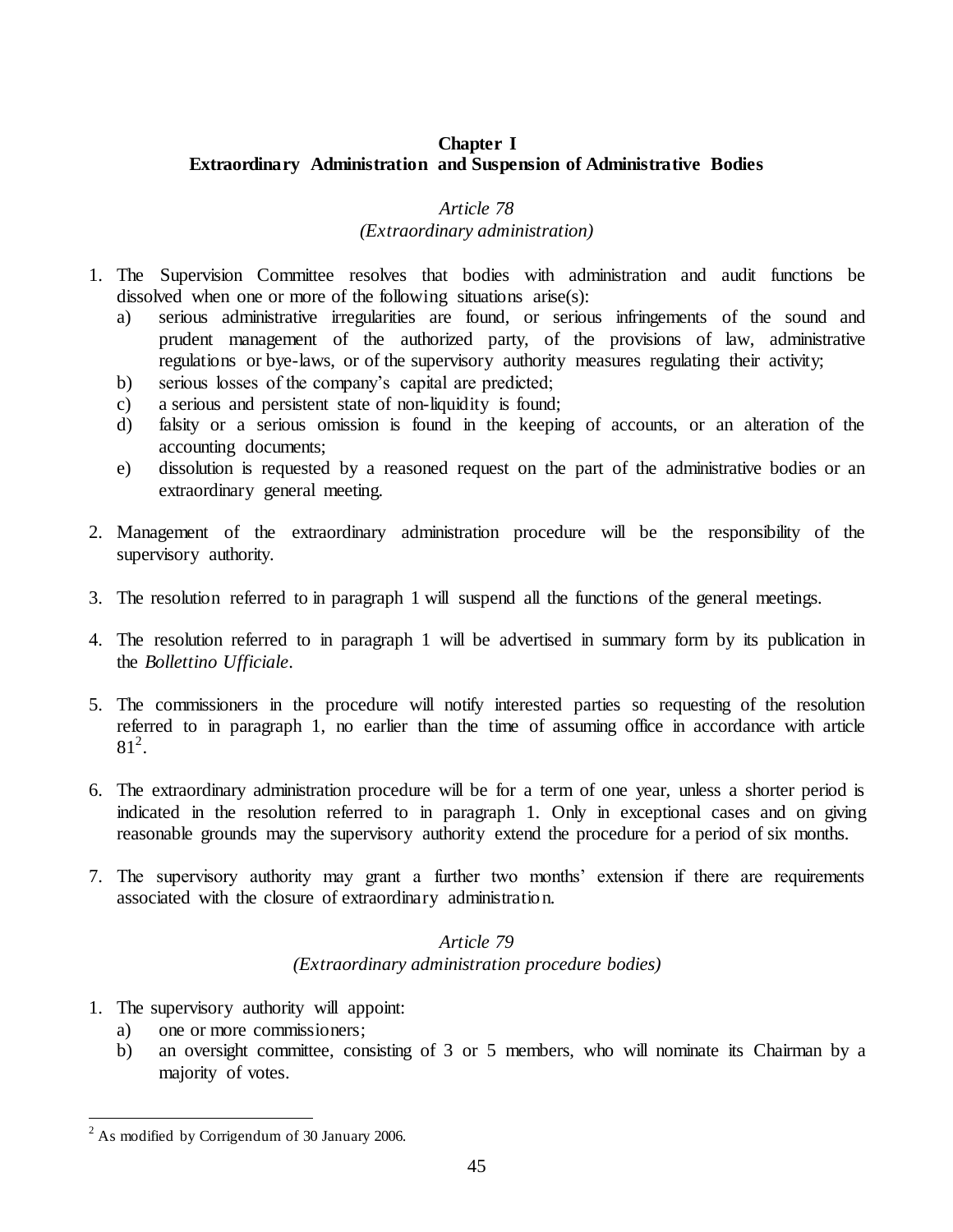## Chapter I
## Extraordinary Administration and Suspension of Administrative Bodies

### *Article 78*
### *(Extraordinary administration)*

1. The Supervision Committee resolves that bodies with administration and audit functions be dissolved when one or more of the following situations arise(s):
   a) serious administrative irregularities are found, or serious infringements of the sound and prudent management of the authorized party, of the provisions of law, administrative regulations or bye-laws, or of the supervisory authority measures regulating their activity;
   b) serious losses of the company's capital are predicted;
   c) a serious and persistent state of non-liquidity is found;
   d) falsity or a serious omission is found in the keeping of accounts, or an alteration of the accounting documents;
   e) dissolution is requested by a reasoned request on the part of the administrative bodies or an extraordinary general meeting.

2. Management of the extraordinary administration procedure will be the responsibility of the supervisory authority.

3. The resolution referred to in paragraph 1 will suspend all the functions of the general meetings.

4. The resolution referred to in paragraph 1 will be advertised in summary form by its publication in the *Bollettino Ufficiale*.

5. The commissioners in the procedure will notify interested parties so requesting of the resolution referred to in paragraph 1, no earlier than the time of assuming office in accordance with article 81[2].

6. The extraordinary administration procedure will be for a term of one year, unless a shorter period is indicated in the resolution referred to in paragraph 1. Only in exceptional cases and on giving reasonable grounds may the supervisory authority extend the procedure for a period of six months.

7. The supervisory authority may grant a further two months' extension if there are requirements associated with the closure of extraordinary administration.

### *Article 79*
### *(Extraordinary administration procedure bodies)*

1. The supervisory authority will appoint:
   a) one or more commissioners;
   b) an oversight committee, consisting of 3 or 5 members, who will nominate its Chairman by a majority of votes.

[2] As modified by Corrigendum of 30 January 2006.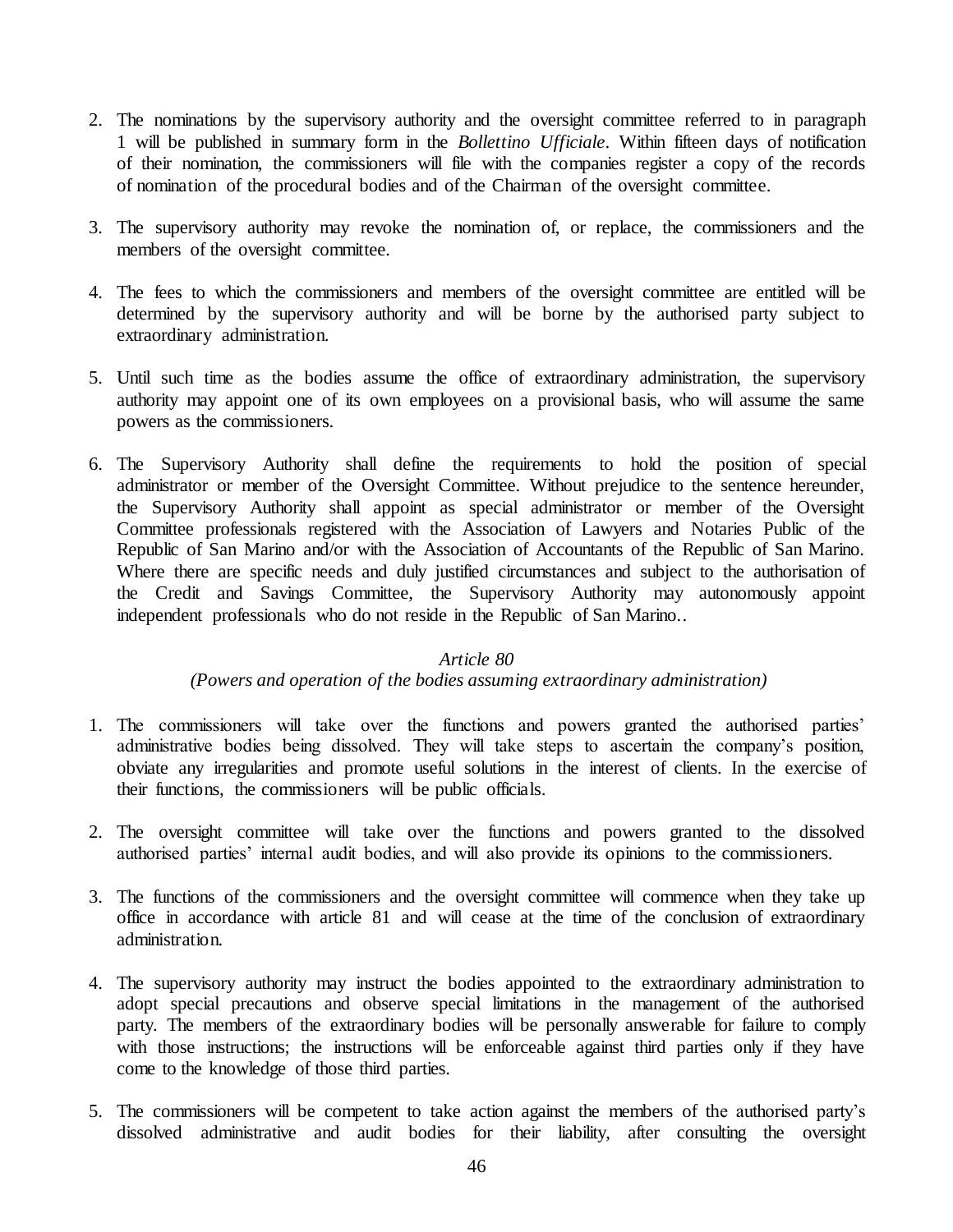2. The nominations by the supervisory authority and the oversight committee referred to in paragraph 1 will be published in summary form in the *Bollettino Ufficiale*. Within fifteen days of notification of their nomination, the commissioners will file with the companies register a copy of the records of nomination of the procedural bodies and of the Chairman of the oversight committee.

3. The supervisory authority may revoke the nomination of, or replace, the commissioners and the members of the oversight committee.

4. The fees to which the commissioners and members of the oversight committee are entitled will be determined by the supervisory authority and will be borne by the authorised party subject to extraordinary administration.

5. Until such time as the bodies assume the office of extraordinary administration, the supervisory authority may appoint one of its own employees on a provisional basis, who will assume the same powers as the commissioners.

6. The Supervisory Authority shall define the requirements to hold the position of special administrator or member of the Oversight Committee. Without prejudice to the sentence hereunder, the Supervisory Authority shall appoint as special administrator or member of the Oversight Committee professionals registered with the Association of Lawyers and Notaries Public of the Republic of San Marino and/or with the Association of Accountants of the Republic of San Marino. Where there are specific needs and duly justified circumstances and subject to the authorisation of the Credit and Savings Committee, the Supervisory Authority may autonomously appoint independent professionals who do not reside in the Republic of San Marino..

*Article 80*

*(Powers and operation of the bodies assuming extraordinary administration)*

1. The commissioners will take over the functions and powers granted the authorised parties' administrative bodies being dissolved. They will take steps to ascertain the company's position, obviate any irregularities and promote useful solutions in the interest of clients. In the exercise of their functions, the commissioners will be public officials.

2. The oversight committee will take over the functions and powers granted to the dissolved authorised parties' internal audit bodies, and will also provide its opinions to the commissioners.

3. The functions of the commissioners and the oversight committee will commence when they take up office in accordance with article 81 and will cease at the time of the conclusion of extraordinary administration.

4. The supervisory authority may instruct the bodies appointed to the extraordinary administration to adopt special precautions and observe special limitations in the management of the authorised party. The members of the extraordinary bodies will be personally answerable for failure to comply with those instructions; the instructions will be enforceable against third parties only if they have come to the knowledge of those third parties.

5. The commissioners will be competent to take action against the members of the authorised party's dissolved administrative and audit bodies for their liability, after consulting the oversight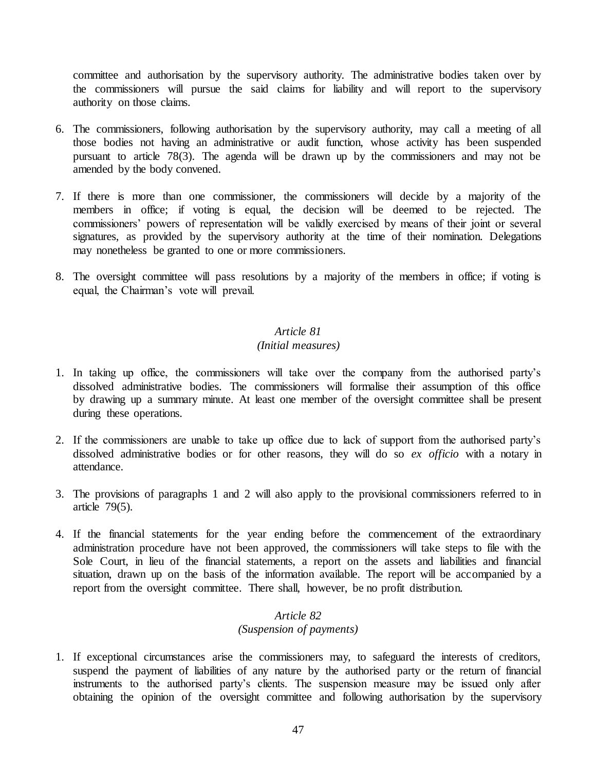committee and authorisation by the supervisory authority. The administrative bodies taken over by the commissioners will pursue the said claims for liability and will report to the supervisory authority on those claims.

6. The commissioners, following authorisation by the supervisory authority, may call a meeting of all those bodies not having an administrative or audit function, whose activity has been suspended pursuant to article 78(3). The agenda will be drawn up by the commissioners and may not be amended by the body convened.

7. If there is more than one commissioner, the commissioners will decide by a majority of the members in office; if voting is equal, the decision will be deemed to be rejected. The commissioners' powers of representation will be validly exercised by means of their joint or several signatures, as provided by the supervisory authority at the time of their nomination. Delegations may nonetheless be granted to one or more commissioners.

8. The oversight committee will pass resolutions by a majority of the members in office; if voting is equal, the Chairman's vote will prevail.

### *Article 81*
### *(Initial measures)*

1. In taking up office, the commissioners will take over the company from the authorised party's dissolved administrative bodies. The commissioners will formalise their assumption of this office by drawing up a summary minute. At least one member of the oversight committee shall be present during these operations.

2. If the commissioners are unable to take up office due to lack of support from the authorised party's dissolved administrative bodies or for other reasons, they will do so *ex officio* with a notary in attendance.

3. The provisions of paragraphs 1 and 2 will also apply to the provisional commissioners referred to in article 79(5).

4. If the financial statements for the year ending before the commencement of the extraordinary administration procedure have not been approved, the commissioners will take steps to file with the Sole Court, in lieu of the financial statements, a report on the assets and liabilities and financial situation, drawn up on the basis of the information available. The report will be accompanied by a report from the oversight committee. There shall, however, be no profit distribution.

### *Article 82*
### *(Suspension of payments)*

1. If exceptional circumstances arise the commissioners may, to safeguard the interests of creditors, suspend the payment of liabilities of any nature by the authorised party or the return of financial instruments to the authorised party's clients. The suspension measure may be issued only after obtaining the opinion of the oversight committee and following authorisation by the supervisory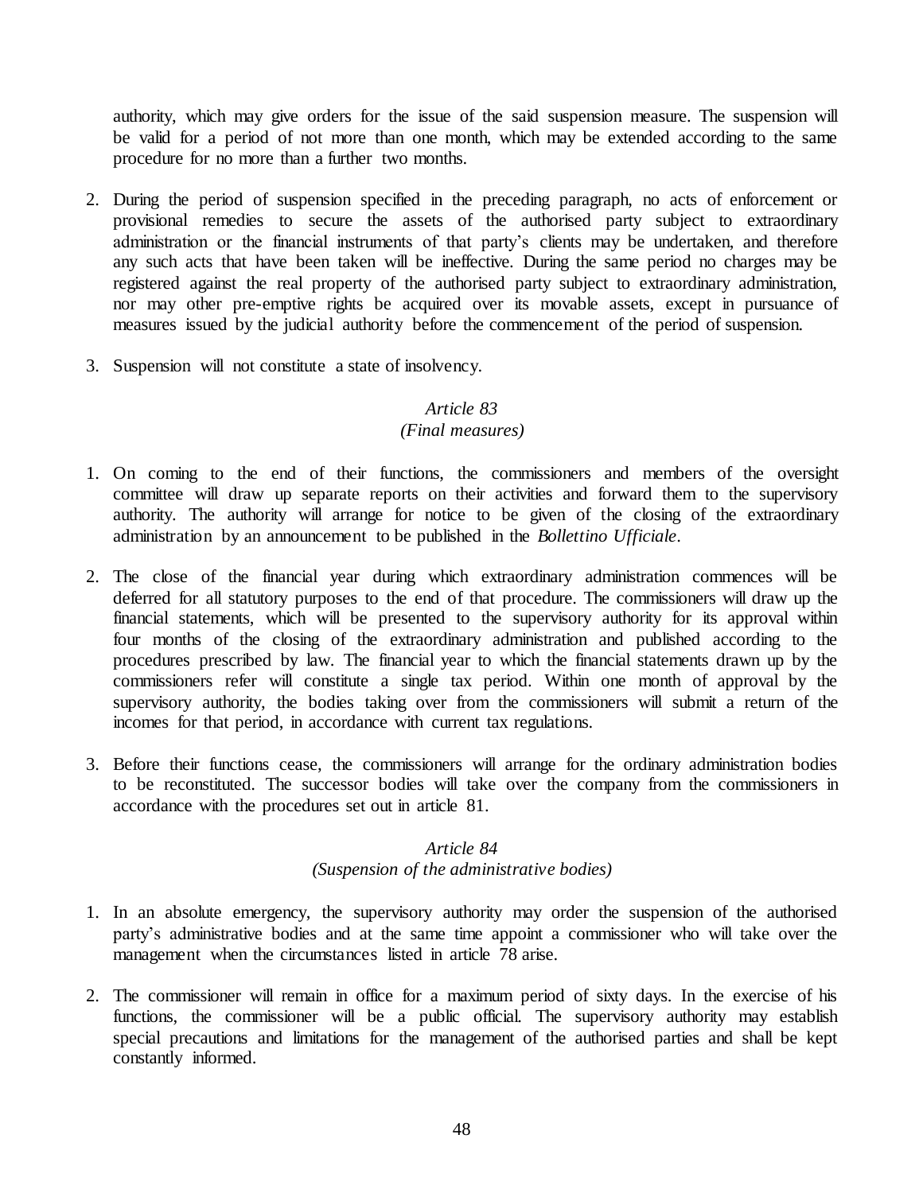authority, which may give orders for the issue of the said suspension measure. The suspension will be valid for a period of not more than one month, which may be extended according to the same procedure for no more than a further two months.

2. During the period of suspension specified in the preceding paragraph, no acts of enforcement or provisional remedies to secure the assets of the authorised party subject to extraordinary administration or the financial instruments of that party's clients may be undertaken, and therefore any such acts that have been taken will be ineffective. During the same period no charges may be registered against the real property of the authorised party subject to extraordinary administration, nor may other pre-emptive rights be acquired over its movable assets, except in pursuance of measures issued by the judicial authority before the commencement of the period of suspension.

3. Suspension will not constitute a state of insolvency.

### *Article 83*
### *(Final measures)*

1. On coming to the end of their functions, the commissioners and members of the oversight committee will draw up separate reports on their activities and forward them to the supervisory authority. The authority will arrange for notice to be given of the closing of the extraordinary administration by an announcement to be published in the *Bollettino Ufficiale*.

2. The close of the financial year during which extraordinary administration commences will be deferred for all statutory purposes to the end of that procedure. The commissioners will draw up the financial statements, which will be presented to the supervisory authority for its approval within four months of the closing of the extraordinary administration and published according to the procedures prescribed by law. The financial year to which the financial statements drawn up by the commissioners refer will constitute a single tax period. Within one month of approval by the supervisory authority, the bodies taking over from the commissioners will submit a return of the incomes for that period, in accordance with current tax regulations.

3. Before their functions cease, the commissioners will arrange for the ordinary administration bodies to be reconstituted. The successor bodies will take over the company from the commissioners in accordance with the procedures set out in article 81.

### *Article 84*
### *(Suspension of the administrative bodies)*

1. In an absolute emergency, the supervisory authority may order the suspension of the authorised party's administrative bodies and at the same time appoint a commissioner who will take over the management when the circumstances listed in article 78 arise.

2. The commissioner will remain in office for a maximum period of sixty days. In the exercise of his functions, the commissioner will be a public official. The supervisory authority may establish special precautions and limitations for the management of the authorised parties and shall be kept constantly informed.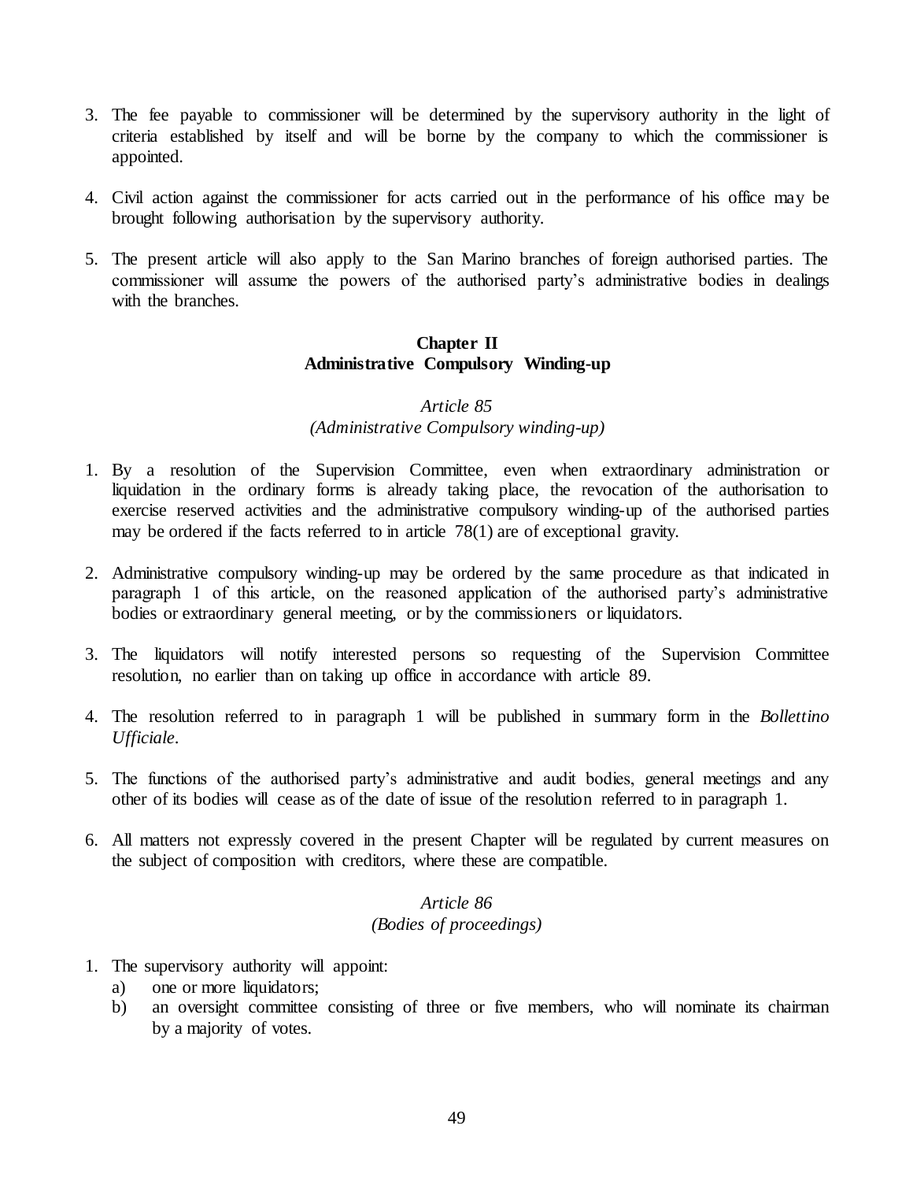3. The fee payable to commissioner will be determined by the supervisory authority in the light of criteria established by itself and will be borne by the company to which the commissioner is appointed.

4. Civil action against the commissioner for acts carried out in the performance of his office may be brought following authorisation by the supervisory authority.

5. The present article will also apply to the San Marino branches of foreign authorised parties. The commissioner will assume the powers of the authorised party's administrative bodies in dealings with the branches.

## Chapter II
## Administrative Compulsory Winding-up

### *Article 85*
### *(Administrative Compulsory winding-up)*

1. By a resolution of the Supervision Committee, even when extraordinary administration or liquidation in the ordinary forms is already taking place, the revocation of the authorisation to exercise reserved activities and the administrative compulsory winding-up of the authorised parties may be ordered if the facts referred to in article 78(1) are of exceptional gravity.

2. Administrative compulsory winding-up may be ordered by the same procedure as that indicated in paragraph 1 of this article, on the reasoned application of the authorised party's administrative bodies or extraordinary general meeting, or by the commissioners or liquidators.

3. The liquidators will notify interested persons so requesting of the Supervision Committee resolution, no earlier than on taking up office in accordance with article 89.

4. The resolution referred to in paragraph 1 will be published in summary form in the *Bollettino Ufficiale*.

5. The functions of the authorised party's administrative and audit bodies, general meetings and any other of its bodies will cease as of the date of issue of the resolution referred to in paragraph 1.

6. All matters not expressly covered in the present Chapter will be regulated by current measures on the subject of composition with creditors, where these are compatible.

### *Article 86*
### *(Bodies of proceedings)*

1. The supervisory authority will appoint:
   a) one or more liquidators;
   b) an oversight committee consisting of three or five members, who will nominate its chairman by a majority of votes.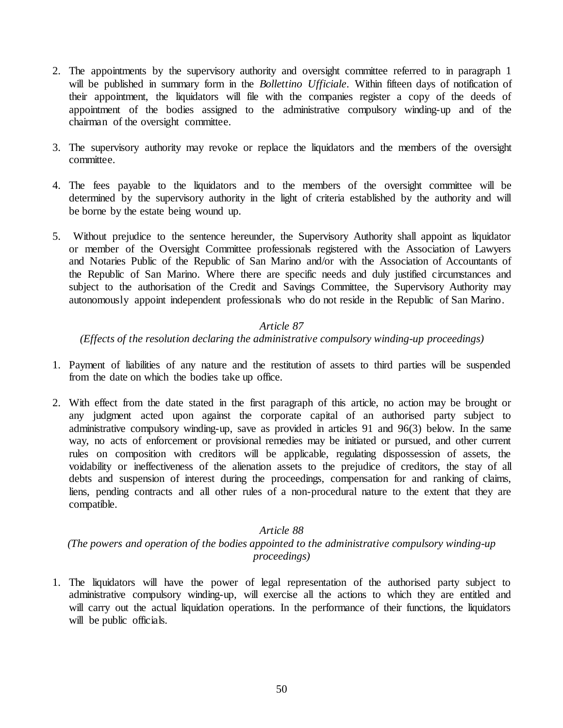2. The appointments by the supervisory authority and oversight committee referred to in paragraph 1 will be published in summary form in the *Bollettino Ufficiale*. Within fifteen days of notification of their appointment, the liquidators will file with the companies register a copy of the deeds of appointment of the bodies assigned to the administrative compulsory winding-up and of the chairman of the oversight committee.

3. The supervisory authority may revoke or replace the liquidators and the members of the oversight committee.

4. The fees payable to the liquidators and to the members of the oversight committee will be determined by the supervisory authority in the light of criteria established by the authority and will be borne by the estate being wound up.

5. Without prejudice to the sentence hereunder, the Supervisory Authority shall appoint as liquidator or member of the Oversight Committee professionals registered with the Association of Lawyers and Notaries Public of the Republic of San Marino and/or with the Association of Accountants of the Republic of San Marino. Where there are specific needs and duly justified circumstances and subject to the authorisation of the Credit and Savings Committee, the Supervisory Authority may autonomously appoint independent professionals who do not reside in the Republic of San Marino.

### *Article 87*
### *(Effects of the resolution declaring the administrative compulsory winding-up proceedings)*

1. Payment of liabilities of any nature and the restitution of assets to third parties will be suspended from the date on which the bodies take up office.

2. With effect from the date stated in the first paragraph of this article, no action may be brought or any judgment acted upon against the corporate capital of an authorised party subject to administrative compulsory winding-up, save as provided in articles 91 and 96(3) below. In the same way, no acts of enforcement or provisional remedies may be initiated or pursued, and other current rules on composition with creditors will be applicable, regulating dispossession of assets, the voidability or ineffectiveness of the alienation assets to the prejudice of creditors, the stay of all debts and suspension of interest during the proceedings, compensation for and ranking of claims, liens, pending contracts and all other rules of a non-procedural nature to the extent that they are compatible.

### *Article 88*
### *(The powers and operation of the bodies appointed to the administrative compulsory winding-up proceedings)*

1. The liquidators will have the power of legal representation of the authorised party subject to administrative compulsory winding-up, will exercise all the actions to which they are entitled and will carry out the actual liquidation operations. In the performance of their functions, the liquidators will be public officials.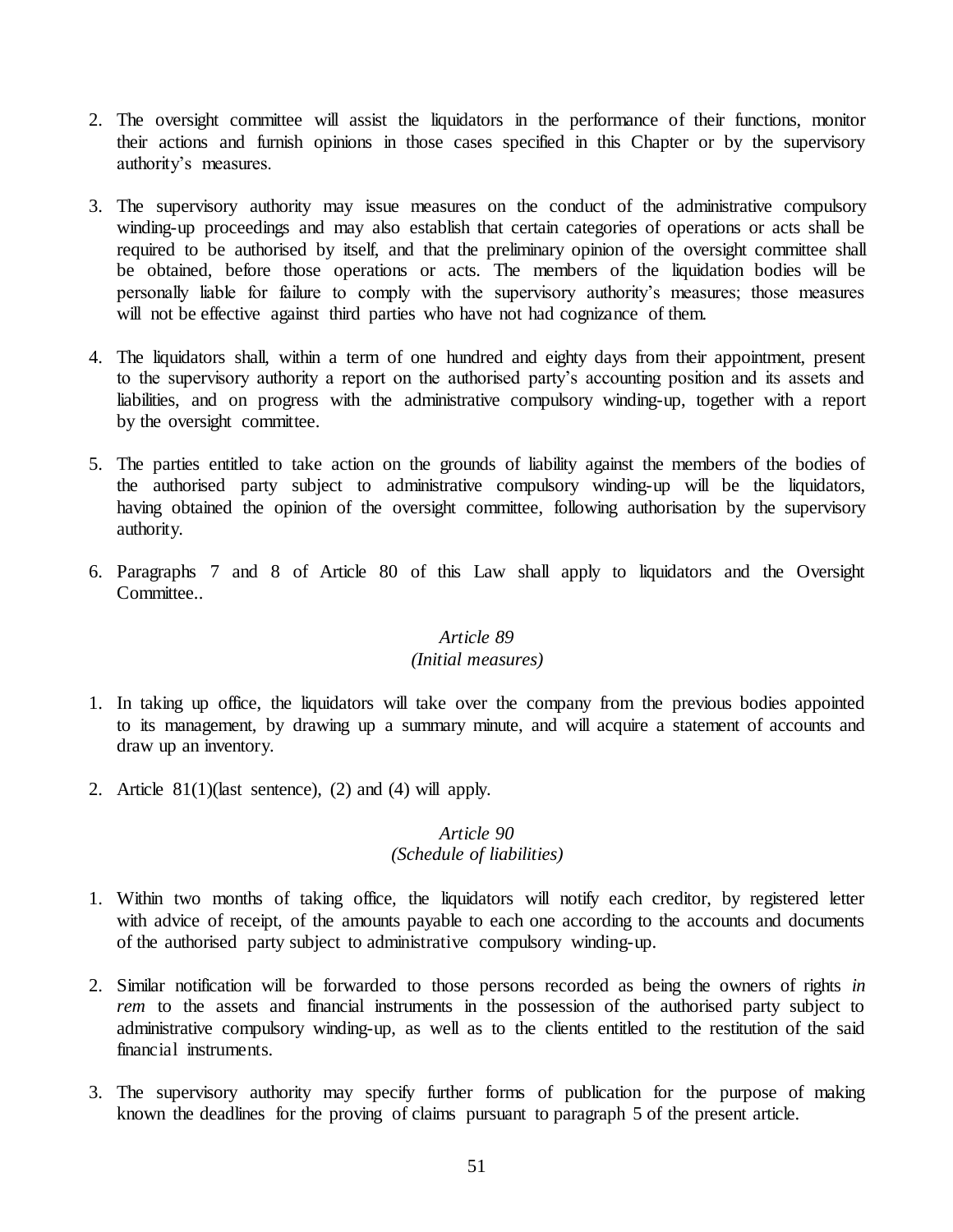2. The oversight committee will assist the liquidators in the performance of their functions, monitor their actions and furnish opinions in those cases specified in this Chapter or by the supervisory authority's measures.

3. The supervisory authority may issue measures on the conduct of the administrative compulsory winding-up proceedings and may also establish that certain categories of operations or acts shall be required to be authorised by itself, and that the preliminary opinion of the oversight committee shall be obtained, before those operations or acts. The members of the liquidation bodies will be personally liable for failure to comply with the supervisory authority's measures; those measures will not be effective against third parties who have not had cognizance of them.

4. The liquidators shall, within a term of one hundred and eighty days from their appointment, present to the supervisory authority a report on the authorised party's accounting position and its assets and liabilities, and on progress with the administrative compulsory winding-up, together with a report by the oversight committee.

5. The parties entitled to take action on the grounds of liability against the members of the bodies of the authorised party subject to administrative compulsory winding-up will be the liquidators, having obtained the opinion of the oversight committee, following authorisation by the supervisory authority.

6. Paragraphs 7 and 8 of Article 80 of this Law shall apply to liquidators and the Oversight Committee..

### *Article 89*
### *(Initial measures)*

1. In taking up office, the liquidators will take over the company from the previous bodies appointed to its management, by drawing up a summary minute, and will acquire a statement of accounts and draw up an inventory.

2. Article 81(1)(last sentence), (2) and (4) will apply.

### *Article 90*
### *(Schedule of liabilities)*

1. Within two months of taking office, the liquidators will notify each creditor, by registered letter with advice of receipt, of the amounts payable to each one according to the accounts and documents of the authorised party subject to administrative compulsory winding-up.

2. Similar notification will be forwarded to those persons recorded as being the owners of rights *in rem* to the assets and financial instruments in the possession of the authorised party subject to administrative compulsory winding-up, as well as to the clients entitled to the restitution of the said financial instruments.

3. The supervisory authority may specify further forms of publication for the purpose of making known the deadlines for the proving of claims pursuant to paragraph 5 of the present article.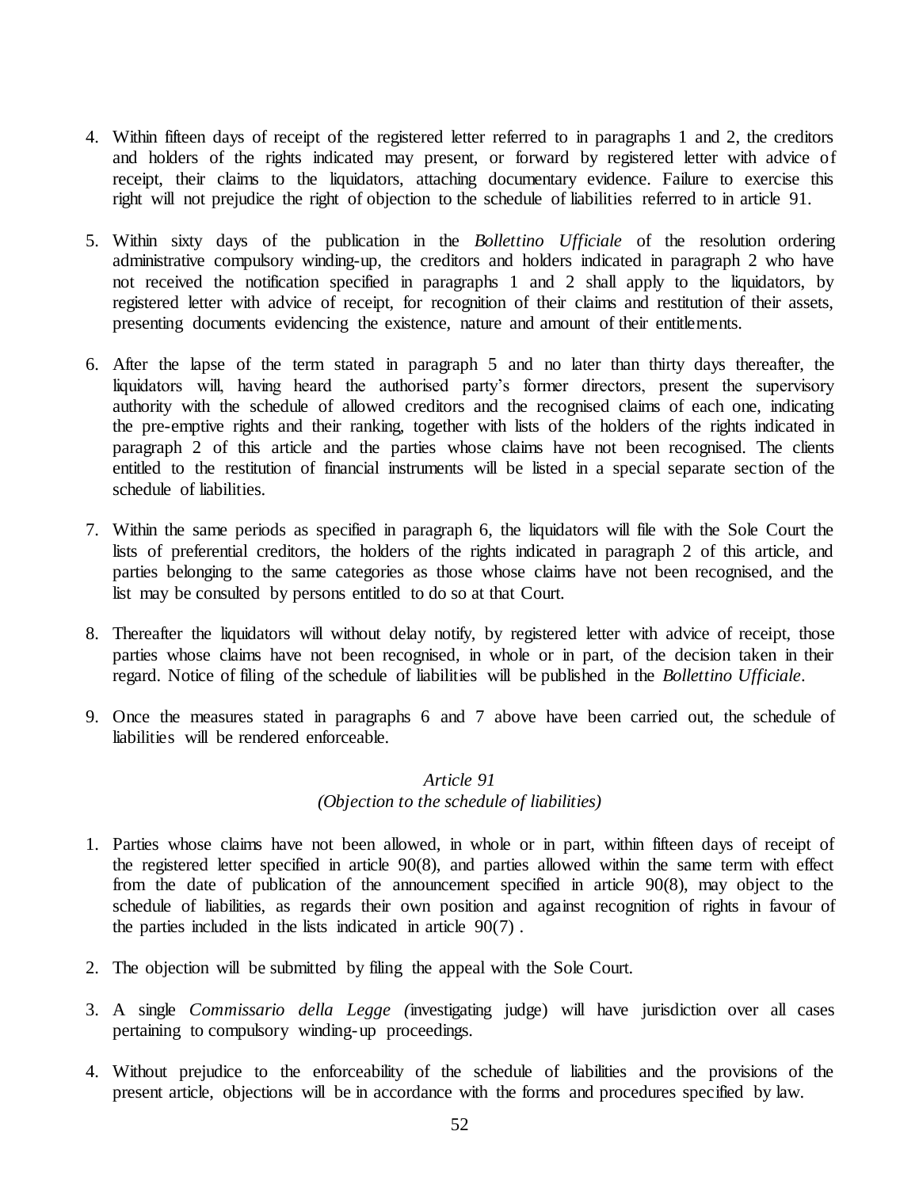4. Within fifteen days of receipt of the registered letter referred to in paragraphs 1 and 2, the creditors and holders of the rights indicated may present, or forward by registered letter with advice of receipt, their claims to the liquidators, attaching documentary evidence. Failure to exercise this right will not prejudice the right of objection to the schedule of liabilities referred to in article 91.

5. Within sixty days of the publication in the *Bollettino Ufficiale* of the resolution ordering administrative compulsory winding-up, the creditors and holders indicated in paragraph 2 who have not received the notification specified in paragraphs 1 and 2 shall apply to the liquidators, by registered letter with advice of receipt, for recognition of their claims and restitution of their assets, presenting documents evidencing the existence, nature and amount of their entitlements.

6. After the lapse of the term stated in paragraph 5 and no later than thirty days thereafter, the liquidators will, having heard the authorised party's former directors, present the supervisory authority with the schedule of allowed creditors and the recognised claims of each one, indicating the pre-emptive rights and their ranking, together with lists of the holders of the rights indicated in paragraph 2 of this article and the parties whose claims have not been recognised. The clients entitled to the restitution of financial instruments will be listed in a special separate section of the schedule of liabilities.

7. Within the same periods as specified in paragraph 6, the liquidators will file with the Sole Court the lists of preferential creditors, the holders of the rights indicated in paragraph 2 of this article, and parties belonging to the same categories as those whose claims have not been recognised, and the list may be consulted by persons entitled to do so at that Court.

8. Thereafter the liquidators will without delay notify, by registered letter with advice of receipt, those parties whose claims have not been recognised, in whole or in part, of the decision taken in their regard. Notice of filing of the schedule of liabilities will be published in the *Bollettino Ufficiale*.

9. Once the measures stated in paragraphs 6 and 7 above have been carried out, the schedule of liabilities will be rendered enforceable.

### *Article 91*
### *(Objection to the schedule of liabilities)*

1. Parties whose claims have not been allowed, in whole or in part, within fifteen days of receipt of the registered letter specified in article 90(8), and parties allowed within the same term with effect from the date of publication of the announcement specified in article 90(8), may object to the schedule of liabilities, as regards their own position and against recognition of rights in favour of the parties included in the lists indicated in article 90(7) .

2. The objection will be submitted by filing the appeal with the Sole Court.

3. A single *Commissario della Legge (*investigating judge) will have jurisdiction over all cases pertaining to compulsory winding-up proceedings.

4. Without prejudice to the enforceability of the schedule of liabilities and the provisions of the present article, objections will be in accordance with the forms and procedures specified by law.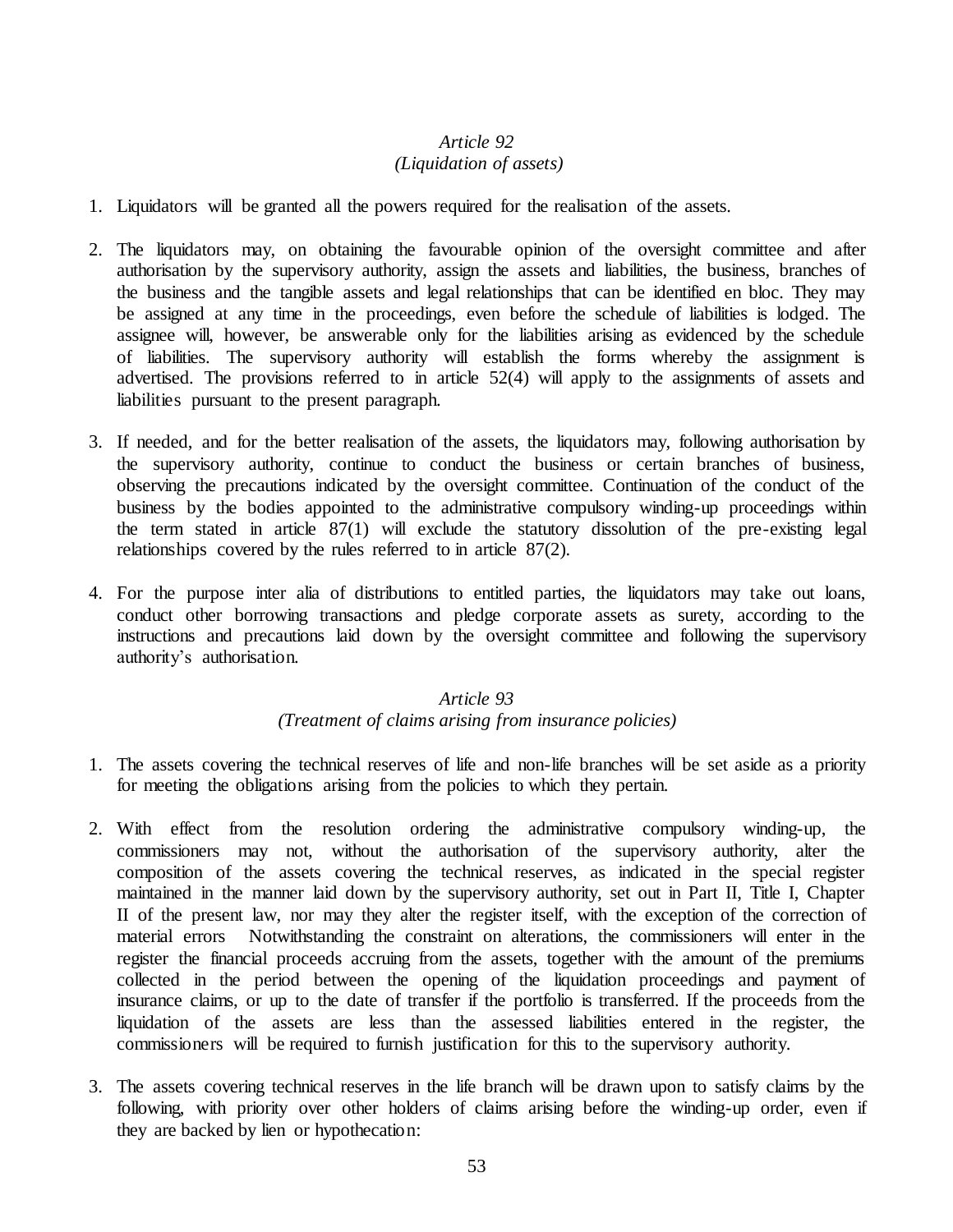*Article 92*
*(Liquidation of assets)*

1. Liquidators will be granted all the powers required for the realisation of the assets.

2. The liquidators may, on obtaining the favourable opinion of the oversight committee and after authorisation by the supervisory authority, assign the assets and liabilities, the business, branches of the business and the tangible assets and legal relationships that can be identified en bloc. They may be assigned at any time in the proceedings, even before the schedule of liabilities is lodged. The assignee will, however, be answerable only for the liabilities arising as evidenced by the schedule of liabilities. The supervisory authority will establish the forms whereby the assignment is advertised. The provisions referred to in article 52(4) will apply to the assignments of assets and liabilities pursuant to the present paragraph.

3. If needed, and for the better realisation of the assets, the liquidators may, following authorisation by the supervisory authority, continue to conduct the business or certain branches of business, observing the precautions indicated by the oversight committee. Continuation of the conduct of the business by the bodies appointed to the administrative compulsory winding-up proceedings within the term stated in article 87(1) will exclude the statutory dissolution of the pre-existing legal relationships covered by the rules referred to in article 87(2).

4. For the purpose inter alia of distributions to entitled parties, the liquidators may take out loans, conduct other borrowing transactions and pledge corporate assets as surety, according to the instructions and precautions laid down by the oversight committee and following the supervisory authority's authorisation.

*Article 93*
*(Treatment of claims arising from insurance policies)*

1. The assets covering the technical reserves of life and non-life branches will be set aside as a priority for meeting the obligations arising from the policies to which they pertain.

2. With effect from the resolution ordering the administrative compulsory winding-up, the commissioners may not, without the authorisation of the supervisory authority, alter the composition of the assets covering the technical reserves, as indicated in the special register maintained in the manner laid down by the supervisory authority, set out in Part II, Title I, Chapter II of the present law, nor may they alter the register itself, with the exception of the correction of material errors Notwithstanding the constraint on alterations, the commissioners will enter in the register the financial proceeds accruing from the assets, together with the amount of the premiums collected in the period between the opening of the liquidation proceedings and payment of insurance claims, or up to the date of transfer if the portfolio is transferred. If the proceeds from the liquidation of the assets are less than the assessed liabilities entered in the register, the commissioners will be required to furnish justification for this to the supervisory authority.

3. The assets covering technical reserves in the life branch will be drawn upon to satisfy claims by the following, with priority over other holders of claims arising before the winding-up order, even if they are backed by lien or hypothecation: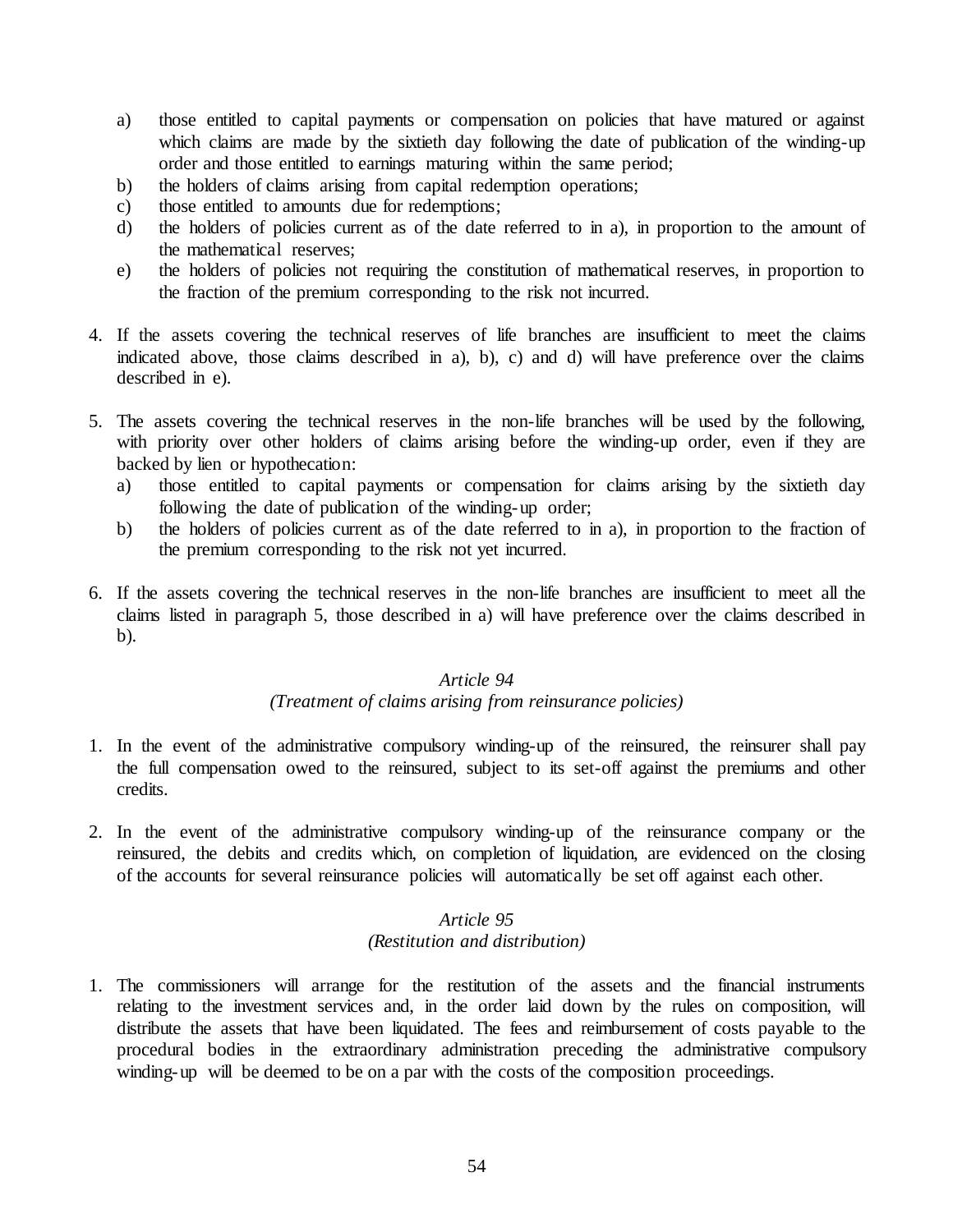a) those entitled to capital payments or compensation on policies that have matured or against which claims are made by the sixtieth day following the date of publication of the winding-up order and those entitled to earnings maturing within the same period;
b) the holders of claims arising from capital redemption operations;
c) those entitled to amounts due for redemptions;
d) the holders of policies current as of the date referred to in a), in proportion to the amount of the mathematical reserves;
e) the holders of policies not requiring the constitution of mathematical reserves, in proportion to the fraction of the premium corresponding to the risk not incurred.

4. If the assets covering the technical reserves of life branches are insufficient to meet the claims indicated above, those claims described in a), b), c) and d) will have preference over the claims described in e).

5. The assets covering the technical reserves in the non-life branches will be used by the following, with priority over other holders of claims arising before the winding-up order, even if they are backed by lien or hypothecation:
   a) those entitled to capital payments or compensation for claims arising by the sixtieth day following the date of publication of the winding-up order;
   b) the holders of policies current as of the date referred to in a), in proportion to the fraction of the premium corresponding to the risk not yet incurred.

6. If the assets covering the technical reserves in the non-life branches are insufficient to meet all the claims listed in paragraph 5, those described in a) will have preference over the claims described in b).

### *Article 94*
### *(Treatment of claims arising from reinsurance policies)*

1. In the event of the administrative compulsory winding-up of the reinsured, the reinsurer shall pay the full compensation owed to the reinsured, subject to its set-off against the premiums and other credits.

2. In the event of the administrative compulsory winding-up of the reinsurance company or the reinsured, the debits and credits which, on completion of liquidation, are evidenced on the closing of the accounts for several reinsurance policies will automatically be set off against each other.

### *Article 95*
### *(Restitution and distribution)*

1. The commissioners will arrange for the restitution of the assets and the financial instruments relating to the investment services and, in the order laid down by the rules on composition, will distribute the assets that have been liquidated. The fees and reimbursement of costs payable to the procedural bodies in the extraordinary administration preceding the administrative compulsory winding-up will be deemed to be on a par with the costs of the composition proceedings.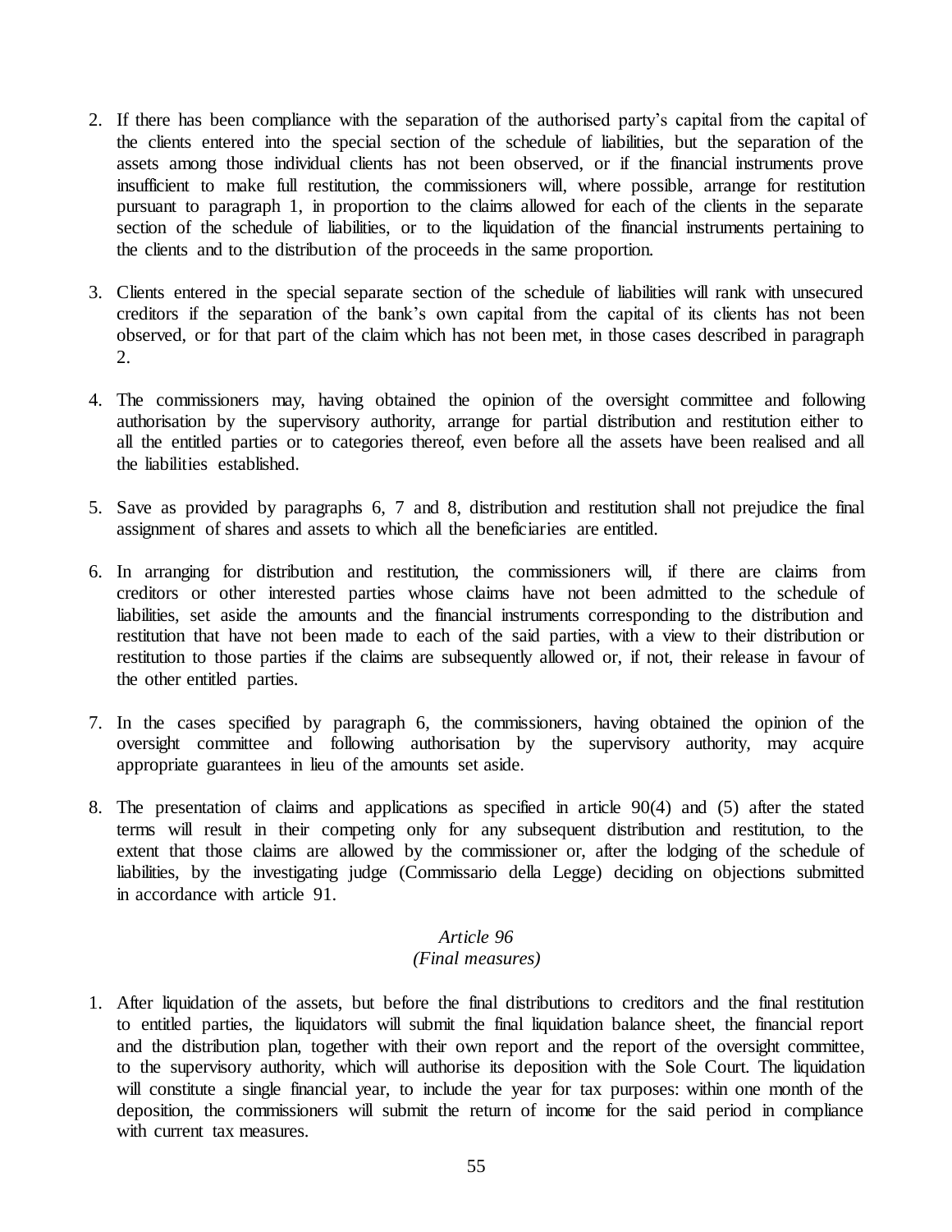2. If there has been compliance with the separation of the authorised party's capital from the capital of the clients entered into the special section of the schedule of liabilities, but the separation of the assets among those individual clients has not been observed, or if the financial instruments prove insufficient to make full restitution, the commissioners will, where possible, arrange for restitution pursuant to paragraph 1, in proportion to the claims allowed for each of the clients in the separate section of the schedule of liabilities, or to the liquidation of the financial instruments pertaining to the clients and to the distribution of the proceeds in the same proportion.

3. Clients entered in the special separate section of the schedule of liabilities will rank with unsecured creditors if the separation of the bank's own capital from the capital of its clients has not been observed, or for that part of the claim which has not been met, in those cases described in paragraph 2.

4. The commissioners may, having obtained the opinion of the oversight committee and following authorisation by the supervisory authority, arrange for partial distribution and restitution either to all the entitled parties or to categories thereof, even before all the assets have been realised and all the liabilities established.

5. Save as provided by paragraphs 6, 7 and 8, distribution and restitution shall not prejudice the final assignment of shares and assets to which all the beneficiaries are entitled.

6. In arranging for distribution and restitution, the commissioners will, if there are claims from creditors or other interested parties whose claims have not been admitted to the schedule of liabilities, set aside the amounts and the financial instruments corresponding to the distribution and restitution that have not been made to each of the said parties, with a view to their distribution or restitution to those parties if the claims are subsequently allowed or, if not, their release in favour of the other entitled parties.

7. In the cases specified by paragraph 6, the commissioners, having obtained the opinion of the oversight committee and following authorisation by the supervisory authority, may acquire appropriate guarantees in lieu of the amounts set aside.

8. The presentation of claims and applications as specified in article 90(4) and (5) after the stated terms will result in their competing only for any subsequent distribution and restitution, to the extent that those claims are allowed by the commissioner or, after the lodging of the schedule of liabilities, by the investigating judge (Commissario della Legge) deciding on objections submitted in accordance with article 91.

*Article 96*
*(Final measures)*

1. After liquidation of the assets, but before the final distributions to creditors and the final restitution to entitled parties, the liquidators will submit the final liquidation balance sheet, the financial report and the distribution plan, together with their own report and the report of the oversight committee, to the supervisory authority, which will authorise its deposition with the Sole Court. The liquidation will constitute a single financial year, to include the year for tax purposes: within one month of the deposition, the commissioners will submit the return of income for the said period in compliance with current tax measures.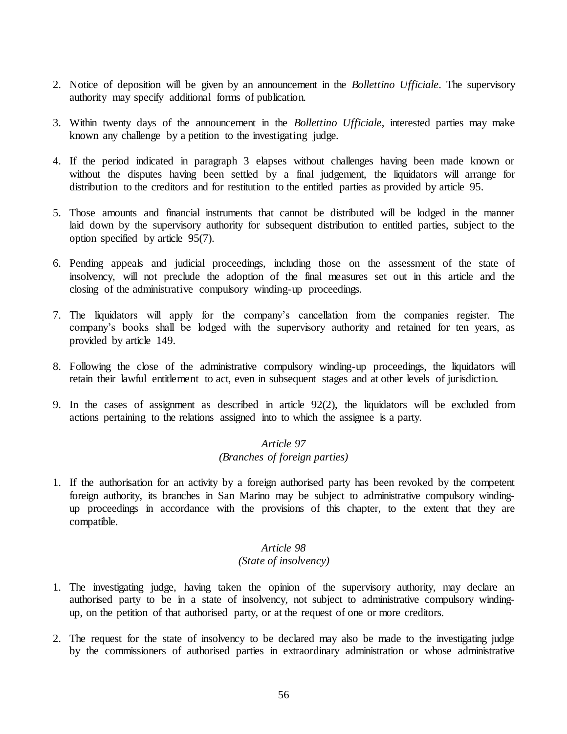2. Notice of deposition will be given by an announcement in the *Bollettino Ufficiale*. The supervisory authority may specify additional forms of publication.

3. Within twenty days of the announcement in the *Bollettino Ufficiale*, interested parties may make known any challenge by a petition to the investigating judge.

4. If the period indicated in paragraph 3 elapses without challenges having been made known or without the disputes having been settled by a final judgement, the liquidators will arrange for distribution to the creditors and for restitution to the entitled parties as provided by article 95.

5. Those amounts and financial instruments that cannot be distributed will be lodged in the manner laid down by the supervisory authority for subsequent distribution to entitled parties, subject to the option specified by article 95(7).

6. Pending appeals and judicial proceedings, including those on the assessment of the state of insolvency, will not preclude the adoption of the final measures set out in this article and the closing of the administrative compulsory winding-up proceedings.

7. The liquidators will apply for the company's cancellation from the companies register. The company's books shall be lodged with the supervisory authority and retained for ten years, as provided by article 149.

8. Following the close of the administrative compulsory winding-up proceedings, the liquidators will retain their lawful entitlement to act, even in subsequent stages and at other levels of jurisdiction.

9. In the cases of assignment as described in article 92(2), the liquidators will be excluded from actions pertaining to the relations assigned into to which the assignee is a party.

### *Article 97*
### *(Branches of foreign parties)*

1. If the authorisation for an activity by a foreign authorised party has been revoked by the competent foreign authority, its branches in San Marino may be subject to administrative compulsory winding-up proceedings in accordance with the provisions of this chapter, to the extent that they are compatible.

### *Article 98*
### *(State of insolvency)*

1. The investigating judge, having taken the opinion of the supervisory authority, may declare an authorised party to be in a state of insolvency, not subject to administrative compulsory winding-up, on the petition of that authorised party, or at the request of one or more creditors.

2. The request for the state of insolvency to be declared may also be made to the investigating judge by the commissioners of authorised parties in extraordinary administration or whose administrative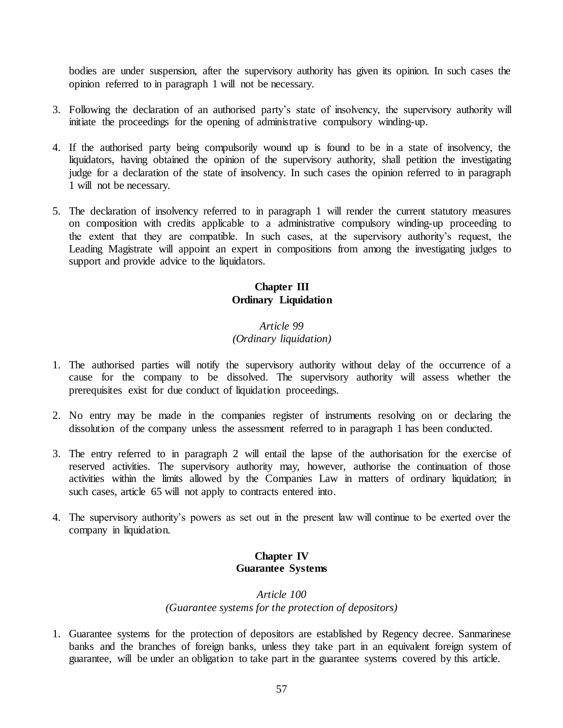bodies are under suspension, after the supervisory authority has given its opinion. In such cases the opinion referred to in paragraph 1 will not be necessary.

3. Following the declaration of an authorised party's state of insolvency, the supervisory authority will initiate the proceedings for the opening of administrative compulsory winding-up.

4. If the authorised party being compulsorily wound up is found to be in a state of insolvency, the liquidators, having obtained the opinion of the supervisory authority, shall petition the investigating judge for a declaration of the state of insolvency. In such cases the opinion referred to in paragraph 1 will not be necessary.

5. The declaration of insolvency referred to in paragraph 1 will render the current statutory measures on composition with credits applicable to a administrative compulsory winding-up proceeding to the extent that they are compatible. In such cases, at the supervisory authority's request, the Leading Magistrate will appoint an expert in compositions from among the investigating judges to support and provide advice to the liquidators.

## Chapter III
## Ordinary Liquidation

### *Article 99*
### *(Ordinary liquidation)*

1. The authorised parties will notify the supervisory authority without delay of the occurrence of a cause for the company to be dissolved. The supervisory authority will assess whether the prerequisites exist for due conduct of liquidation proceedings.

2. No entry may be made in the companies register of instruments resolving on or declaring the dissolution of the company unless the assessment referred to in paragraph 1 has been conducted.

3. The entry referred to in paragraph 2 will entail the lapse of the authorisation for the exercise of reserved activities. The supervisory authority may, however, authorise the continuation of those activities within the limits allowed by the Companies Law in matters of ordinary liquidation; in such cases, article 65 will not apply to contracts entered into.

4. The supervisory authority's powers as set out in the present law will continue to be exerted over the company in liquidation.

## Chapter IV
## Guarantee Systems

### *Article 100*
### *(Guarantee systems for the protection of depositors)*

1. Guarantee systems for the protection of depositors are established by Regency decree. Sanmarinese banks and the branches of foreign banks, unless they take part in an equivalent foreign system of guarantee, will be under an obligation to take part in the guarantee systems covered by this article.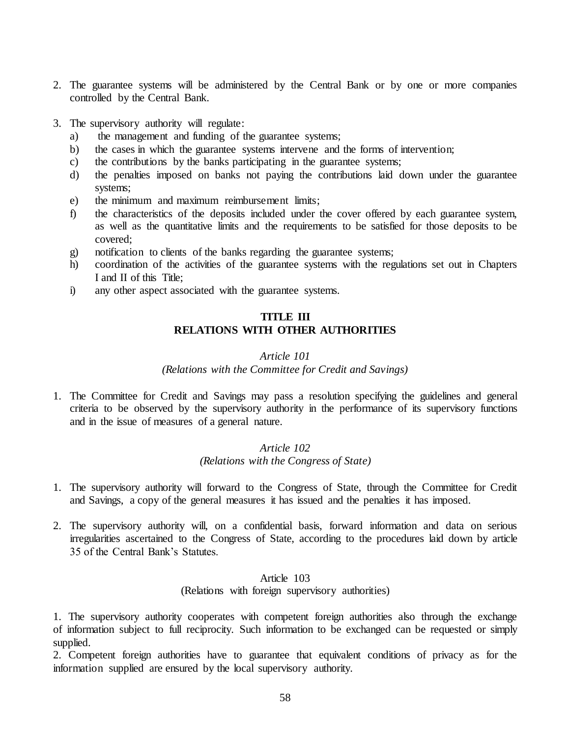2. The guarantee systems will be administered by the Central Bank or by one or more companies controlled by the Central Bank.

3. The supervisory authority will regulate:
   a) the management and funding of the guarantee systems;
   b) the cases in which the guarantee systems intervene and the forms of intervention;
   c) the contributions by the banks participating in the guarantee systems;
   d) the penalties imposed on banks not paying the contributions laid down under the guarantee systems;
   e) the minimum and maximum reimbursement limits;
   f) the characteristics of the deposits included under the cover offered by each guarantee system, as well as the quantitative limits and the requirements to be satisfied for those deposits to be covered;
   g) notification to clients of the banks regarding the guarantee systems;
   h) coordination of the activities of the guarantee systems with the regulations set out in Chapters I and II of this Title;
   i) any other aspect associated with the guarantee systems.

## TITLE III
## RELATIONS WITH OTHER AUTHORITIES

*Article 101*
*(Relations with the Committee for Credit and Savings)*

1. The Committee for Credit and Savings may pass a resolution specifying the guidelines and general criteria to be observed by the supervisory authority in the performance of its supervisory functions and in the issue of measures of a general nature.

*Article 102*
*(Relations with the Congress of State)*

1. The supervisory authority will forward to the Congress of State, through the Committee for Credit and Savings, a copy of the general measures it has issued and the penalties it has imposed.

2. The supervisory authority will, on a confidential basis, forward information and data on serious irregularities ascertained to the Congress of State, according to the procedures laid down by article 35 of the Central Bank's Statutes.

Article 103
(Relations with foreign supervisory authorities)

1. The supervisory authority cooperates with competent foreign authorities also through the exchange of information subject to full reciprocity. Such information to be exchanged can be requested or simply supplied.
2. Competent foreign authorities have to guarantee that equivalent conditions of privacy as for the information supplied are ensured by the local supervisory authority.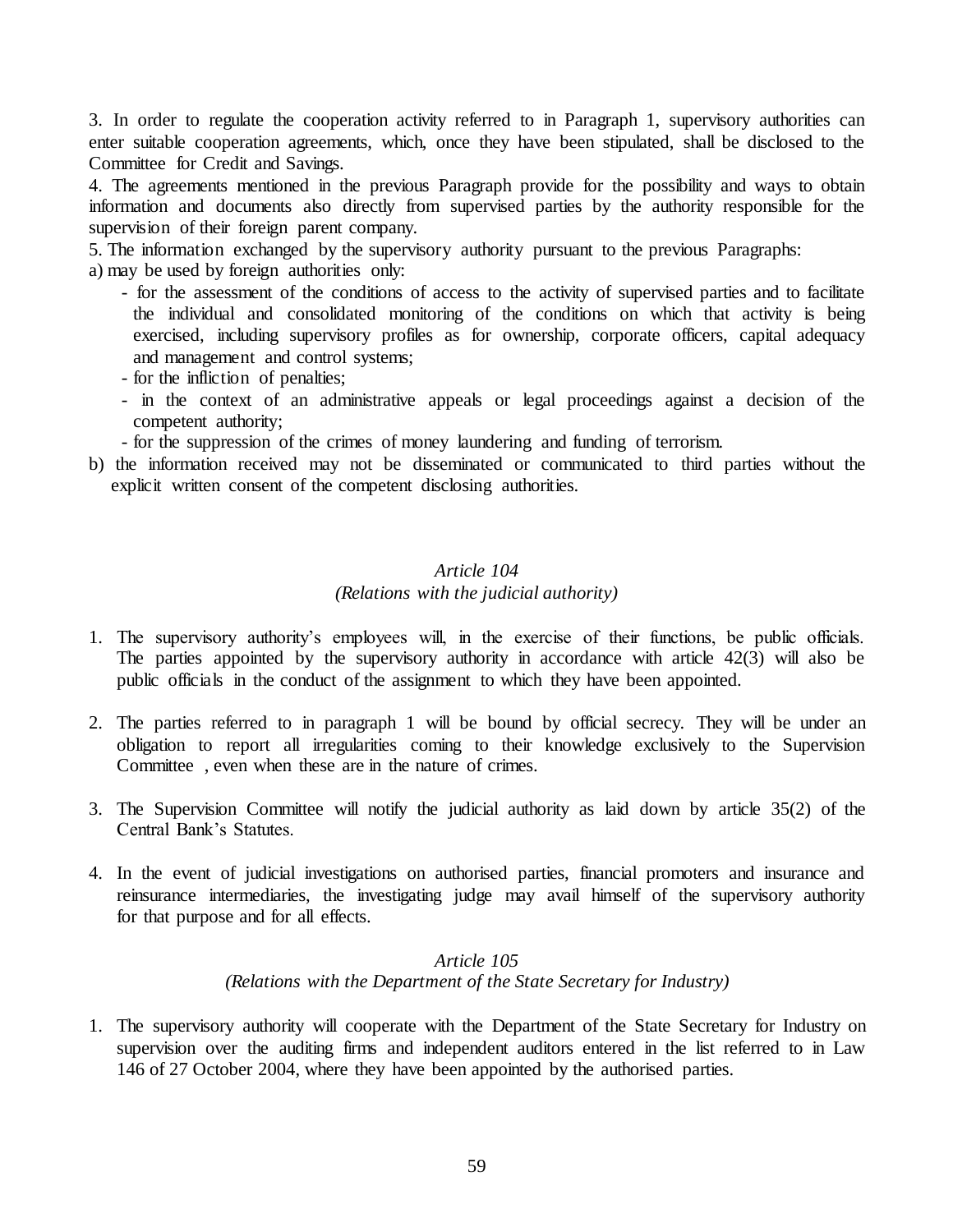3. In order to regulate the cooperation activity referred to in Paragraph 1, supervisory authorities can enter suitable cooperation agreements, which, once they have been stipulated, shall be disclosed to the Committee for Credit and Savings.

4. The agreements mentioned in the previous Paragraph provide for the possibility and ways to obtain information and documents also directly from supervised parties by the authority responsible for the supervision of their foreign parent company.

5. The information exchanged by the supervisory authority pursuant to the previous Paragraphs:

a) may be used by foreign authorities only:
   - for the assessment of the conditions of access to the activity of supervised parties and to facilitate the individual and consolidated monitoring of the conditions on which that activity is being exercised, including supervisory profiles as for ownership, corporate officers, capital adequacy and management and control systems;
   - for the infliction of penalties;
   - in the context of an administrative appeals or legal proceedings against a decision of the competent authority;
   - for the suppression of the crimes of money laundering and funding of terrorism.

b) the information received may not be disseminated or communicated to third parties without the explicit written consent of the competent disclosing authorities.

*Article 104*
*(Relations with the judicial authority)*

1. The supervisory authority's employees will, in the exercise of their functions, be public officials. The parties appointed by the supervisory authority in accordance with article 42(3) will also be public officials in the conduct of the assignment to which they have been appointed.

2. The parties referred to in paragraph 1 will be bound by official secrecy. They will be under an obligation to report all irregularities coming to their knowledge exclusively to the Supervision Committee , even when these are in the nature of crimes.

3. The Supervision Committee will notify the judicial authority as laid down by article 35(2) of the Central Bank's Statutes.

4. In the event of judicial investigations on authorised parties, financial promoters and insurance and reinsurance intermediaries, the investigating judge may avail himself of the supervisory authority for that purpose and for all effects.

*Article 105*
*(Relations with the Department of the State Secretary for Industry)*

1. The supervisory authority will cooperate with the Department of the State Secretary for Industry on supervision over the auditing firms and independent auditors entered in the list referred to in Law 146 of 27 October 2004, where they have been appointed by the authorised parties.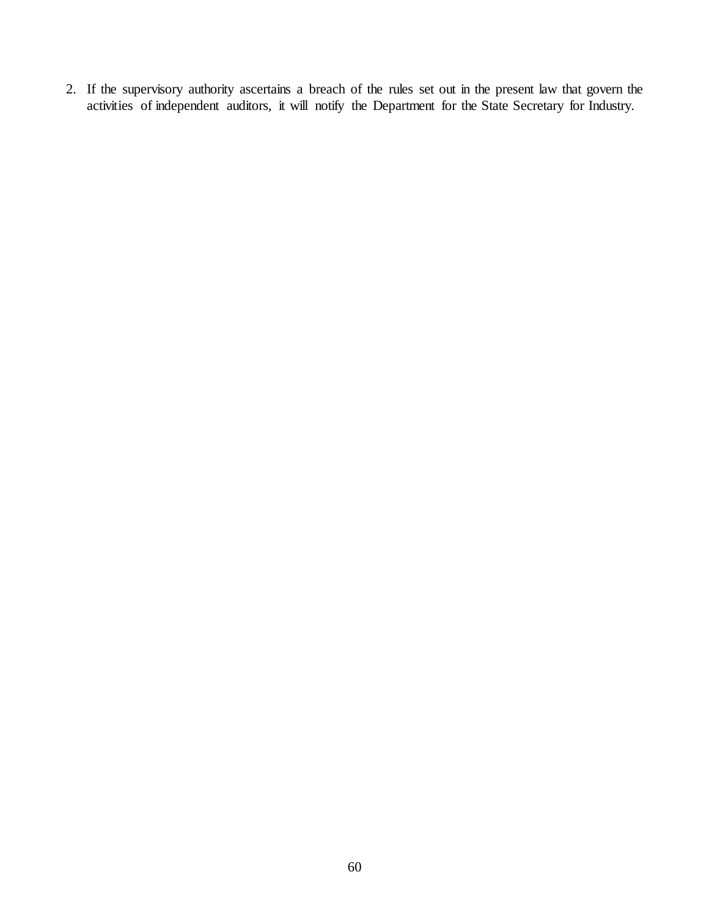2. If the supervisory authority ascertains a breach of the rules set out in the present law that govern the activities of independent auditors, it will notify the Department for the State Secretary for Industry.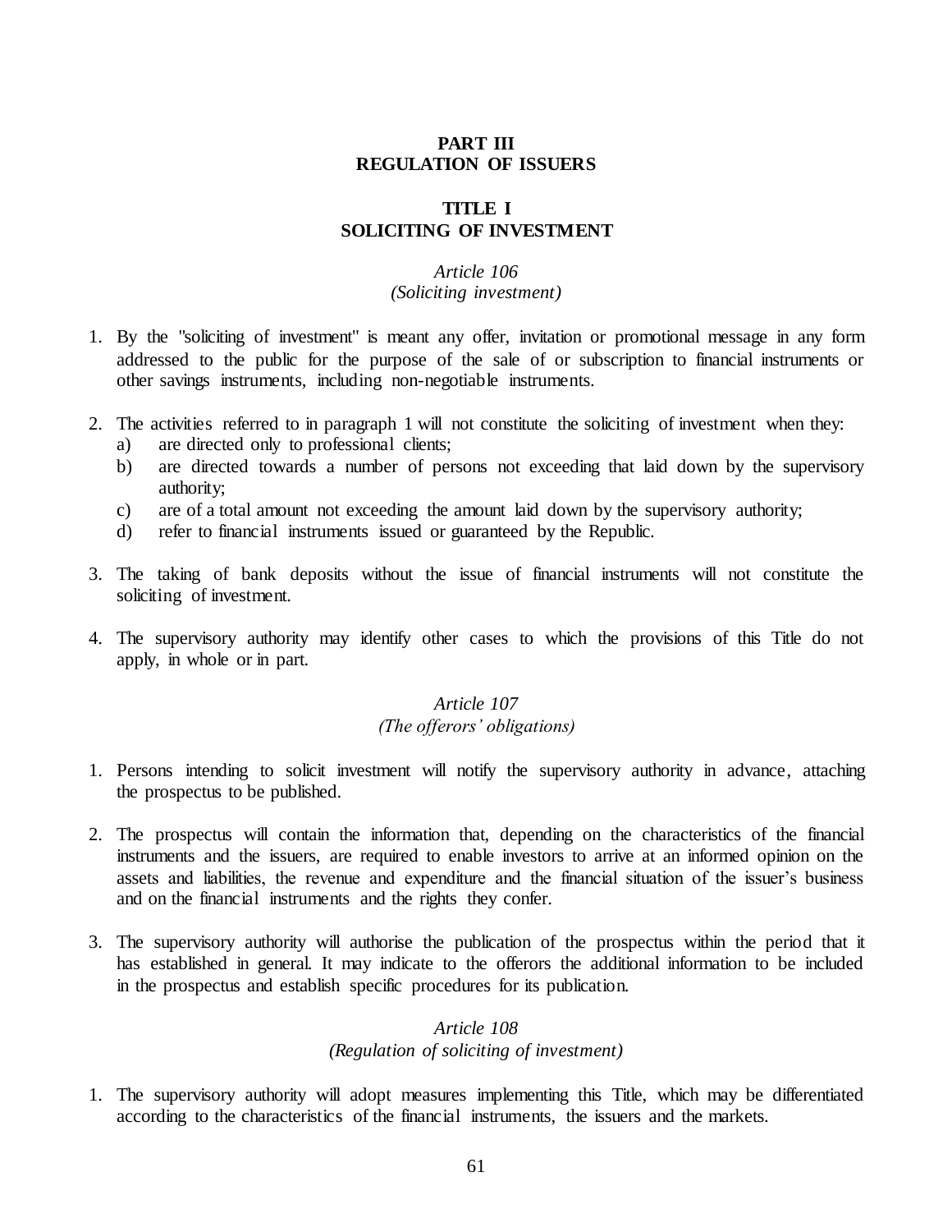# PART III
# REGULATION OF ISSUERS

## TITLE I
## SOLICITING OF INVESTMENT

### *Article 106*
### *(Soliciting investment)*

1. By the "soliciting of investment" is meant any offer, invitation or promotional message in any form addressed to the public for the purpose of the sale of or subscription to financial instruments or other savings instruments, including non-negotiable instruments.

2. The activities referred to in paragraph 1 will not constitute the soliciting of investment when they:
   a) are directed only to professional clients;
   b) are directed towards a number of persons not exceeding that laid down by the supervisory authority;
   c) are of a total amount not exceeding the amount laid down by the supervisory authority;
   d) refer to financial instruments issued or guaranteed by the Republic.

3. The taking of bank deposits without the issue of financial instruments will not constitute the soliciting of investment.

4. The supervisory authority may identify other cases to which the provisions of this Title do not apply, in whole or in part.

### *Article 107*
### *(The offerors' obligations)*

1. Persons intending to solicit investment will notify the supervisory authority in advance, attaching the prospectus to be published.

2. The prospectus will contain the information that, depending on the characteristics of the financial instruments and the issuers, are required to enable investors to arrive at an informed opinion on the assets and liabilities, the revenue and expenditure and the financial situation of the issuer's business and on the financial instruments and the rights they confer.

3. The supervisory authority will authorise the publication of the prospectus within the period that it has established in general. It may indicate to the offerors the additional information to be included in the prospectus and establish specific procedures for its publication.

### *Article 108*
### *(Regulation of soliciting of investment)*

1. The supervisory authority will adopt measures implementing this Title, which may be differentiated according to the characteristics of the financial instruments, the issuers and the markets.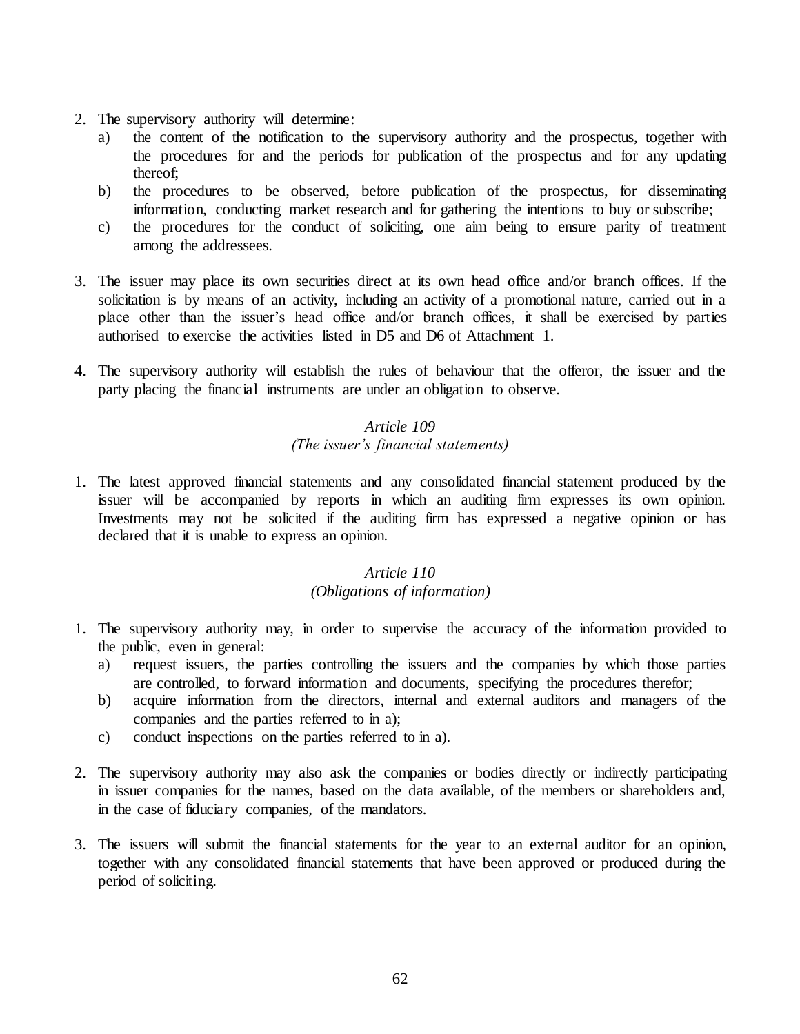2. The supervisory authority will determine:
   a) the content of the notification to the supervisory authority and the prospectus, together with the procedures for and the periods for publication of the prospectus and for any updating thereof;
   b) the procedures to be observed, before publication of the prospectus, for disseminating information, conducting market research and for gathering the intentions to buy or subscribe;
   c) the procedures for the conduct of soliciting, one aim being to ensure parity of treatment among the addressees.

3. The issuer may place its own securities direct at its own head office and/or branch offices. If the solicitation is by means of an activity, including an activity of a promotional nature, carried out in a place other than the issuer's head office and/or branch offices, it shall be exercised by parties authorised to exercise the activities listed in D5 and D6 of Attachment 1.

4. The supervisory authority will establish the rules of behaviour that the offeror, the issuer and the party placing the financial instruments are under an obligation to observe.

*Article 109*
*(The issuer's financial statements)*

1. The latest approved financial statements and any consolidated financial statement produced by the issuer will be accompanied by reports in which an auditing firm expresses its own opinion. Investments may not be solicited if the auditing firm has expressed a negative opinion or has declared that it is unable to express an opinion.

*Article 110*
*(Obligations of information)*

1. The supervisory authority may, in order to supervise the accuracy of the information provided to the public, even in general:
   a) request issuers, the parties controlling the issuers and the companies by which those parties are controlled, to forward information and documents, specifying the procedures therefor;
   b) acquire information from the directors, internal and external auditors and managers of the companies and the parties referred to in a);
   c) conduct inspections on the parties referred to in a).

2. The supervisory authority may also ask the companies or bodies directly or indirectly participating in issuer companies for the names, based on the data available, of the members or shareholders and, in the case of fiduciary companies, of the mandators.

3. The issuers will submit the financial statements for the year to an external auditor for an opinion, together with any consolidated financial statements that have been approved or produced during the period of soliciting.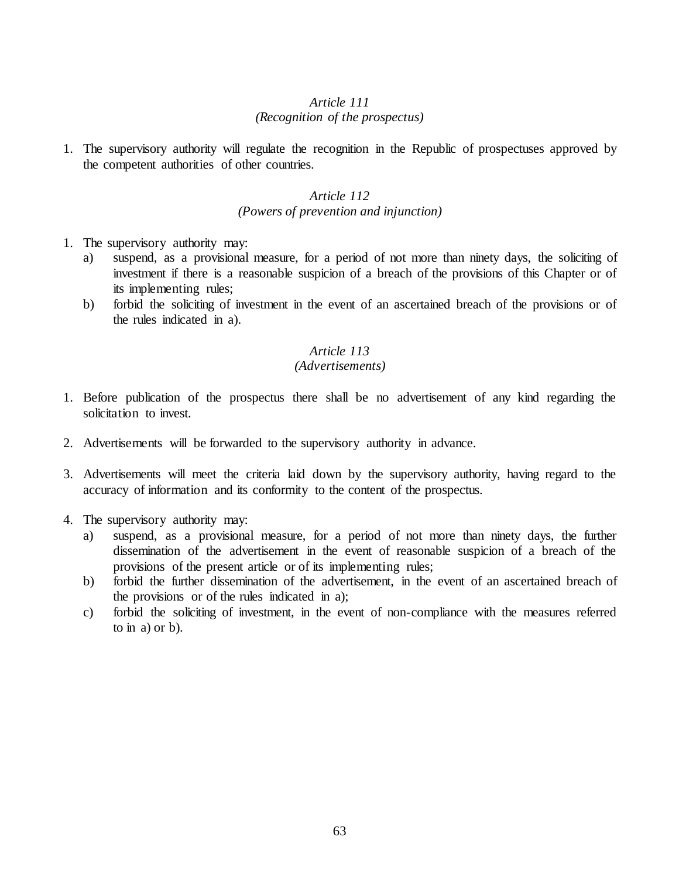*Article 111*
*(Recognition of the prospectus)*

1. The supervisory authority will regulate the recognition in the Republic of prospectuses approved by the competent authorities of other countries.

*Article 112*
*(Powers of prevention and injunction)*

1. The supervisory authority may:
   a) suspend, as a provisional measure, for a period of not more than ninety days, the soliciting of investment if there is a reasonable suspicion of a breach of the provisions of this Chapter or of its implementing rules;
   b) forbid the soliciting of investment in the event of an ascertained breach of the provisions or of the rules indicated in a).

*Article 113*
*(Advertisements)*

1. Before publication of the prospectus there shall be no advertisement of any kind regarding the solicitation to invest.

2. Advertisements will be forwarded to the supervisory authority in advance.

3. Advertisements will meet the criteria laid down by the supervisory authority, having regard to the accuracy of information and its conformity to the content of the prospectus.

4. The supervisory authority may:
   a) suspend, as a provisional measure, for a period of not more than ninety days, the further dissemination of the advertisement in the event of reasonable suspicion of a breach of the provisions of the present article or of its implementing rules;
   b) forbid the further dissemination of the advertisement, in the event of an ascertained breach of the provisions or of the rules indicated in a);
   c) forbid the soliciting of investment, in the event of non-compliance with the measures referred to in a) or b).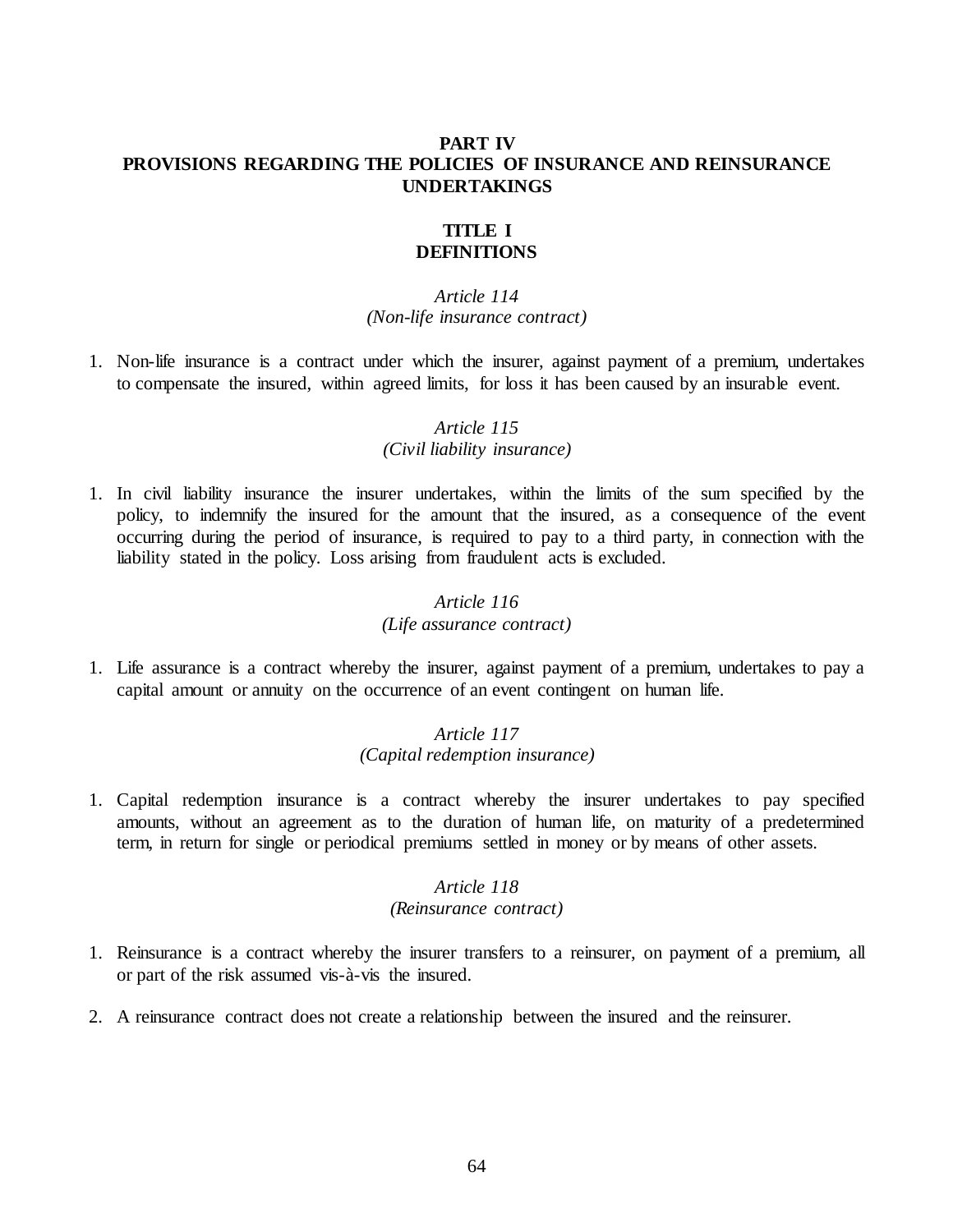# PART IV
# PROVISIONS REGARDING THE POLICIES OF INSURANCE AND REINSURANCE UNDERTAKINGS

## TITLE I
## DEFINITIONS

### *Article 114*
### *(Non-life insurance contract)*

1. Non-life insurance is a contract under which the insurer, against payment of a premium, undertakes to compensate the insured, within agreed limits, for loss it has been caused by an insurable event.

### *Article 115*
### *(Civil liability insurance)*

1. In civil liability insurance the insurer undertakes, within the limits of the sum specified by the policy, to indemnify the insured for the amount that the insured, as a consequence of the event occurring during the period of insurance, is required to pay to a third party, in connection with the liability stated in the policy. Loss arising from fraudulent acts is excluded.

### *Article 116*
### *(Life assurance contract)*

1. Life assurance is a contract whereby the insurer, against payment of a premium, undertakes to pay a capital amount or annuity on the occurrence of an event contingent on human life.

### *Article 117*
### *(Capital redemption insurance)*

1. Capital redemption insurance is a contract whereby the insurer undertakes to pay specified amounts, without an agreement as to the duration of human life, on maturity of a predetermined term, in return for single or periodical premiums settled in money or by means of other assets.

### *Article 118*
### *(Reinsurance contract)*

1. Reinsurance is a contract whereby the insurer transfers to a reinsurer, on payment of a premium, all or part of the risk assumed vis-à-vis the insured.

2. A reinsurance contract does not create a relationship between the insured and the reinsurer.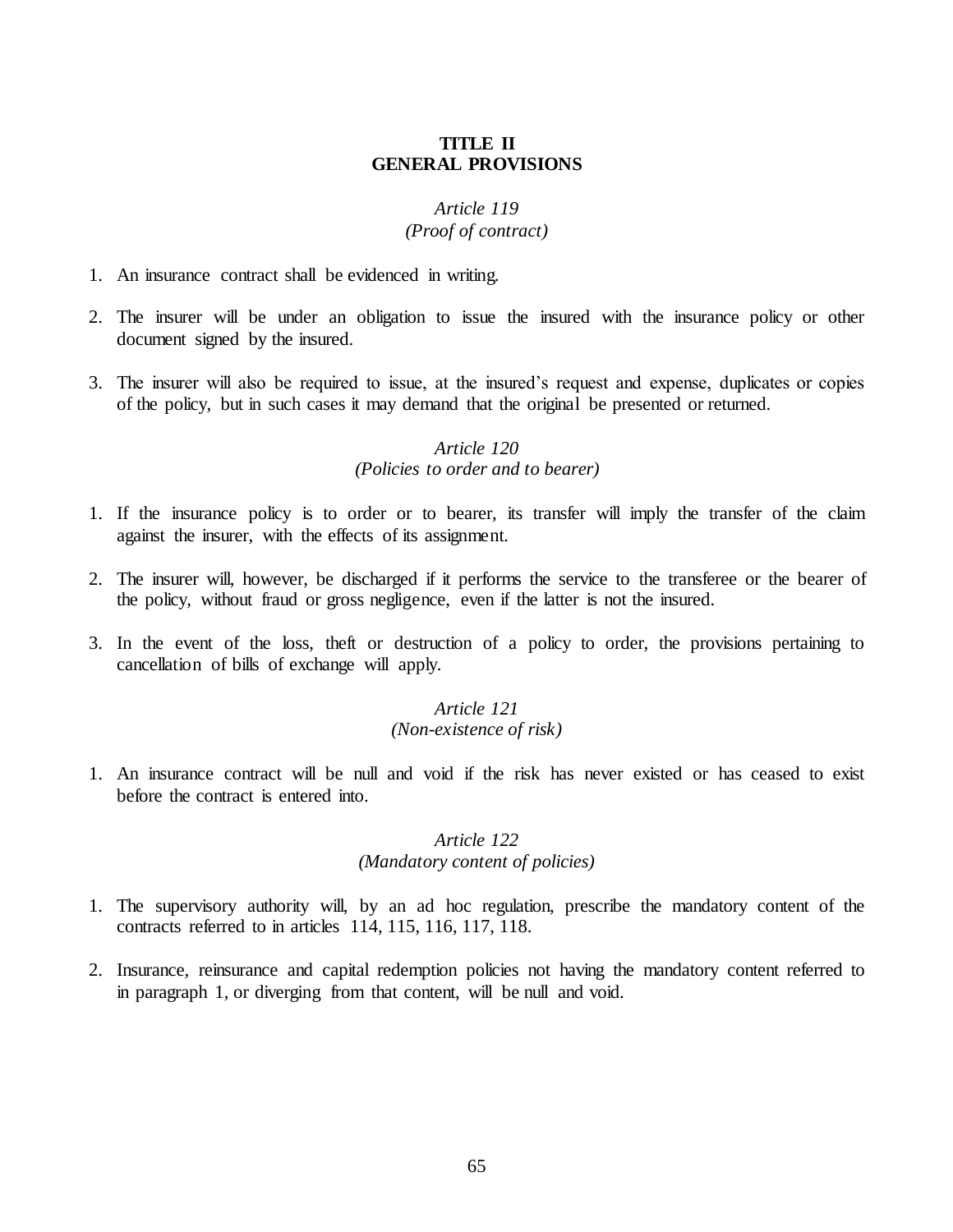# TITLE II
# GENERAL PROVISIONS

### *Article 119*
### *(Proof of contract)*

1. An insurance contract shall be evidenced in writing.

2. The insurer will be under an obligation to issue the insured with the insurance policy or other document signed by the insured.

3. The insurer will also be required to issue, at the insured's request and expense, duplicates or copies of the policy, but in such cases it may demand that the original be presented or returned.

### *Article 120*
### *(Policies to order and to bearer)*

1. If the insurance policy is to order or to bearer, its transfer will imply the transfer of the claim against the insurer, with the effects of its assignment.

2. The insurer will, however, be discharged if it performs the service to the transferee or the bearer of the policy, without fraud or gross negligence, even if the latter is not the insured.

3. In the event of the loss, theft or destruction of a policy to order, the provisions pertaining to cancellation of bills of exchange will apply.

### *Article 121*
### *(Non-existence of risk)*

1. An insurance contract will be null and void if the risk has never existed or has ceased to exist before the contract is entered into.

### *Article 122*
### *(Mandatory content of policies)*

1. The supervisory authority will, by an ad hoc regulation, prescribe the mandatory content of the contracts referred to in articles 114, 115, 116, 117, 118.

2. Insurance, reinsurance and capital redemption policies not having the mandatory content referred to in paragraph 1, or diverging from that content, will be null and void.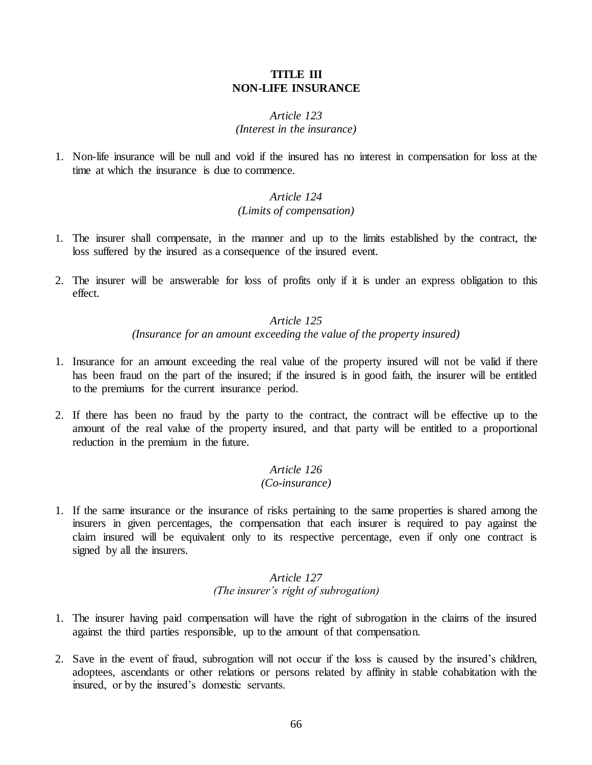## TITLE III
## NON-LIFE INSURANCE

### *Article 123*
### *(Interest in the insurance)*

1. Non-life insurance will be null and void if the insured has no interest in compensation for loss at the time at which the insurance is due to commence.

### *Article 124*
### *(Limits of compensation)*

1. The insurer shall compensate, in the manner and up to the limits established by the contract, the loss suffered by the insured as a consequence of the insured event.

2. The insurer will be answerable for loss of profits only if it is under an express obligation to this effect.

### *Article 125*
### *(Insurance for an amount exceeding the value of the property insured)*

1. Insurance for an amount exceeding the real value of the property insured will not be valid if there has been fraud on the part of the insured; if the insured is in good faith, the insurer will be entitled to the premiums for the current insurance period.

2. If there has been no fraud by the party to the contract, the contract will be effective up to the amount of the real value of the property insured, and that party will be entitled to a proportional reduction in the premium in the future.

### *Article 126*
### *(Co-insurance)*

1. If the same insurance or the insurance of risks pertaining to the same properties is shared among the insurers in given percentages, the compensation that each insurer is required to pay against the claim insured will be equivalent only to its respective percentage, even if only one contract is signed by all the insurers.

### *Article 127*
### *(The insurer's right of subrogation)*

1. The insurer having paid compensation will have the right of subrogation in the claims of the insured against the third parties responsible, up to the amount of that compensation.

2. Save in the event of fraud, subrogation will not occur if the loss is caused by the insured's children, adoptees, ascendants or other relations or persons related by affinity in stable cohabitation with the insured, or by the insured's domestic servants.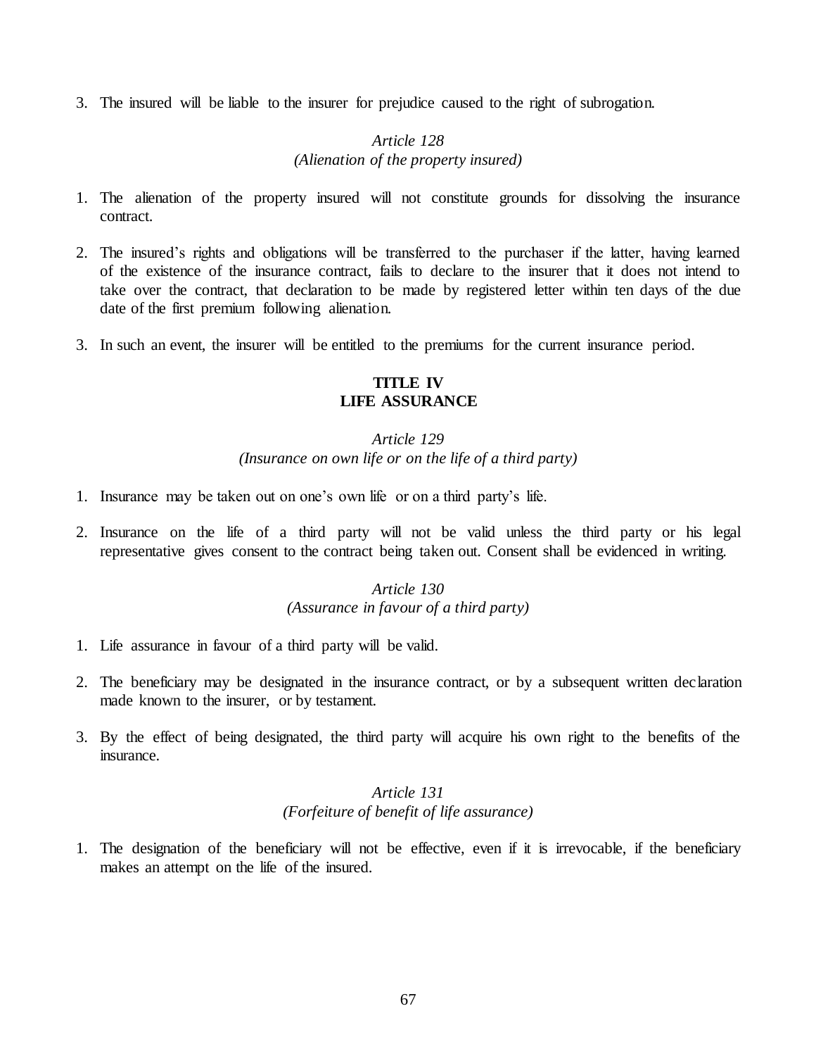3. The insured will be liable to the insurer for prejudice caused to the right of subrogation.

*Article 128*
*(Alienation of the property insured)*

1. The alienation of the property insured will not constitute grounds for dissolving the insurance contract.

2. The insured's rights and obligations will be transferred to the purchaser if the latter, having learned of the existence of the insurance contract, fails to declare to the insurer that it does not intend to take over the contract, that declaration to be made by registered letter within ten days of the due date of the first premium following alienation.

3. In such an event, the insurer will be entitled to the premiums for the current insurance period.

## TITLE IV
## LIFE ASSURANCE

*Article 129*
*(Insurance on own life or on the life of a third party)*

1. Insurance may be taken out on one's own life or on a third party's life.

2. Insurance on the life of a third party will not be valid unless the third party or his legal representative gives consent to the contract being taken out. Consent shall be evidenced in writing.

*Article 130*
*(Assurance in favour of a third party)*

1. Life assurance in favour of a third party will be valid.

2. The beneficiary may be designated in the insurance contract, or by a subsequent written declaration made known to the insurer, or by testament.

3. By the effect of being designated, the third party will acquire his own right to the benefits of the insurance.

*Article 131*
*(Forfeiture of benefit of life assurance)*

1. The designation of the beneficiary will not be effective, even if it is irrevocable, if the beneficiary makes an attempt on the life of the insured.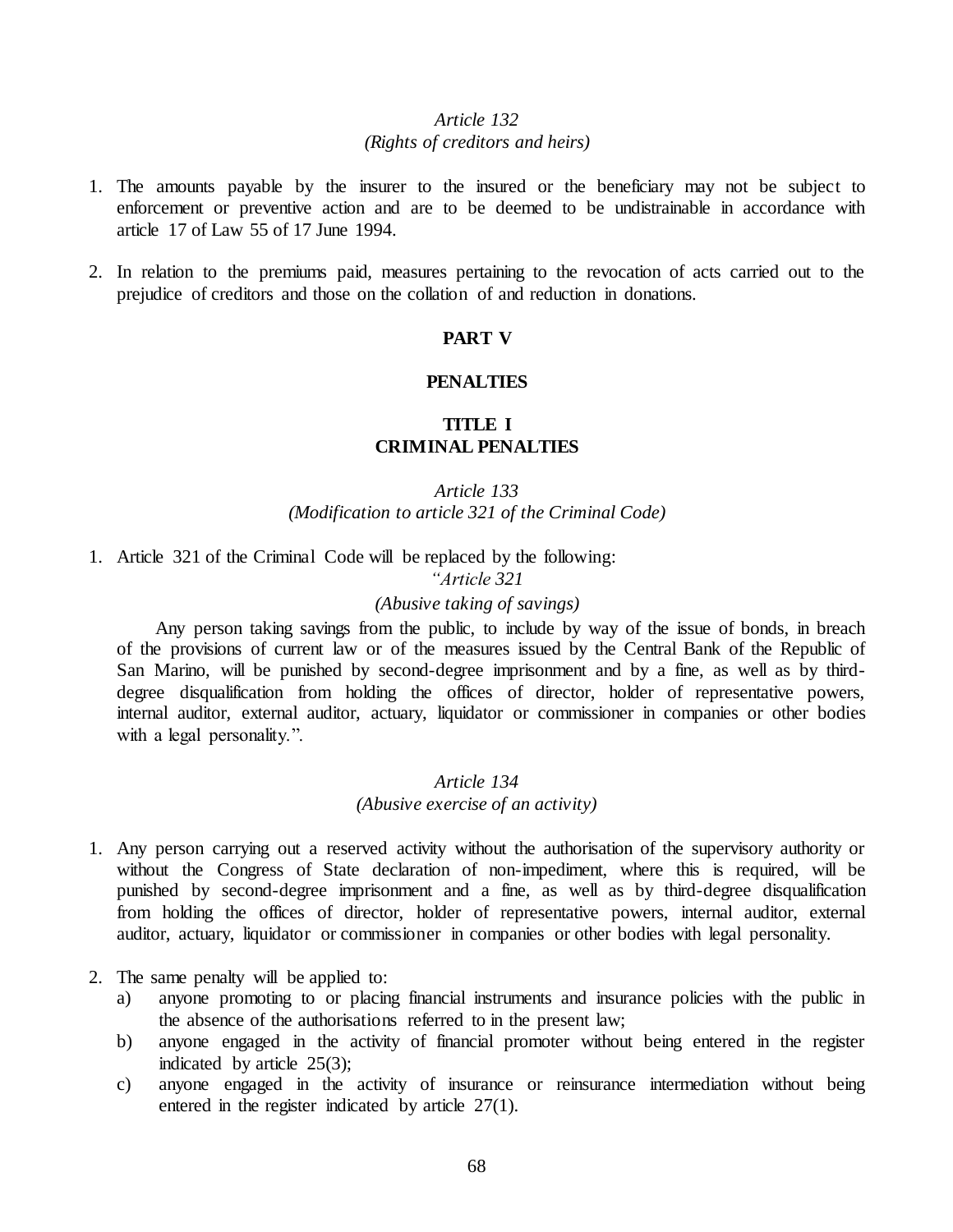*Article 132*
*(Rights of creditors and heirs)*

1. The amounts payable by the insurer to the insured or the beneficiary may not be subject to enforcement or preventive action and are to be deemed to be undistrainable in accordance with article 17 of Law 55 of 17 June 1994.

2. In relation to the premiums paid, measures pertaining to the revocation of acts carried out to the prejudice of creditors and those on the collation of and reduction in donations.

## PART V

## PENALTIES

### TITLE I
### CRIMINAL PENALTIES

*Article 133*
*(Modification to article 321 of the Criminal Code)*

1. Article 321 of the Criminal Code will be replaced by the following:

   *"Article 321*

   *(Abusive taking of savings)*

   Any person taking savings from the public, to include by way of the issue of bonds, in breach of the provisions of current law or of the measures issued by the Central Bank of the Republic of San Marino, will be punished by second-degree imprisonment and by a fine, as well as by third-degree disqualification from holding the offices of director, holder of representative powers, internal auditor, external auditor, actuary, liquidator or commissioner in companies or other bodies with a legal personality.".

*Article 134*
*(Abusive exercise of an activity)*

1. Any person carrying out a reserved activity without the authorisation of the supervisory authority or without the Congress of State declaration of non-impediment, where this is required, will be punished by second-degree imprisonment and a fine, as well as by third-degree disqualification from holding the offices of director, holder of representative powers, internal auditor, external auditor, actuary, liquidator or commissioner in companies or other bodies with legal personality.

2. The same penalty will be applied to:
   a) anyone promoting to or placing financial instruments and insurance policies with the public in the absence of the authorisations referred to in the present law;
   b) anyone engaged in the activity of financial promoter without being entered in the register indicated by article 25(3);
   c) anyone engaged in the activity of insurance or reinsurance intermediation without being entered in the register indicated by article 27(1).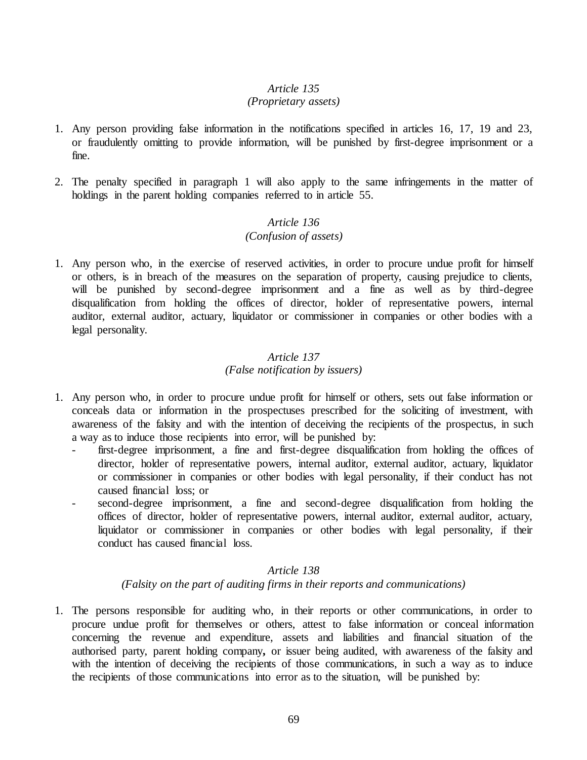*Article 135*
*(Proprietary assets)*

1. Any person providing false information in the notifications specified in articles 16, 17, 19 and 23, or fraudulently omitting to provide information, will be punished by first-degree imprisonment or a fine.

2. The penalty specified in paragraph 1 will also apply to the same infringements in the matter of holdings in the parent holding companies referred to in article 55.

*Article 136*
*(Confusion of assets)*

1. Any person who, in the exercise of reserved activities, in order to procure undue profit for himself or others, is in breach of the measures on the separation of property, causing prejudice to clients, will be punished by second-degree imprisonment and a fine as well as by third-degree disqualification from holding the offices of director, holder of representative powers, internal auditor, external auditor, actuary, liquidator or commissioner in companies or other bodies with a legal personality.

*Article 137*
*(False notification by issuers)*

1. Any person who, in order to procure undue profit for himself or others, sets out false information or conceals data or information in the prospectuses prescribed for the soliciting of investment, with awareness of the falsity and with the intention of deceiving the recipients of the prospectus, in such a way as to induce those recipients into error, will be punished by:
   - first-degree imprisonment, a fine and first-degree disqualification from holding the offices of director, holder of representative powers, internal auditor, external auditor, actuary, liquidator or commissioner in companies or other bodies with legal personality, if their conduct has not caused financial loss; or
   - second-degree imprisonment, a fine and second-degree disqualification from holding the offices of director, holder of representative powers, internal auditor, external auditor, actuary, liquidator or commissioner in companies or other bodies with legal personality, if their conduct has caused financial loss.

*Article 138*
*(Falsity on the part of auditing firms in their reports and communications)*

1. The persons responsible for auditing who, in their reports or other communications, in order to procure undue profit for themselves or others, attest to false information or conceal information concerning the revenue and expenditure, assets and liabilities and financial situation of the authorised party, parent holding company**,** or issuer being audited, with awareness of the falsity and with the intention of deceiving the recipients of those communications, in such a way as to induce the recipients of those communications into error as to the situation, will be punished by: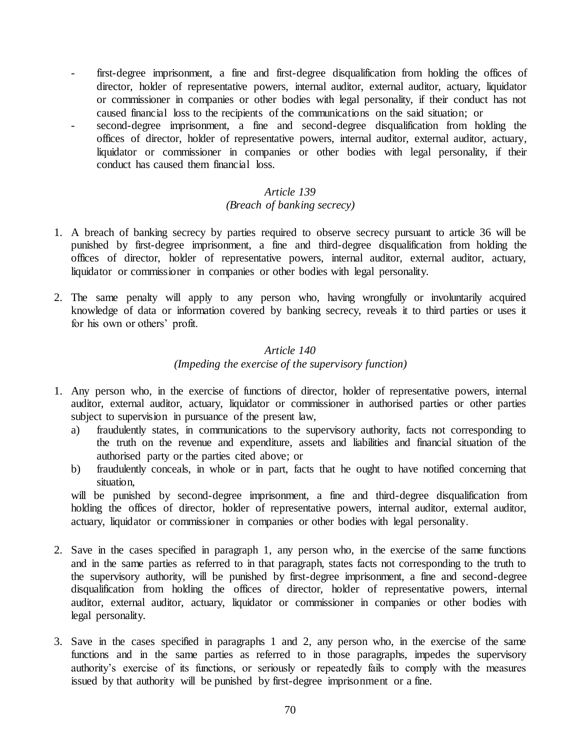- first-degree imprisonment, a fine and first-degree disqualification from holding the offices of director, holder of representative powers, internal auditor, external auditor, actuary, liquidator or commissioner in companies or other bodies with legal personality, if their conduct has not caused financial loss to the recipients of the communications on the said situation; or
- second-degree imprisonment, a fine and second-degree disqualification from holding the offices of director, holder of representative powers, internal auditor, external auditor, actuary, liquidator or commissioner in companies or other bodies with legal personality, if their conduct has caused them financial loss.

*Article 139*
*(Breach of banking secrecy)*

1. A breach of banking secrecy by parties required to observe secrecy pursuant to article 36 will be punished by first-degree imprisonment, a fine and third-degree disqualification from holding the offices of director, holder of representative powers, internal auditor, external auditor, actuary, liquidator or commissioner in companies or other bodies with legal personality.

2. The same penalty will apply to any person who, having wrongfully or involuntarily acquired knowledge of data or information covered by banking secrecy, reveals it to third parties or uses it for his own or others' profit.

*Article 140*
*(Impeding the exercise of the supervisory function)*

1. Any person who, in the exercise of functions of director, holder of representative powers, internal auditor, external auditor, actuary, liquidator or commissioner in authorised parties or other parties subject to supervision in pursuance of the present law,
   a) fraudulently states, in communications to the supervisory authority, facts not corresponding to the truth on the revenue and expenditure, assets and liabilities and financial situation of the authorised party or the parties cited above; or
   b) fraudulently conceals, in whole or in part, facts that he ought to have notified concerning that situation,

   will be punished by second-degree imprisonment, a fine and third-degree disqualification from holding the offices of director, holder of representative powers, internal auditor, external auditor, actuary, liquidator or commissioner in companies or other bodies with legal personality.

2. Save in the cases specified in paragraph 1, any person who, in the exercise of the same functions and in the same parties as referred to in that paragraph, states facts not corresponding to the truth to the supervisory authority, will be punished by first-degree imprisonment, a fine and second-degree disqualification from holding the offices of director, holder of representative powers, internal auditor, external auditor, actuary, liquidator or commissioner in companies or other bodies with legal personality.

3. Save in the cases specified in paragraphs 1 and 2, any person who, in the exercise of the same functions and in the same parties as referred to in those paragraphs, impedes the supervisory authority's exercise of its functions, or seriously or repeatedly fails to comply with the measures issued by that authority will be punished by first-degree imprisonment or a fine.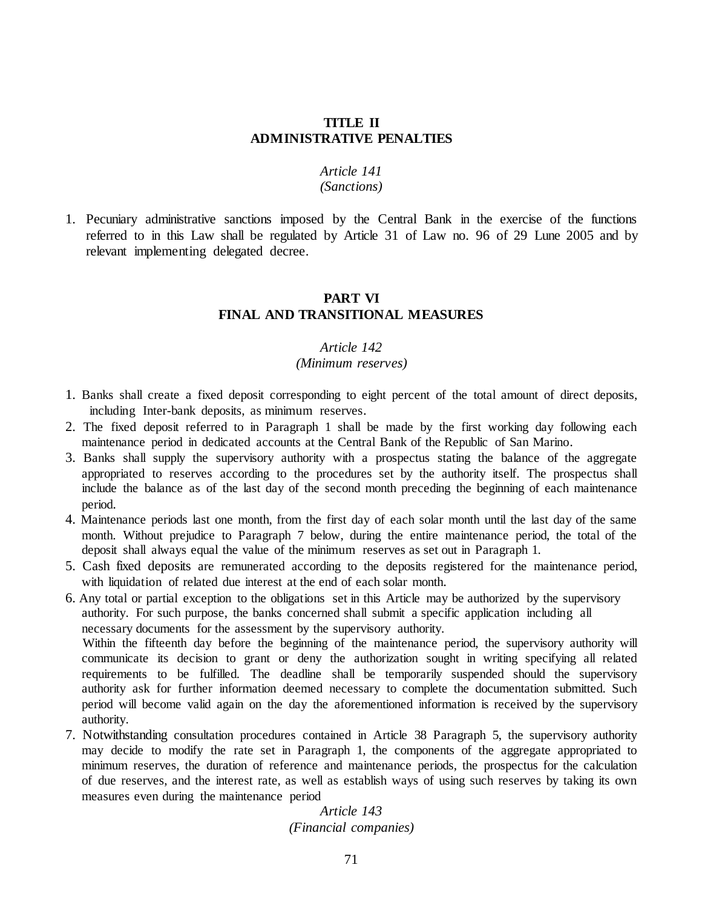## TITLE II
## ADMINISTRATIVE PENALTIES

*Article 141*
*(Sanctions)*

1. Pecuniary administrative sanctions imposed by the Central Bank in the exercise of the functions referred to in this Law shall be regulated by Article 31 of Law no. 96 of 29 Lune 2005 and by relevant implementing delegated decree.

# PART VI
# FINAL AND TRANSITIONAL MEASURES

*Article 142*
*(Minimum reserves)*

1. Banks shall create a fixed deposit corresponding to eight percent of the total amount of direct deposits, including Inter-bank deposits, as minimum reserves.
2. The fixed deposit referred to in Paragraph 1 shall be made by the first working day following each maintenance period in dedicated accounts at the Central Bank of the Republic of San Marino.
3. Banks shall supply the supervisory authority with a prospectus stating the balance of the aggregate appropriated to reserves according to the procedures set by the authority itself. The prospectus shall include the balance as of the last day of the second month preceding the beginning of each maintenance period.
4. Maintenance periods last one month, from the first day of each solar month until the last day of the same month. Without prejudice to Paragraph 7 below, during the entire maintenance period, the total of the deposit shall always equal the value of the minimum reserves as set out in Paragraph 1.
5. Cash fixed deposits are remunerated according to the deposits registered for the maintenance period, with liquidation of related due interest at the end of each solar month.
6. Any total or partial exception to the obligations set in this Article may be authorized by the supervisory authority. For such purpose, the banks concerned shall submit a specific application including all necessary documents for the assessment by the supervisory authority.
   Within the fifteenth day before the beginning of the maintenance period, the supervisory authority will communicate its decision to grant or deny the authorization sought in writing specifying all related requirements to be fulfilled. The deadline shall be temporarily suspended should the supervisory authority ask for further information deemed necessary to complete the documentation submitted. Such period will become valid again on the day the aforementioned information is received by the supervisory authority.
7. Notwithstanding consultation procedures contained in Article 38 Paragraph 5, the supervisory authority may decide to modify the rate set in Paragraph 1, the components of the aggregate appropriated to minimum reserves, the duration of reference and maintenance periods, the prospectus for the calculation of due reserves, and the interest rate, as well as establish ways of using such reserves by taking its own measures even during the maintenance period

*Article 143*
*(Financial companies)*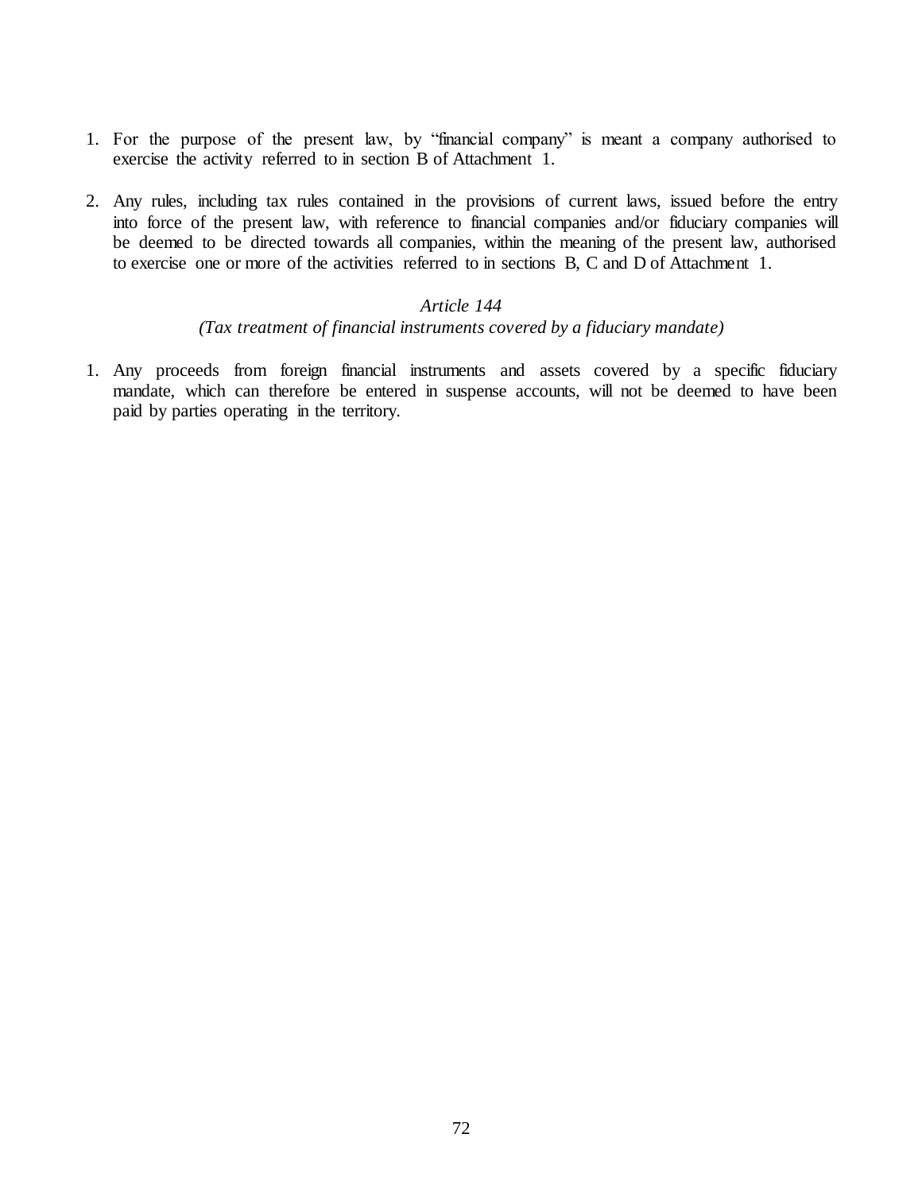1. For the purpose of the present law, by "financial company" is meant a company authorised to exercise the activity referred to in section B of Attachment 1.

2. Any rules, including tax rules contained in the provisions of current laws, issued before the entry into force of the present law, with reference to financial companies and/or fiduciary companies will be deemed to be directed towards all companies, within the meaning of the present law, authorised to exercise one or more of the activities referred to in sections B, C and D of Attachment 1.

### *Article 144*
### *(Tax treatment of financial instruments covered by a fiduciary mandate)*

1. Any proceeds from foreign financial instruments and assets covered by a specific fiduciary mandate, which can therefore be entered in suspense accounts, will not be deemed to have been paid by parties operating in the territory.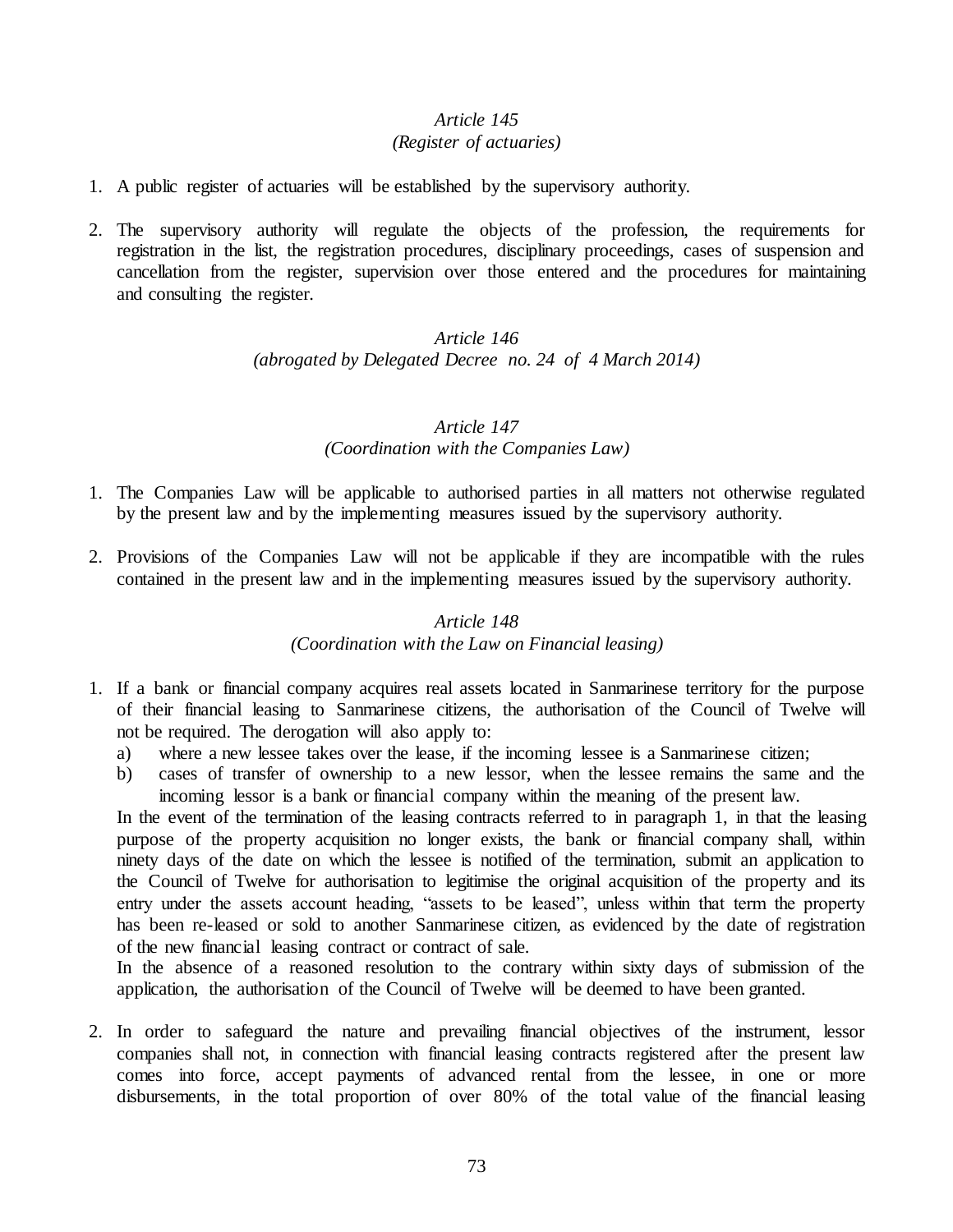*Article 145*
*(Register of actuaries)*

1. A public register of actuaries will be established by the supervisory authority.

2. The supervisory authority will regulate the objects of the profession, the requirements for registration in the list, the registration procedures, disciplinary proceedings, cases of suspension and cancellation from the register, supervision over those entered and the procedures for maintaining and consulting the register.

*Article 146*
*(abrogated by Delegated Decree no. 24 of 4 March 2014)*

*Article 147*
*(Coordination with the Companies Law)*

1. The Companies Law will be applicable to authorised parties in all matters not otherwise regulated by the present law and by the implementing measures issued by the supervisory authority.

2. Provisions of the Companies Law will not be applicable if they are incompatible with the rules contained in the present law and in the implementing measures issued by the supervisory authority.

*Article 148*
*(Coordination with the Law on Financial leasing)*

1. If a bank or financial company acquires real assets located in Sanmarinese territory for the purpose of their financial leasing to Sanmarinese citizens, the authorisation of the Council of Twelve will not be required. The derogation will also apply to:
   a) where a new lessee takes over the lease, if the incoming lessee is a Sanmarinese citizen;
   b) cases of transfer of ownership to a new lessor, when the lessee remains the same and the incoming lessor is a bank or financial company within the meaning of the present law.

   In the event of the termination of the leasing contracts referred to in paragraph 1, in that the leasing purpose of the property acquisition no longer exists, the bank or financial company shall, within ninety days of the date on which the lessee is notified of the termination, submit an application to the Council of Twelve for authorisation to legitimise the original acquisition of the property and its entry under the assets account heading, "assets to be leased", unless within that term the property has been re-leased or sold to another Sanmarinese citizen, as evidenced by the date of registration of the new financial leasing contract or contract of sale.

   In the absence of a reasoned resolution to the contrary within sixty days of submission of the application, the authorisation of the Council of Twelve will be deemed to have been granted.

2. In order to safeguard the nature and prevailing financial objectives of the instrument, lessor companies shall not, in connection with financial leasing contracts registered after the present law comes into force, accept payments of advanced rental from the lessee, in one or more disbursements, in the total proportion of over 80% of the total value of the financial leasing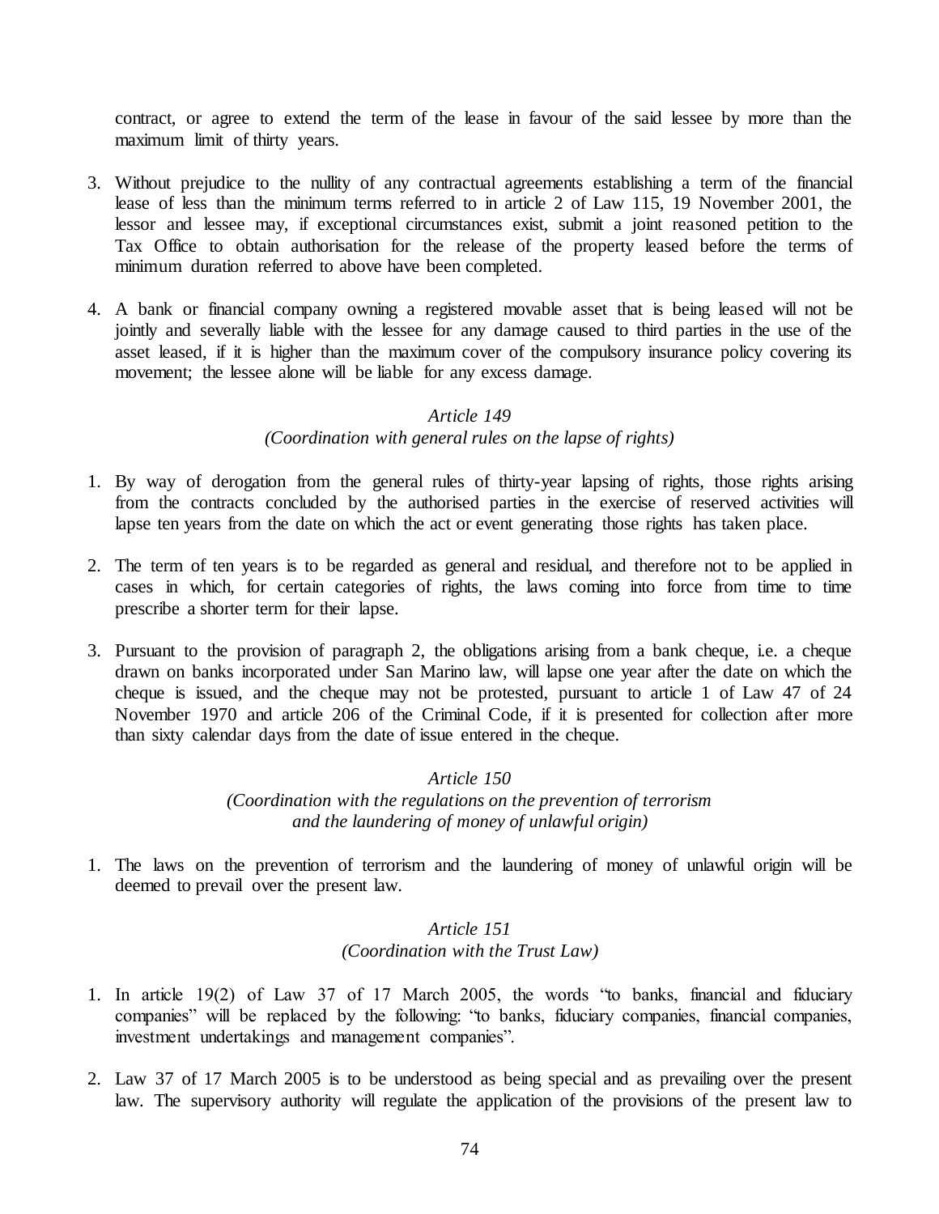contract, or agree to extend the term of the lease in favour of the said lessee by more than the maximum limit of thirty years.

3. Without prejudice to the nullity of any contractual agreements establishing a term of the financial lease of less than the minimum terms referred to in article 2 of Law 115, 19 November 2001, the lessor and lessee may, if exceptional circumstances exist, submit a joint reasoned petition to the Tax Office to obtain authorisation for the release of the property leased before the terms of minimum duration referred to above have been completed.

4. A bank or financial company owning a registered movable asset that is being leased will not be jointly and severally liable with the lessee for any damage caused to third parties in the use of the asset leased, if it is higher than the maximum cover of the compulsory insurance policy covering its movement; the lessee alone will be liable for any excess damage.

*Article 149*
*(Coordination with general rules on the lapse of rights)*

1. By way of derogation from the general rules of thirty-year lapsing of rights, those rights arising from the contracts concluded by the authorised parties in the exercise of reserved activities will lapse ten years from the date on which the act or event generating those rights has taken place.

2. The term of ten years is to be regarded as general and residual, and therefore not to be applied in cases in which, for certain categories of rights, the laws coming into force from time to time prescribe a shorter term for their lapse.

3. Pursuant to the provision of paragraph 2, the obligations arising from a bank cheque, i.e. a cheque drawn on banks incorporated under San Marino law, will lapse one year after the date on which the cheque is issued, and the cheque may not be protested, pursuant to article 1 of Law 47 of 24 November 1970 and article 206 of the Criminal Code, if it is presented for collection after more than sixty calendar days from the date of issue entered in the cheque.

*Article 150*
*(Coordination with the regulations on the prevention of terrorism and the laundering of money of unlawful origin)*

1. The laws on the prevention of terrorism and the laundering of money of unlawful origin will be deemed to prevail over the present law.

*Article 151*
*(Coordination with the Trust Law)*

1. In article 19(2) of Law 37 of 17 March 2005, the words "to banks, financial and fiduciary companies" will be replaced by the following: "to banks, fiduciary companies, financial companies, investment undertakings and management companies".

2. Law 37 of 17 March 2005 is to be understood as being special and as prevailing over the present law. The supervisory authority will regulate the application of the provisions of the present law to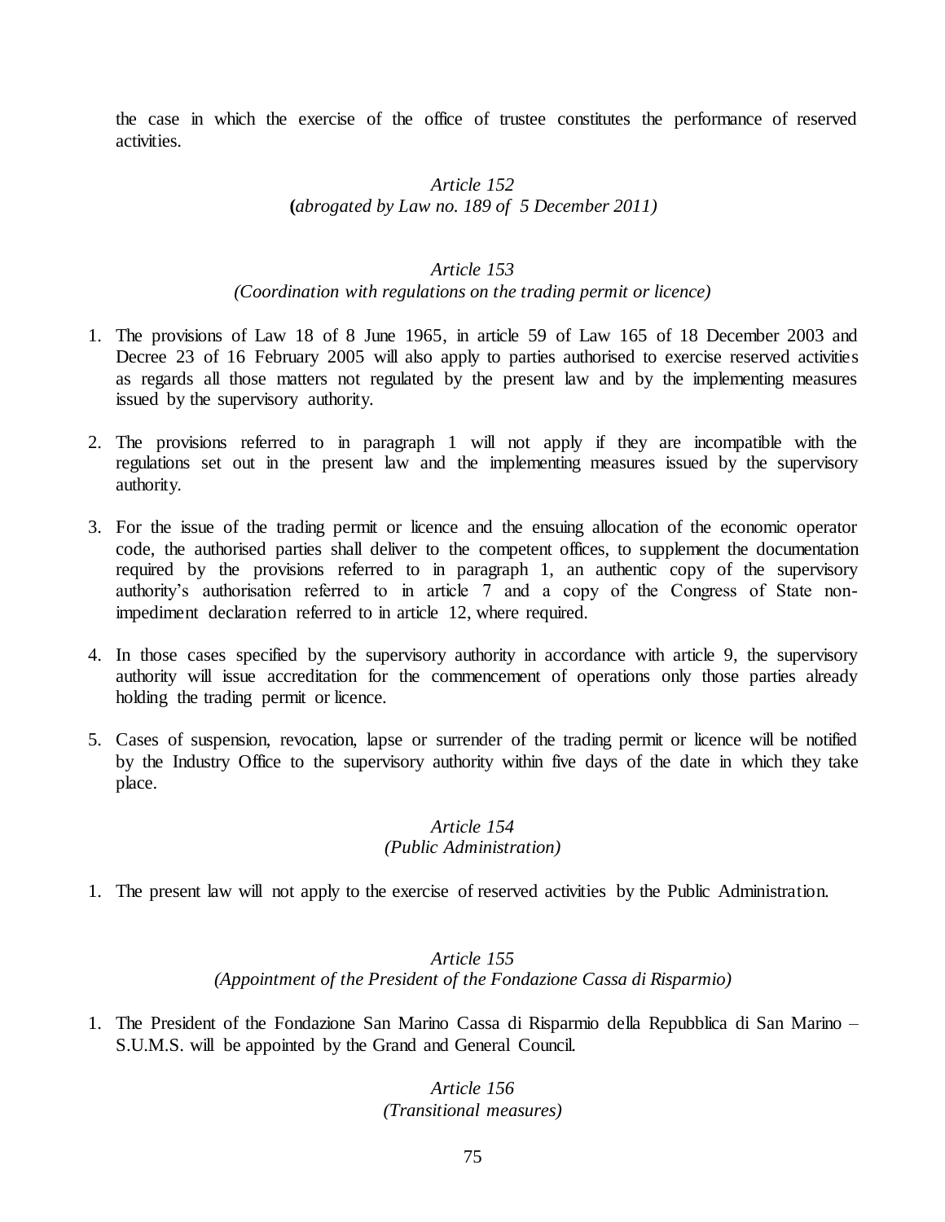the case in which the exercise of the office of trustee constitutes the performance of reserved activities.

*Article 152*
**(***abrogated by Law no. 189 of 5 December 2011)*

*Article 153*
*(Coordination with regulations on the trading permit or licence)*

1. The provisions of Law 18 of 8 June 1965, in article 59 of Law 165 of 18 December 2003 and Decree 23 of 16 February 2005 will also apply to parties authorised to exercise reserved activities as regards all those matters not regulated by the present law and by the implementing measures issued by the supervisory authority.

2. The provisions referred to in paragraph 1 will not apply if they are incompatible with the regulations set out in the present law and the implementing measures issued by the supervisory authority.

3. For the issue of the trading permit or licence and the ensuing allocation of the economic operator code, the authorised parties shall deliver to the competent offices, to supplement the documentation required by the provisions referred to in paragraph 1, an authentic copy of the supervisory authority's authorisation referred to in article 7 and a copy of the Congress of State non-impediment declaration referred to in article 12, where required.

4. In those cases specified by the supervisory authority in accordance with article 9, the supervisory authority will issue accreditation for the commencement of operations only those parties already holding the trading permit or licence.

5. Cases of suspension, revocation, lapse or surrender of the trading permit or licence will be notified by the Industry Office to the supervisory authority within five days of the date in which they take place.

*Article 154*
*(Public Administration)*

1. The present law will not apply to the exercise of reserved activities by the Public Administration.

*Article 155*
*(Appointment of the President of the Fondazione Cassa di Risparmio)*

1. The President of the Fondazione San Marino Cassa di Risparmio della Repubblica di San Marino – S.U.M.S. will be appointed by the Grand and General Council.

*Article 156*
*(Transitional measures)*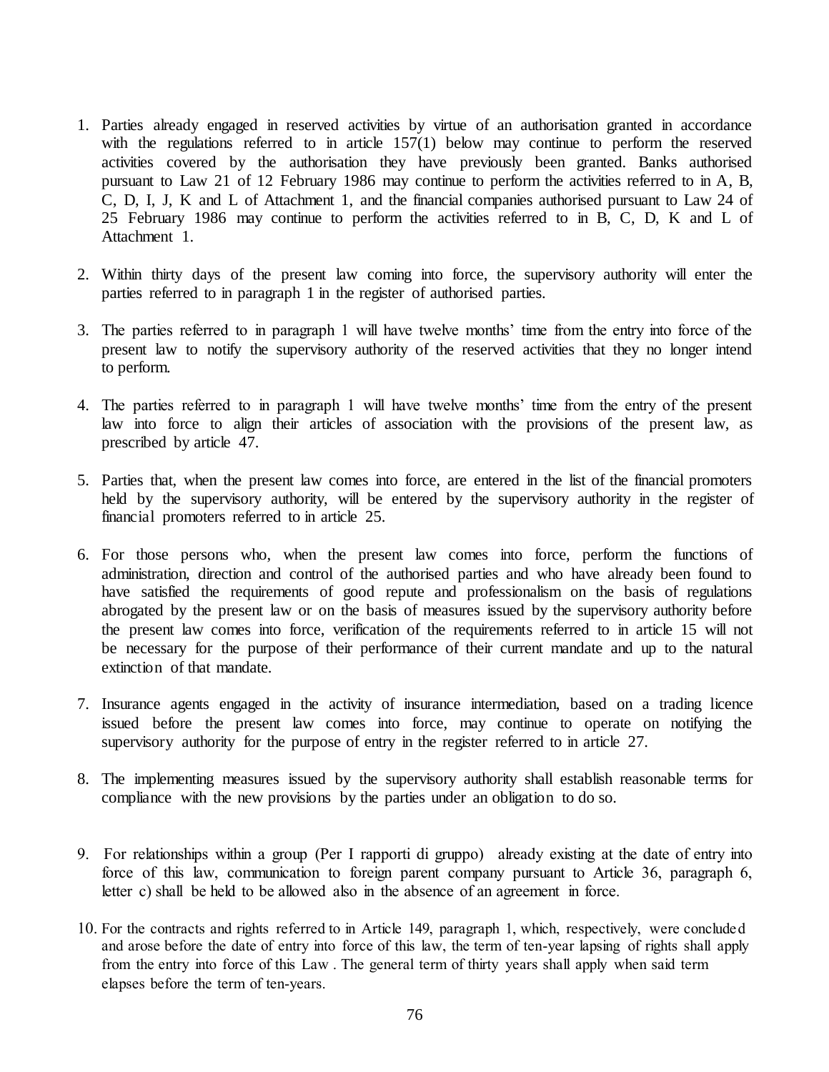1. Parties already engaged in reserved activities by virtue of an authorisation granted in accordance with the regulations referred to in article 157(1) below may continue to perform the reserved activities covered by the authorisation they have previously been granted. Banks authorised pursuant to Law 21 of 12 February 1986 may continue to perform the activities referred to in A, B, C, D, I, J, K and L of Attachment 1, and the financial companies authorised pursuant to Law 24 of 25 February 1986 may continue to perform the activities referred to in B, C, D, K and L of Attachment 1.

2. Within thirty days of the present law coming into force, the supervisory authority will enter the parties referred to in paragraph 1 in the register of authorised parties.

3. The parties referred to in paragraph 1 will have twelve months' time from the entry into force of the present law to notify the supervisory authority of the reserved activities that they no longer intend to perform.

4. The parties referred to in paragraph 1 will have twelve months' time from the entry of the present law into force to align their articles of association with the provisions of the present law, as prescribed by article 47.

5. Parties that, when the present law comes into force, are entered in the list of the financial promoters held by the supervisory authority, will be entered by the supervisory authority in the register of financial promoters referred to in article 25.

6. For those persons who, when the present law comes into force, perform the functions of administration, direction and control of the authorised parties and who have already been found to have satisfied the requirements of good repute and professionalism on the basis of regulations abrogated by the present law or on the basis of measures issued by the supervisory authority before the present law comes into force, verification of the requirements referred to in article 15 will not be necessary for the purpose of their performance of their current mandate and up to the natural extinction of that mandate.

7. Insurance agents engaged in the activity of insurance intermediation, based on a trading licence issued before the present law comes into force, may continue to operate on notifying the supervisory authority for the purpose of entry in the register referred to in article 27.

8. The implementing measures issued by the supervisory authority shall establish reasonable terms for compliance with the new provisions by the parties under an obligation to do so.

9. For relationships within a group (Per I rapporti di gruppo) already existing at the date of entry into force of this law, communication to foreign parent company pursuant to Article 36, paragraph 6, letter c) shall be held to be allowed also in the absence of an agreement in force.

10. For the contracts and rights referred to in Article 149, paragraph 1, which, respectively, were concluded and arose before the date of entry into force of this law, the term of ten-year lapsing of rights shall apply from the entry into force of this Law . The general term of thirty years shall apply when said term elapses before the term of ten-years.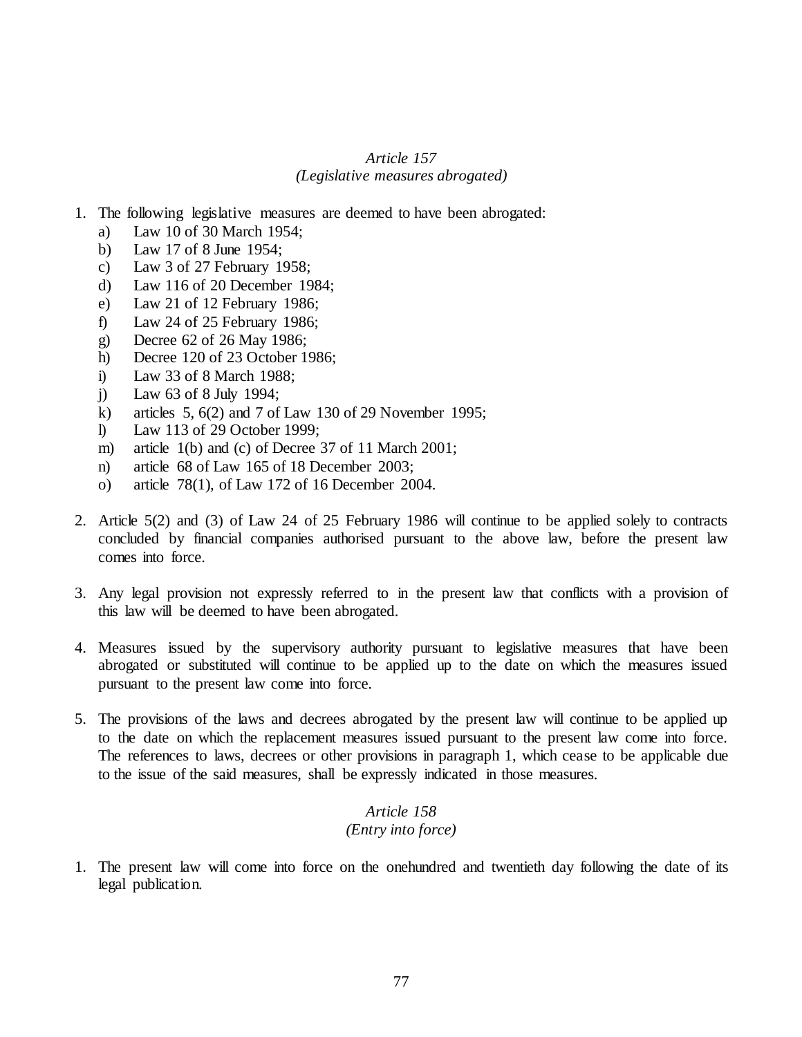*Article 157*
*(Legislative measures abrogated)*

1. The following legislative measures are deemed to have been abrogated:
   a) Law 10 of 30 March 1954;
   b) Law 17 of 8 June 1954;
   c) Law 3 of 27 February 1958;
   d) Law 116 of 20 December 1984;
   e) Law 21 of 12 February 1986;
   f) Law 24 of 25 February 1986;
   g) Decree 62 of 26 May 1986;
   h) Decree 120 of 23 October 1986;
   i) Law 33 of 8 March 1988;
   j) Law 63 of 8 July 1994;
   k) articles 5, 6(2) and 7 of Law 130 of 29 November 1995;
   l) Law 113 of 29 October 1999;
   m) article 1(b) and (c) of Decree 37 of 11 March 2001;
   n) article 68 of Law 165 of 18 December 2003;
   o) article 78(1), of Law 172 of 16 December 2004.

2. Article 5(2) and (3) of Law 24 of 25 February 1986 will continue to be applied solely to contracts concluded by financial companies authorised pursuant to the above law, before the present law comes into force.

3. Any legal provision not expressly referred to in the present law that conflicts with a provision of this law will be deemed to have been abrogated.

4. Measures issued by the supervisory authority pursuant to legislative measures that have been abrogated or substituted will continue to be applied up to the date on which the measures issued pursuant to the present law come into force.

5. The provisions of the laws and decrees abrogated by the present law will continue to be applied up to the date on which the replacement measures issued pursuant to the present law come into force. The references to laws, decrees or other provisions in paragraph 1, which cease to be applicable due to the issue of the said measures, shall be expressly indicated in those measures.

*Article 158*
*(Entry into force)*

1. The present law will come into force on the onehundred and twentieth day following the date of its legal publication.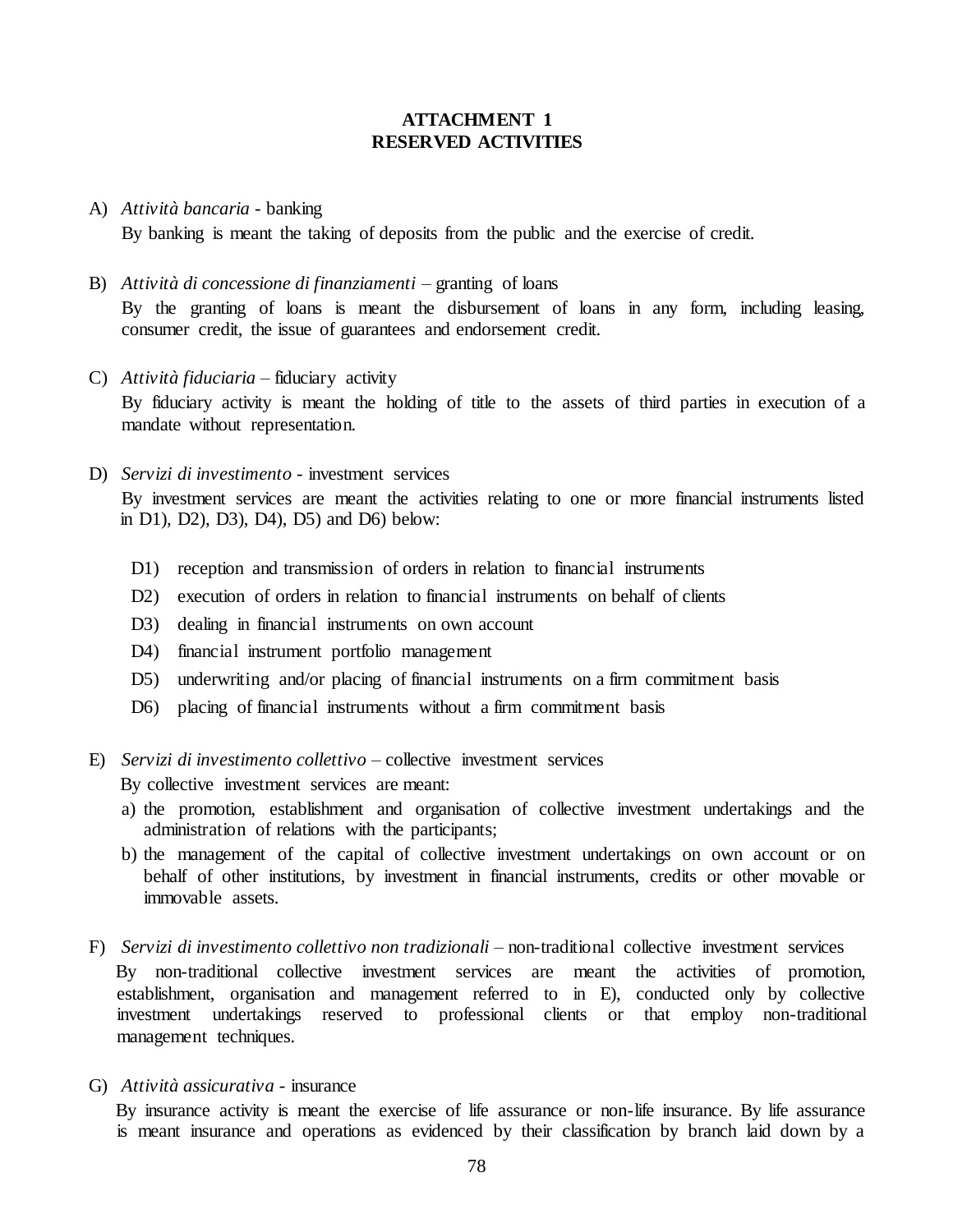## ATTACHMENT 1
## RESERVED ACTIVITIES

A) *Attività bancaria* - banking

By banking is meant the taking of deposits from the public and the exercise of credit.

B) *Attività di concessione di finanziamenti* – granting of loans

By the granting of loans is meant the disbursement of loans in any form, including leasing, consumer credit, the issue of guarantees and endorsement credit.

C) *Attività fiduciaria* – fiduciary activity

By fiduciary activity is meant the holding of title to the assets of third parties in execution of a mandate without representation.

D) *Servizi di investimento* - investment services

By investment services are meant the activities relating to one or more financial instruments listed in D1), D2), D3), D4), D5) and D6) below:

- D1) reception and transmission of orders in relation to financial instruments
- D2) execution of orders in relation to financial instruments on behalf of clients
- D3) dealing in financial instruments on own account
- D4) financial instrument portfolio management
- D5) underwriting and/or placing of financial instruments on a firm commitment basis
- D6) placing of financial instruments without a firm commitment basis

E) *Servizi di investimento collettivo* – collective investment services

By collective investment services are meant:

a) the promotion, establishment and organisation of collective investment undertakings and the administration of relations with the participants;

b) the management of the capital of collective investment undertakings on own account or on behalf of other institutions, by investment in financial instruments, credits or other movable or immovable assets.

F) *Servizi di investimento collettivo non tradizionali* – non-traditional collective investment services

By non-traditional collective investment services are meant the activities of promotion, establishment, organisation and management referred to in E), conducted only by collective investment undertakings reserved to professional clients or that employ non-traditional management techniques.

G) *Attività assicurativa* - insurance

By insurance activity is meant the exercise of life assurance or non-life insurance. By life assurance is meant insurance and operations as evidenced by their classification by branch laid down by a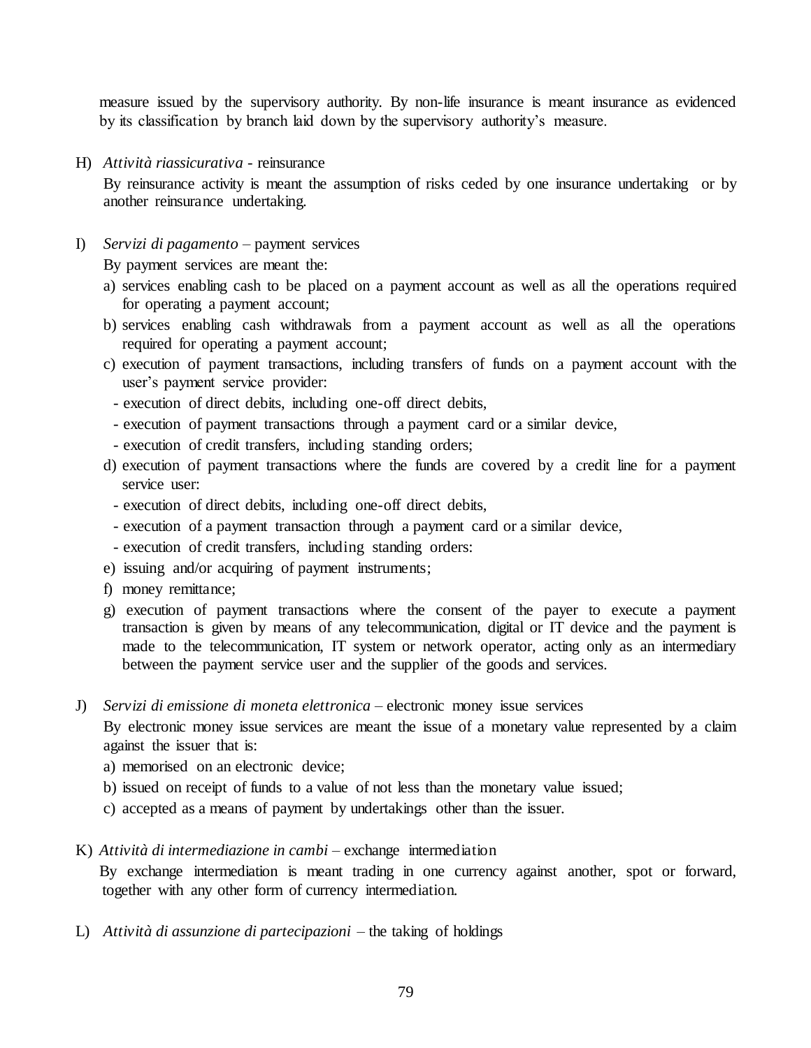measure issued by the supervisory authority. By non-life insurance is meant insurance as evidenced by its classification by branch laid down by the supervisory authority's measure.

H) *Attività riassicurativa* - reinsurance

By reinsurance activity is meant the assumption of risks ceded by one insurance undertaking or by another reinsurance undertaking.

I) *Servizi di pagamento* – payment services

By payment services are meant the:

a) services enabling cash to be placed on a payment account as well as all the operations required for operating a payment account;
b) services enabling cash withdrawals from a payment account as well as all the operations required for operating a payment account;
c) execution of payment transactions, including transfers of funds on a payment account with the user's payment service provider:
   - execution of direct debits, including one-off direct debits,
   - execution of payment transactions through a payment card or a similar device,
   - execution of credit transfers, including standing orders;
d) execution of payment transactions where the funds are covered by a credit line for a payment service user:
   - execution of direct debits, including one-off direct debits,
   - execution of a payment transaction through a payment card or a similar device,
   - execution of credit transfers, including standing orders:
e) issuing and/or acquiring of payment instruments;
f) money remittance;
g) execution of payment transactions where the consent of the payer to execute a payment transaction is given by means of any telecommunication, digital or IT device and the payment is made to the telecommunication, IT system or network operator, acting only as an intermediary between the payment service user and the supplier of the goods and services.

J) *Servizi di emissione di moneta elettronica* – electronic money issue services

By electronic money issue services are meant the issue of a monetary value represented by a claim against the issuer that is:

a) memorised on an electronic device;
b) issued on receipt of funds to a value of not less than the monetary value issued;
c) accepted as a means of payment by undertakings other than the issuer.

K) *Attività di intermediazione in cambi* – exchange intermediation

By exchange intermediation is meant trading in one currency against another, spot or forward, together with any other form of currency intermediation.

L) *Attività di assunzione di partecipazioni* – the taking of holdings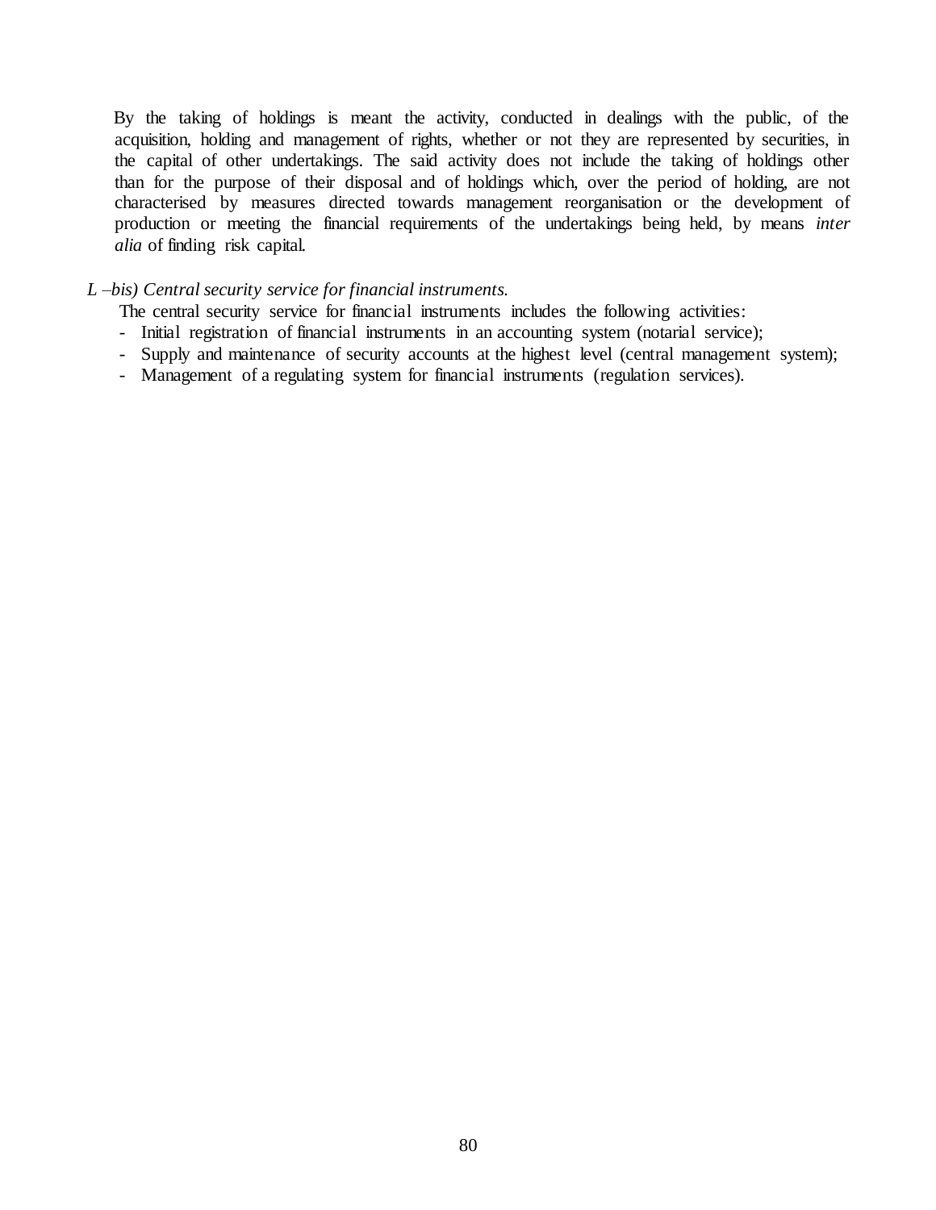By the taking of holdings is meant the activity, conducted in dealings with the public, of the acquisition, holding and management of rights, whether or not they are represented by securities, in the capital of other undertakings. The said activity does not include the taking of holdings other than for the purpose of their disposal and of holdings which, over the period of holding, are not characterised by measures directed towards management reorganisation or the development of production or meeting the financial requirements of the undertakings being held, by means *inter alia* of finding risk capital.

*L –bis) Central security service for financial instruments.*

The central security service for financial instruments includes the following activities:

- Initial registration of financial instruments in an accounting system (notarial service);
- Supply and maintenance of security accounts at the highest level (central management system);
- Management of a regulating system for financial instruments (regulation services).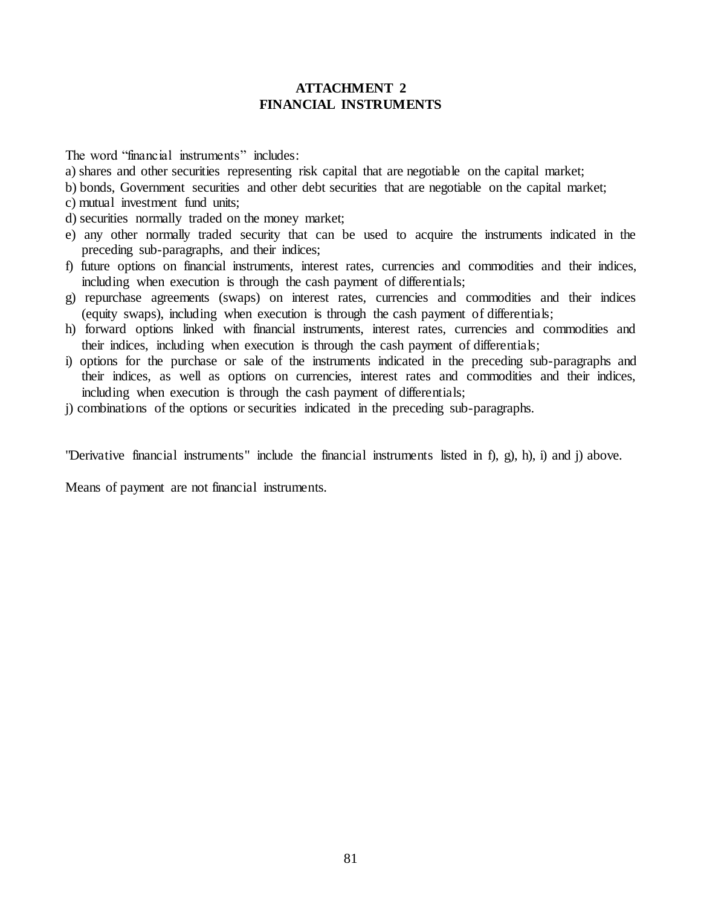# ATTACHMENT 2
# FINANCIAL INSTRUMENTS

The word "financial instruments" includes:

a) shares and other securities representing risk capital that are negotiable on the capital market;

b) bonds, Government securities and other debt securities that are negotiable on the capital market;

c) mutual investment fund units;

d) securities normally traded on the money market;

e) any other normally traded security that can be used to acquire the instruments indicated in the preceding sub-paragraphs, and their indices;

f) future options on financial instruments, interest rates, currencies and commodities and their indices, including when execution is through the cash payment of differentials;

g) repurchase agreements (swaps) on interest rates, currencies and commodities and their indices (equity swaps), including when execution is through the cash payment of differentials;

h) forward options linked with financial instruments, interest rates, currencies and commodities and their indices, including when execution is through the cash payment of differentials;

i) options for the purchase or sale of the instruments indicated in the preceding sub-paragraphs and their indices, as well as options on currencies, interest rates and commodities and their indices, including when execution is through the cash payment of differentials;

j) combinations of the options or securities indicated in the preceding sub-paragraphs.

"Derivative financial instruments" include the financial instruments listed in f), g), h), i) and j) above.

Means of payment are not financial instruments.